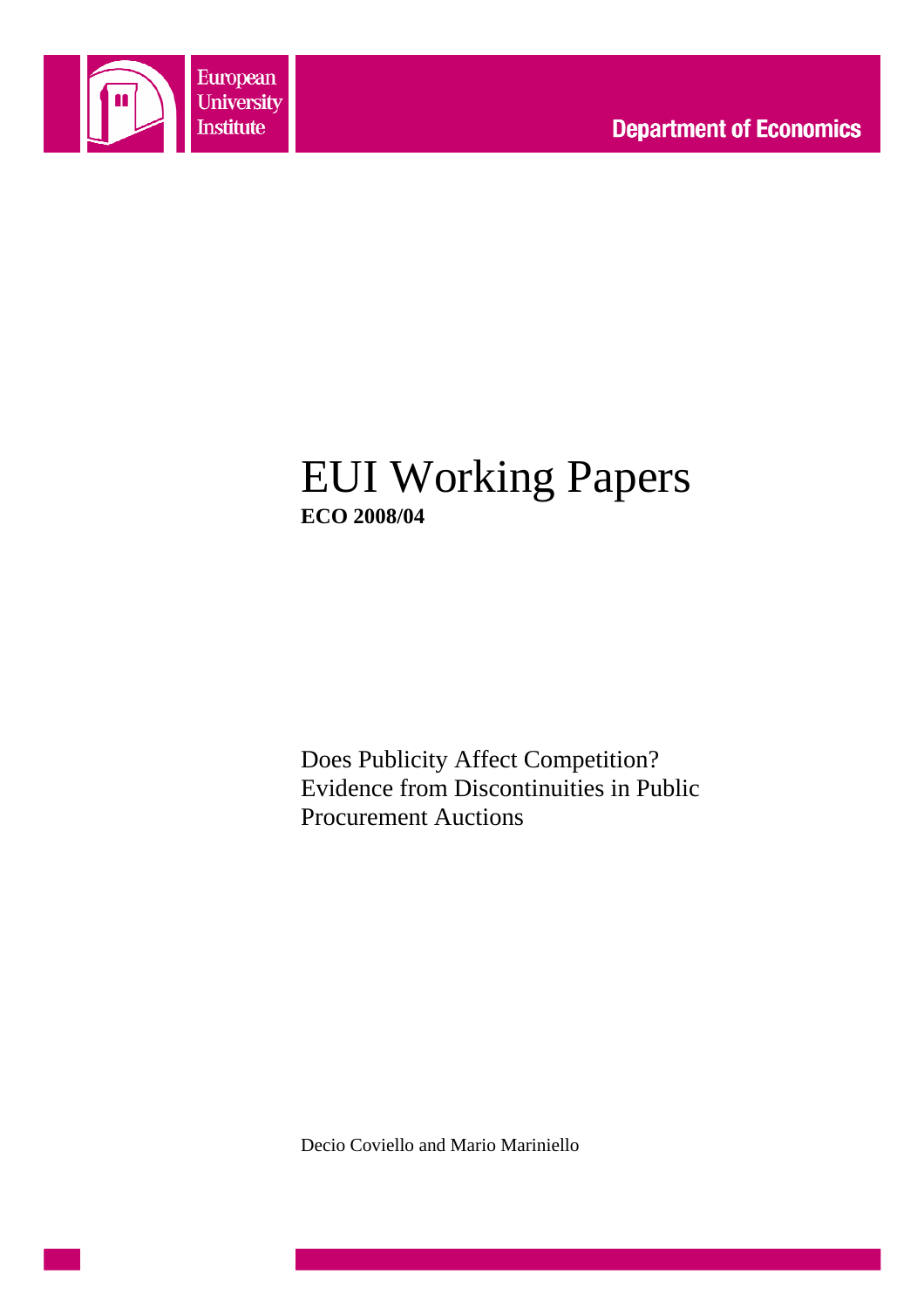European University Institute

Department of Economics

# EUI Working Papers

**ECO 2008/04**

Does Publicity Affect Competition? Evidence from Discontinuities in Public Procurement Auctions

Decio Coviello and Mario Mariniello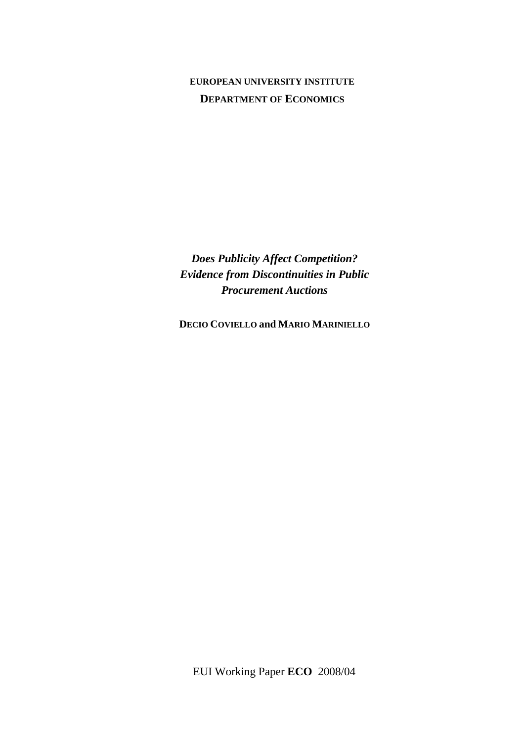**EUROPEAN UNIVERSITY INSTITUTE**

**DEPARTMENT OF ECONOMICS**

# *Does Publicity Affect Competition? Evidence from Discontinuities in Public Procurement Auctions*

**DECIO COVIELLO and MARIO MARINIELLO**

EUI Working Paper **ECO** 2008/04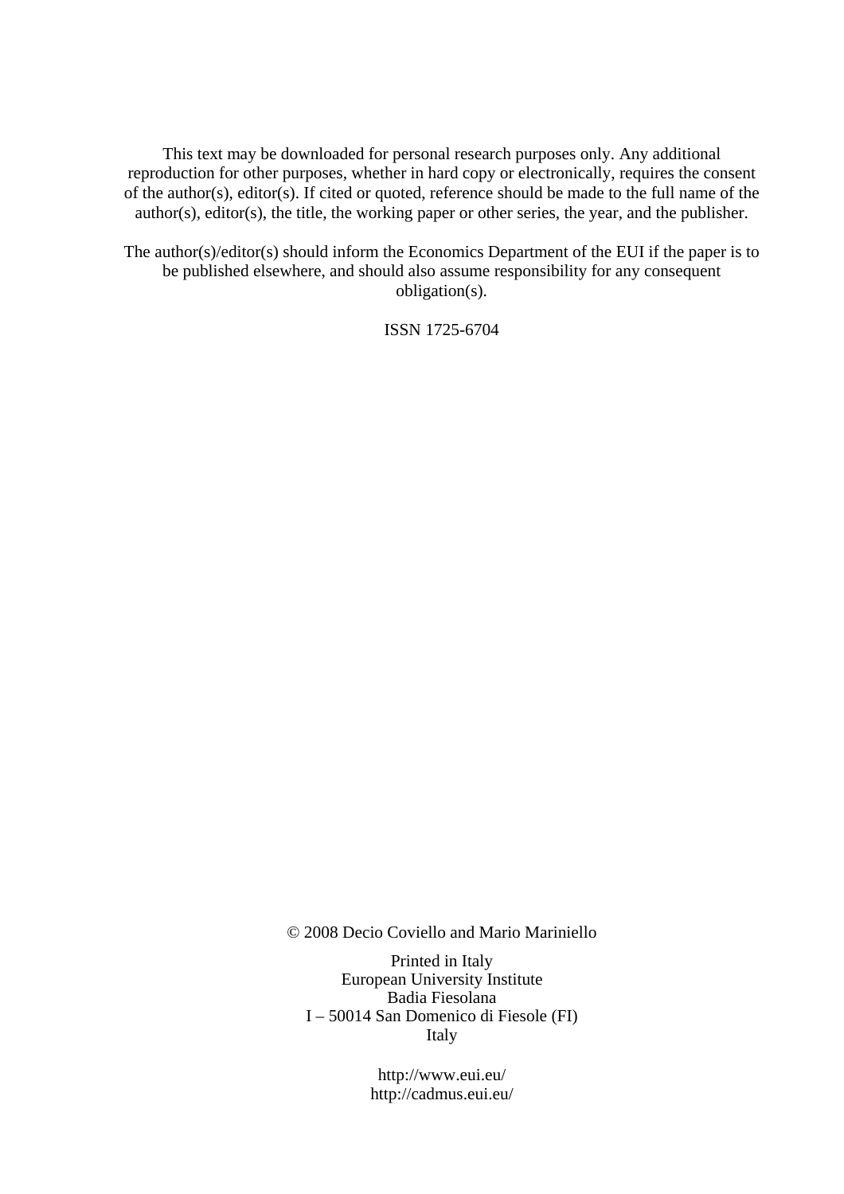This text may be downloaded for personal research purposes only. Any additional reproduction for other purposes, whether in hard copy or electronically, requires the consent of the author(s), editor(s). If cited or quoted, reference should be made to the full name of the author(s), editor(s), the title, the working paper or other series, the year, and the publisher.

The author(s)/editor(s) should inform the Economics Department of the EUI if the paper is to be published elsewhere, and should also assume responsibility for any consequent obligation(s).

ISSN 1725-6704

© 2008 Decio Coviello and Mario Mariniello

Printed in Italy
European University Institute
Badia Fiesolana
I – 50014 San Domenico di Fiesole (FI)
Italy

http://www.eui.eu/
http://cadmus.eui.eu/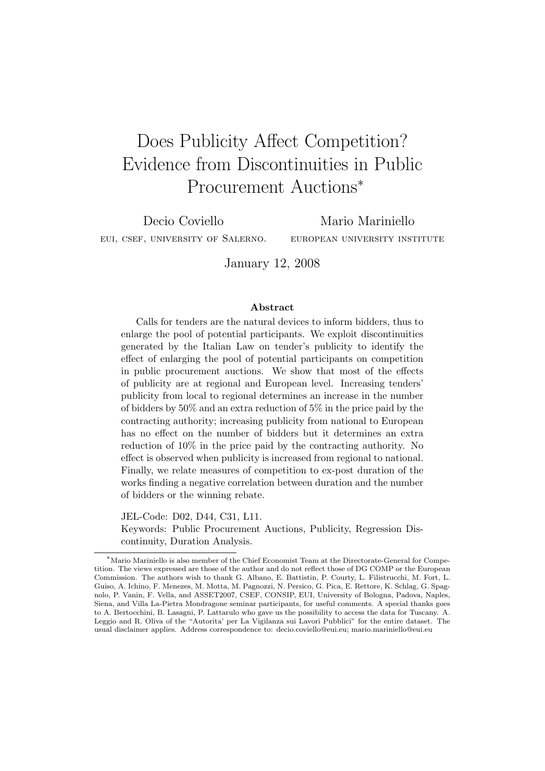# Does Publicity Affect Competition? Evidence from Discontinuities in Public Procurement Auctions*

Decio Coviello
EUI, CSEF, UNIVERSITY OF SALERNO.

Mario Mariniello
EUROPEAN UNIVERSITY INSTITUTE

January 12, 2008

**Abstract**

Calls for tenders are the natural devices to inform bidders, thus to enlarge the pool of potential participants. We exploit discontinuities generated by the Italian Law on tender's publicity to identify the effect of enlarging the pool of potential participants on competition in public procurement auctions. We show that most of the effects of publicity are at regional and European level. Increasing tenders' publicity from local to regional determines an increase in the number of bidders by 50% and an extra reduction of 5% in the price paid by the contracting authority; increasing publicity from national to European has no effect on the number of bidders but it determines an extra reduction of 10% in the price paid by the contracting authority. No effect is observed when publicity is increased from regional to national. Finally, we relate measures of competition to ex-post duration of the works finding a negative correlation between duration and the number of bidders or the winning rebate.

JEL-Code: D02, D44, C31, L11.
Keywords: Public Procurement Auctions, Publicity, Regression Discontinuity, Duration Analysis.

---

*Mario Mariniello is also member of the Chief Economist Team at the Directorate-General for Competition. The views expressed are those of the author and do not reflect those of DG COMP or the European Commission. The authors wish to thank G. Albano, E. Battistin, P. Courty, L. Filistrucchi, M. Fort, L. Guiso, A. Ichino, F. Menezes, M. Motta, M. Pagnozzi, N. Persico, G. Pica, E. Rettore, K. Schlag, G. Spagnolo, P. Vanin, F. Vella, and ASSET2007, CSEF, CONSIP, EUI, University of Bologna, Padova, Naples, Siena, and Villa La-Pietra Mondragone seminar participants, for useful comments. A special thanks goes to A. Bertocchini, B. Lasagni, P. Lattarulo who gave us the possibility to access the data for Tuscany. A. Leggio and R. Oliva of the "Autorita' per La Vigilanza sui Lavori Pubblici" for the entire dataset. The usual disclaimer applies. Address correspondence to: decio.coviello@eui.eu; mario.mariniello@eui.eu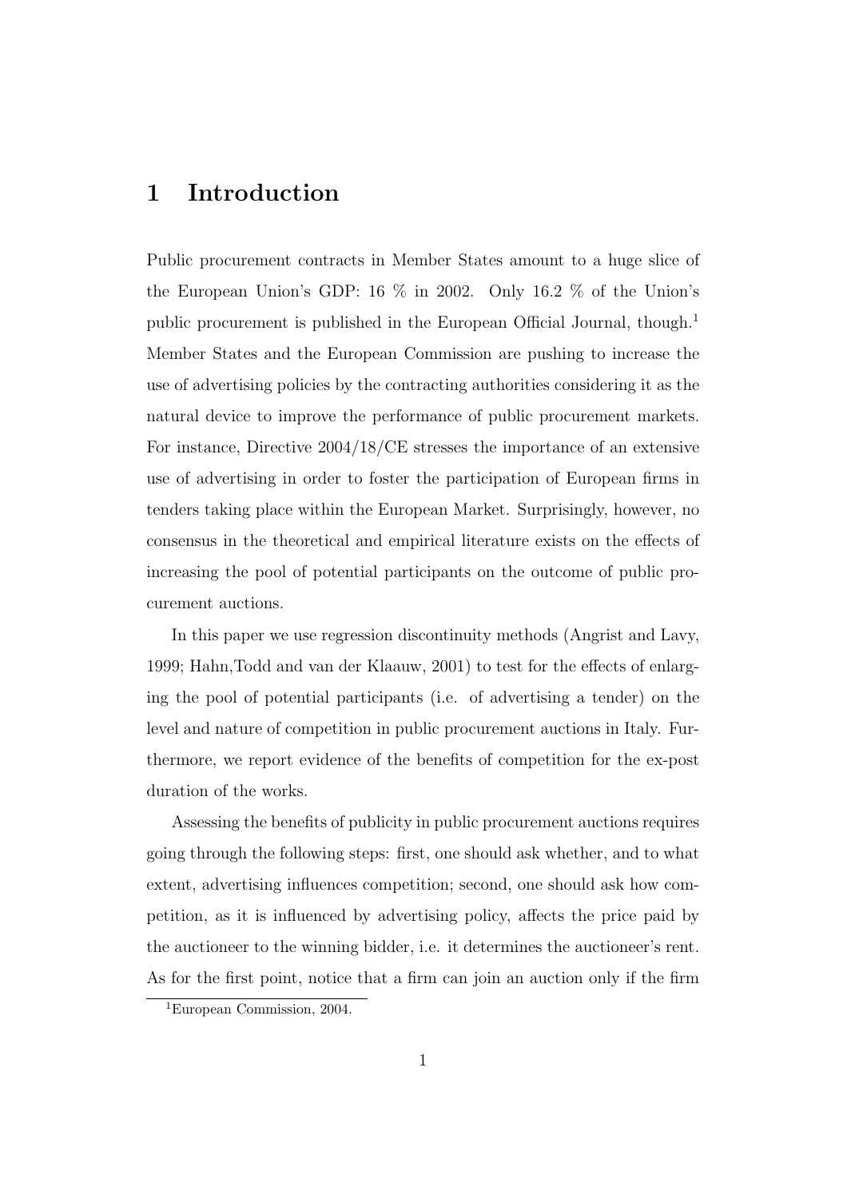# 1 Introduction

Public procurement contracts in Member States amount to a huge slice of the European Union's GDP: 16 % in 2002. Only 16.2 % of the Union's public procurement is published in the European Official Journal, though.[1] Member States and the European Commission are pushing to increase the use of advertising policies by the contracting authorities considering it as the natural device to improve the performance of public procurement markets. For instance, Directive 2004/18/CE stresses the importance of an extensive use of advertising in order to foster the participation of European firms in tenders taking place within the European Market. Surprisingly, however, no consensus in the theoretical and empirical literature exists on the effects of increasing the pool of potential participants on the outcome of public procurement auctions.

In this paper we use regression discontinuity methods (Angrist and Lavy, 1999; Hahn,Todd and van der Klaauw, 2001) to test for the effects of enlarging the pool of potential participants (i.e. of advertising a tender) on the level and nature of competition in public procurement auctions in Italy. Furthermore, we report evidence of the benefits of competition for the ex-post duration of the works.

Assessing the benefits of publicity in public procurement auctions requires going through the following steps: first, one should ask whether, and to what extent, advertising influences competition; second, one should ask how competition, as it is influenced by advertising policy, affects the price paid by the auctioneer to the winning bidder, i.e. it determines the auctioneer's rent. As for the first point, notice that a firm can join an auction only if the firm

[1] European Commission, 2004.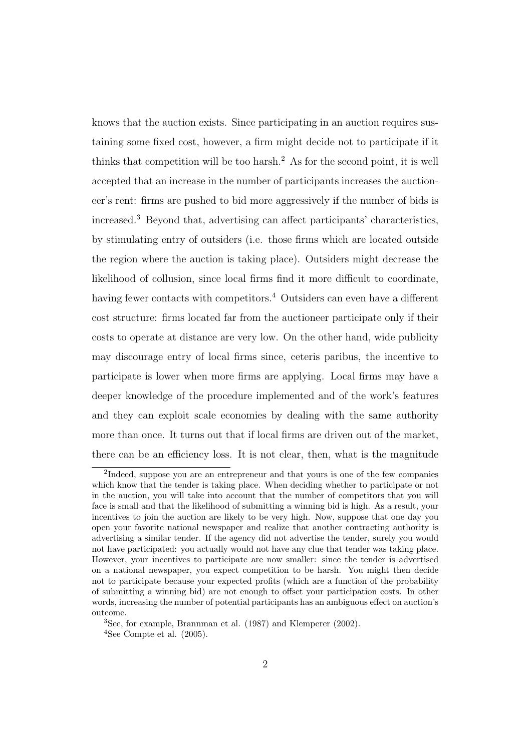knows that the auction exists. Since participating in an auction requires sustaining some fixed cost, however, a firm might decide not to participate if it thinks that competition will be too harsh.[2] As for the second point, it is well accepted that an increase in the number of participants increases the auctioneer's rent: firms are pushed to bid more aggressively if the number of bids is increased.[3] Beyond that, advertising can affect participants' characteristics, by stimulating entry of outsiders (i.e. those firms which are located outside the region where the auction is taking place). Outsiders might decrease the likelihood of collusion, since local firms find it more difficult to coordinate, having fewer contacts with competitors.[4] Outsiders can even have a different cost structure: firms located far from the auctioneer participate only if their costs to operate at distance are very low. On the other hand, wide publicity may discourage entry of local firms since, ceteris paribus, the incentive to participate is lower when more firms are applying. Local firms may have a deeper knowledge of the procedure implemented and of the work's features and they can exploit scale economies by dealing with the same authority more than once. It turns out that if local firms are driven out of the market, there can be an efficiency loss. It is not clear, then, what is the magnitude

---

[2] Indeed, suppose you are an entrepreneur and that yours is one of the few companies which know that the tender is taking place. When deciding whether to participate or not in the auction, you will take into account that the number of competitors that you will face is small and that the likelihood of submitting a winning bid is high. As a result, your incentives to join the auction are likely to be very high. Now, suppose that one day you open your favorite national newspaper and realize that another contracting authority is advertising a similar tender. If the agency did not advertise the tender, surely you would not have participated: you actually would not have any clue that tender was taking place. However, your incentives to participate are now smaller: since the tender is advertised on a national newspaper, you expect competition to be harsh. You might then decide not to participate because your expected profits (which are a function of the probability of submitting a winning bid) are not enough to offset your participation costs. In other words, increasing the number of potential participants has an ambiguous effect on auction's outcome.

[3] See, for example, Brannman et al. (1987) and Klemperer (2002).

[4] See Compte et al. (2005).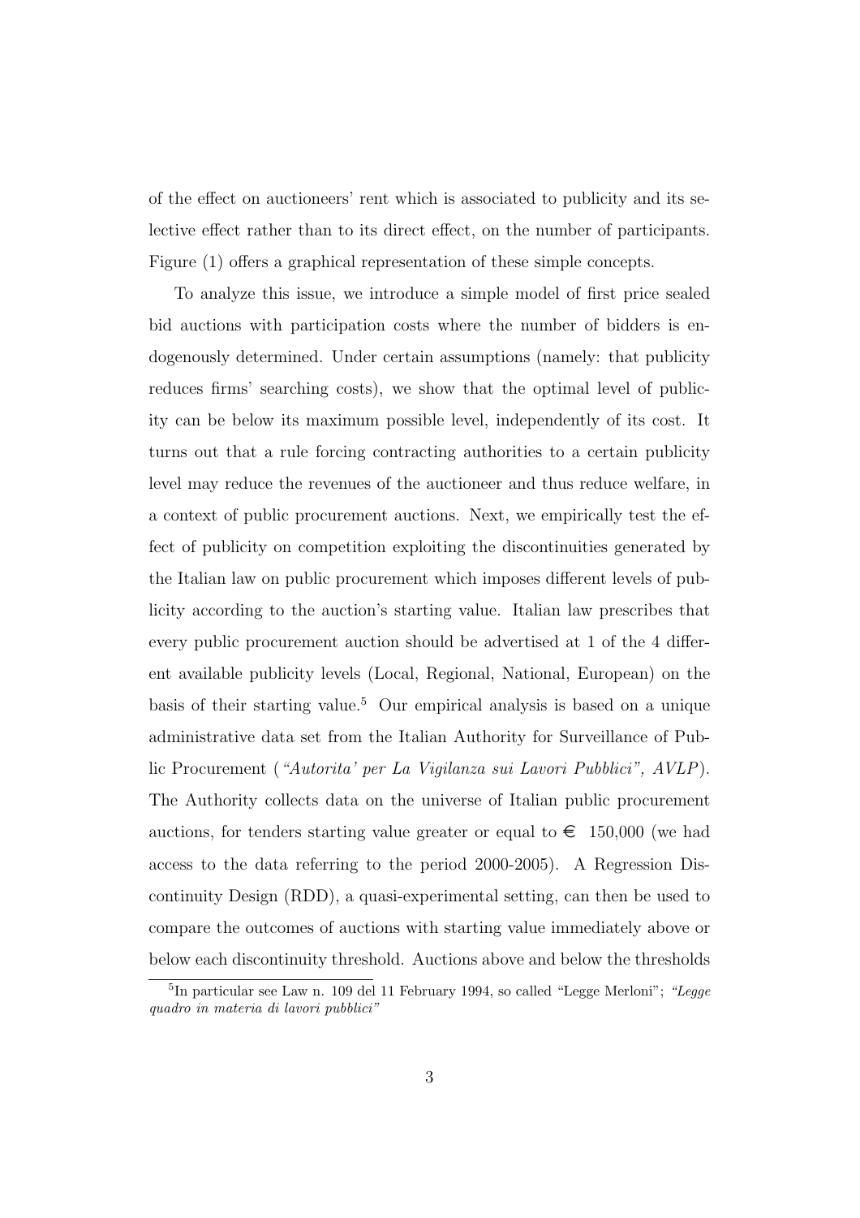of the effect on auctioneers' rent which is associated to publicity and its selective effect rather than to its direct effect, on the number of participants. Figure (1) offers a graphical representation of these simple concepts.

To analyze this issue, we introduce a simple model of first price sealed bid auctions with participation costs where the number of bidders is endogenously determined. Under certain assumptions (namely: that publicity reduces firms' searching costs), we show that the optimal level of publicity can be below its maximum possible level, independently of its cost. It turns out that a rule forcing contracting authorities to a certain publicity level may reduce the revenues of the auctioneer and thus reduce welfare, in a context of public procurement auctions. Next, we empirically test the effect of publicity on competition exploiting the discontinuities generated by the Italian law on public procurement which imposes different levels of publicity according to the auction's starting value. Italian law prescribes that every public procurement auction should be advertised at 1 of the 4 different available publicity levels (Local, Regional, National, European) on the basis of their starting value.[5] Our empirical analysis is based on a unique administrative data set from the Italian Authority for Surveillance of Public Procurement (*"Autorita' per La Vigilanza sui Lavori Pubblici", AVLP*). The Authority collects data on the universe of Italian public procurement auctions, for tenders starting value greater or equal to € 150,000 (we had access to the data referring to the period 2000-2005). A Regression Discontinuity Design (RDD), a quasi-experimental setting, can then be used to compare the outcomes of auctions with starting value immediately above or below each discontinuity threshold. Auctions above and below the thresholds

[5] In particular see Law n. 109 del 11 February 1994, so called "Legge Merloni"; *"Legge quadro in materia di lavori pubblici"*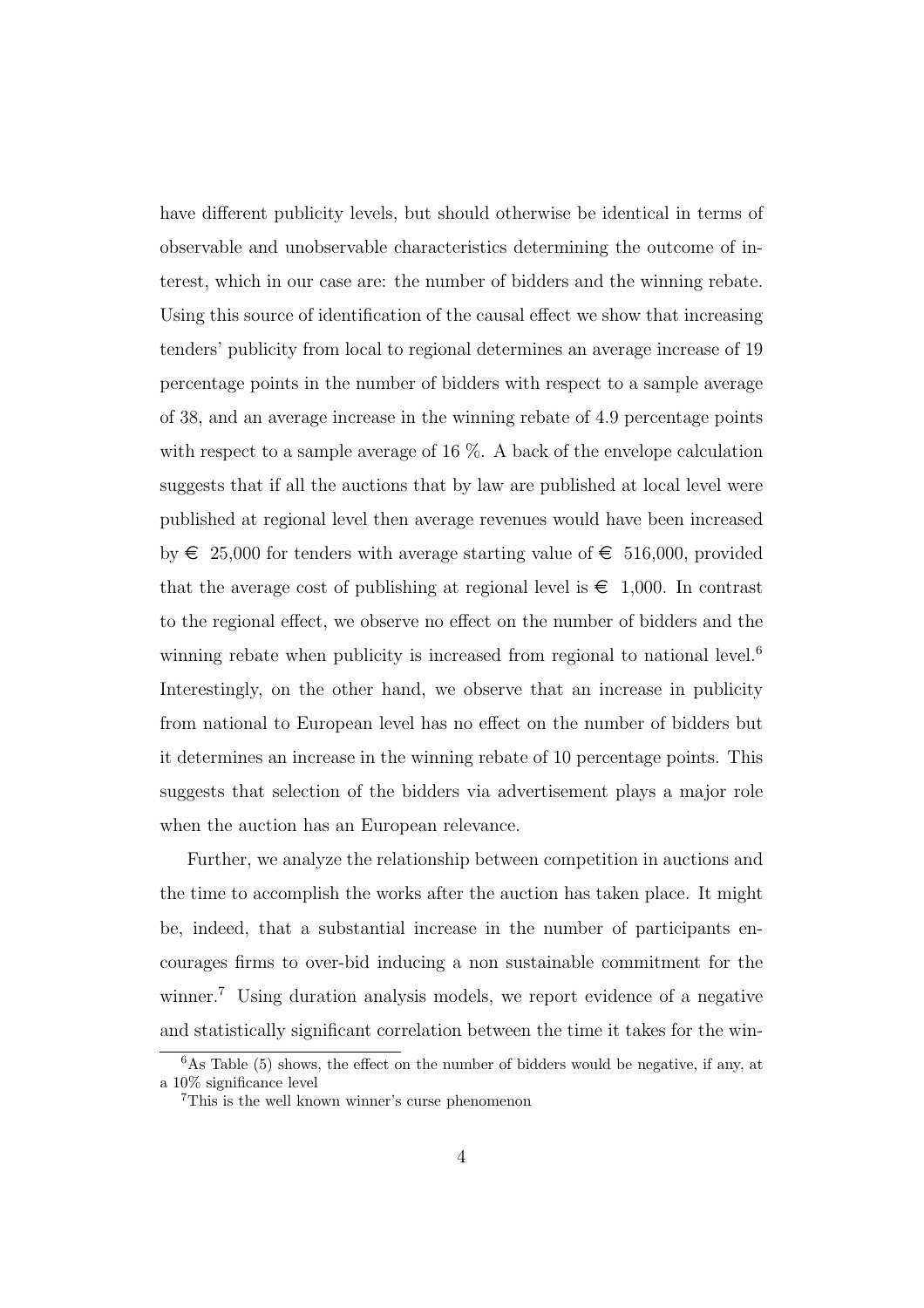have different publicity levels, but should otherwise be identical in terms of observable and unobservable characteristics determining the outcome of interest, which in our case are: the number of bidders and the winning rebate. Using this source of identification of the causal effect we show that increasing tenders' publicity from local to regional determines an average increase of 19 percentage points in the number of bidders with respect to a sample average of 38, and an average increase in the winning rebate of 4.9 percentage points with respect to a sample average of 16 %. A back of the envelope calculation suggests that if all the auctions that by law are published at local level were published at regional level then average revenues would have been increased by € 25,000 for tenders with average starting value of € 516,000, provided that the average cost of publishing at regional level is € 1,000. In contrast to the regional effect, we observe no effect on the number of bidders and the winning rebate when publicity is increased from regional to national level.[6] Interestingly, on the other hand, we observe that an increase in publicity from national to European level has no effect on the number of bidders but it determines an increase in the winning rebate of 10 percentage points. This suggests that selection of the bidders via advertisement plays a major role when the auction has an European relevance.

Further, we analyze the relationship between competition in auctions and the time to accomplish the works after the auction has taken place. It might be, indeed, that a substantial increase in the number of participants encourages firms to over-bid inducing a non sustainable commitment for the winner.[7] Using duration analysis models, we report evidence of a negative and statistically significant correlation between the time it takes for the win-

[6] As Table (5) shows, the effect on the number of bidders would be negative, if any, at a 10% significance level

[7] This is the well known winner's curse phenomenon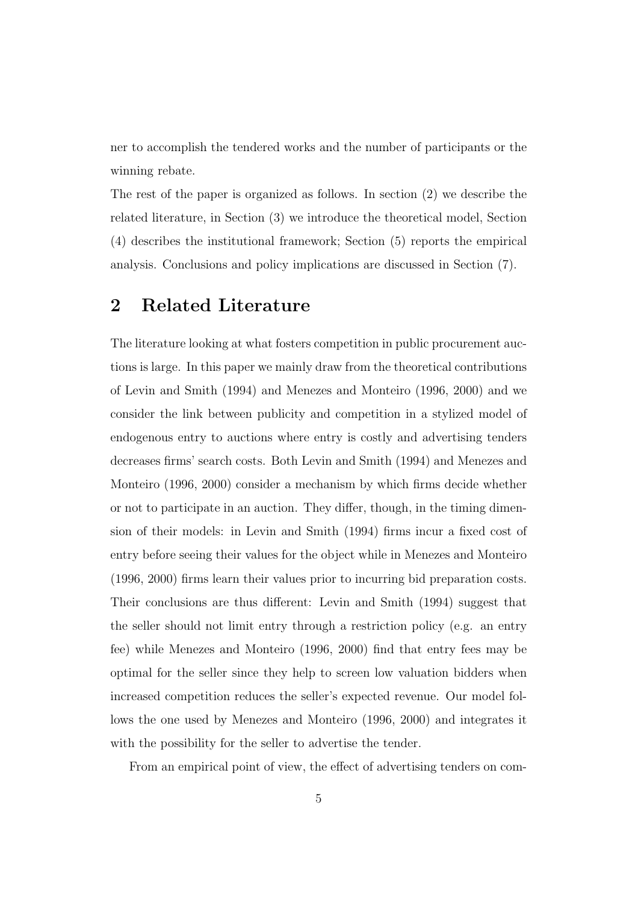ner to accomplish the tendered works and the number of participants or the winning rebate.

The rest of the paper is organized as follows. In section (2) we describe the related literature, in Section (3) we introduce the theoretical model, Section (4) describes the institutional framework; Section (5) reports the empirical analysis. Conclusions and policy implications are discussed in Section (7).

## 2 Related Literature

The literature looking at what fosters competition in public procurement auctions is large. In this paper we mainly draw from the theoretical contributions of Levin and Smith (1994) and Menezes and Monteiro (1996, 2000) and we consider the link between publicity and competition in a stylized model of endogenous entry to auctions where entry is costly and advertising tenders decreases firms' search costs. Both Levin and Smith (1994) and Menezes and Monteiro (1996, 2000) consider a mechanism by which firms decide whether or not to participate in an auction. They differ, though, in the timing dimension of their models: in Levin and Smith (1994) firms incur a fixed cost of entry before seeing their values for the object while in Menezes and Monteiro (1996, 2000) firms learn their values prior to incurring bid preparation costs. Their conclusions are thus different: Levin and Smith (1994) suggest that the seller should not limit entry through a restriction policy (e.g. an entry fee) while Menezes and Monteiro (1996, 2000) find that entry fees may be optimal for the seller since they help to screen low valuation bidders when increased competition reduces the seller's expected revenue. Our model follows the one used by Menezes and Monteiro (1996, 2000) and integrates it with the possibility for the seller to advertise the tender.

From an empirical point of view, the effect of advertising tenders on com-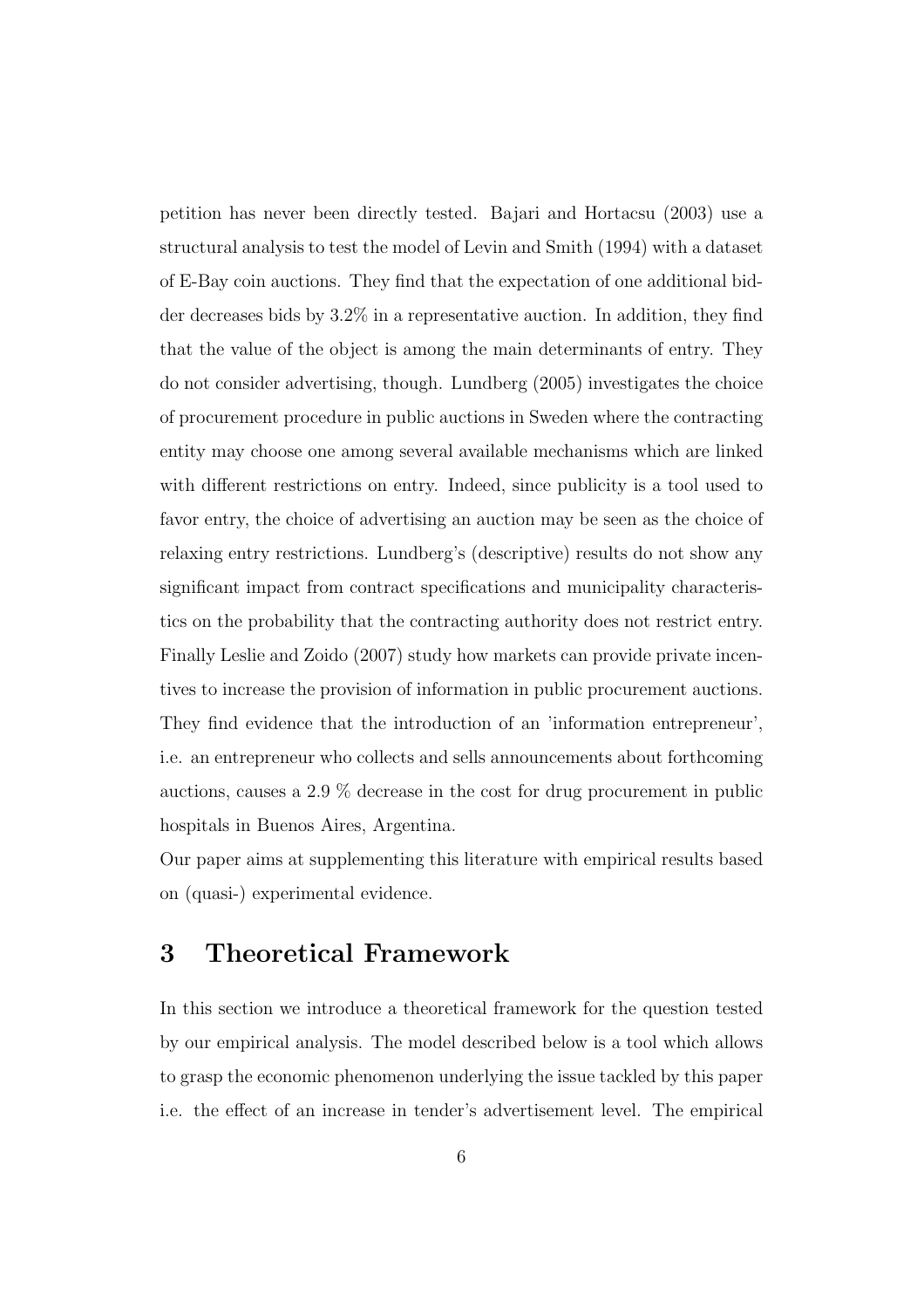petition has never been directly tested. Bajari and Hortacsu (2003) use a structural analysis to test the model of Levin and Smith (1994) with a dataset of E-Bay coin auctions. They find that the expectation of one additional bidder decreases bids by 3.2% in a representative auction. In addition, they find that the value of the object is among the main determinants of entry. They do not consider advertising, though. Lundberg (2005) investigates the choice of procurement procedure in public auctions in Sweden where the contracting entity may choose one among several available mechanisms which are linked with different restrictions on entry. Indeed, since publicity is a tool used to favor entry, the choice of advertising an auction may be seen as the choice of relaxing entry restrictions. Lundberg's (descriptive) results do not show any significant impact from contract specifications and municipality characteristics on the probability that the contracting authority does not restrict entry. Finally Leslie and Zoido (2007) study how markets can provide private incentives to increase the provision of information in public procurement auctions. They find evidence that the introduction of an 'information entrepreneur', i.e. an entrepreneur who collects and sells announcements about forthcoming auctions, causes a 2.9 % decrease in the cost for drug procurement in public hospitals in Buenos Aires, Argentina.

Our paper aims at supplementing this literature with empirical results based on (quasi-) experimental evidence.

# 3 Theoretical Framework

In this section we introduce a theoretical framework for the question tested by our empirical analysis. The model described below is a tool which allows to grasp the economic phenomenon underlying the issue tackled by this paper i.e. the effect of an increase in tender's advertisement level. The empirical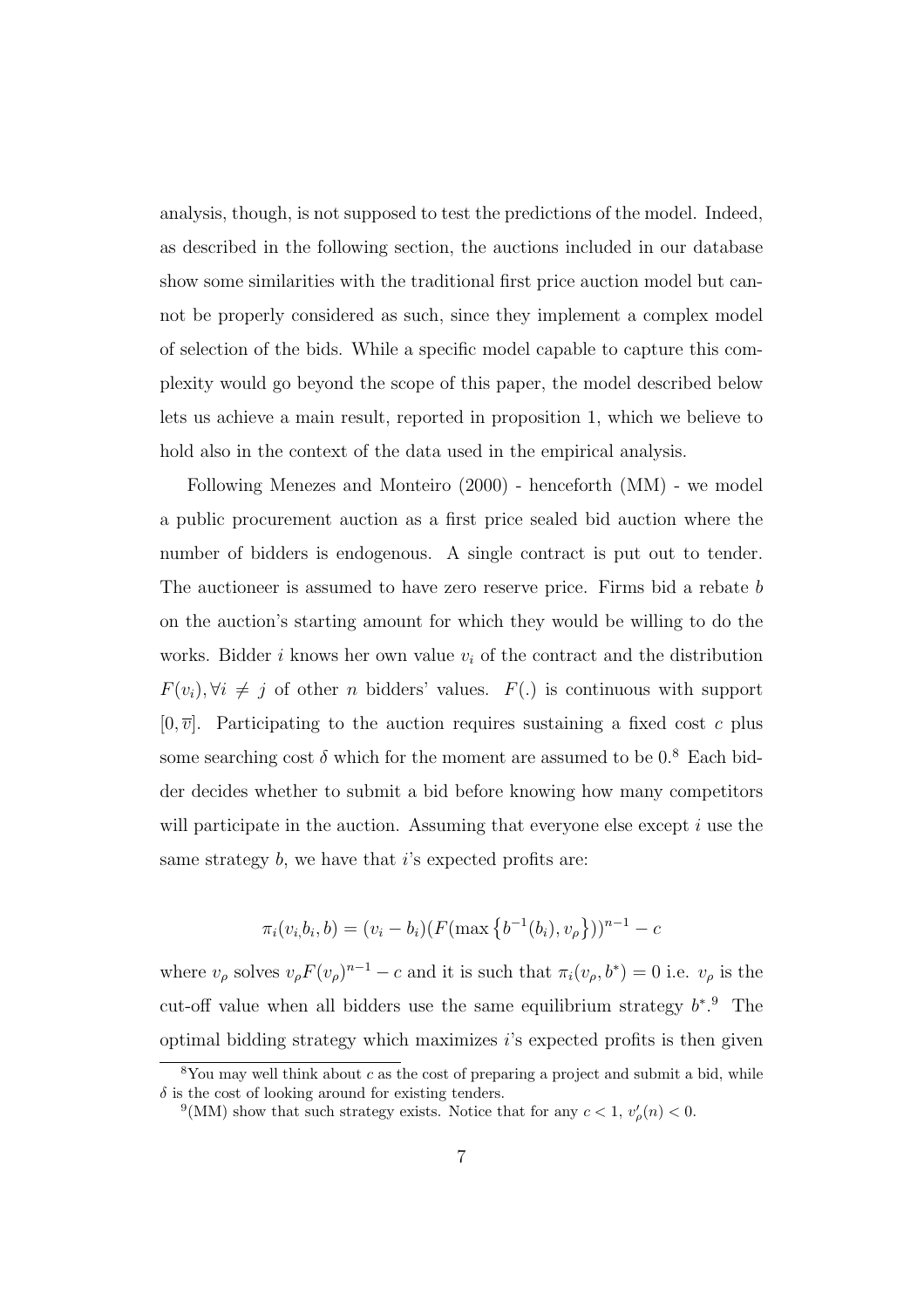analysis, though, is not supposed to test the predictions of the model. Indeed, as described in the following section, the auctions included in our database show some similarities with the traditional first price auction model but cannot be properly considered as such, since they implement a complex model of selection of the bids. While a specific model capable to capture this complexity would go beyond the scope of this paper, the model described below lets us achieve a main result, reported in proposition 1, which we believe to hold also in the context of the data used in the empirical analysis.

Following Menezes and Monteiro (2000) - henceforth (MM) - we model a public procurement auction as a first price sealed bid auction where the number of bidders is endogenous. A single contract is put out to tender. The auctioneer is assumed to have zero reserve price. Firms bid a rebate $b$ on the auction's starting amount for which they would be willing to do the works. Bidder $i$ knows her own value $v_i$ of the contract and the distribution $F(v_i), \forall i \neq j$ of other $n$ bidders' values. $F(.)$ is continuous with support $[0, \overline{v}]$. Participating to the auction requires sustaining a fixed cost $c$ plus some searching cost $\delta$ which for the moment are assumed to be 0.[8] Each bidder decides whether to submit a bid before knowing how many competitors will participate in the auction. Assuming that everyone else except $i$ use the same strategy $b$, we have that $i$'s expected profits are:

$$\pi_i(v_i, b_i, b) = (v_i - b_i)(F(\max\left\{b^{-1}(b_i), v_\rho\right\}))^{n-1} - c$$

where $v_\rho$ solves $v_\rho F(v_\rho)^{n-1} - c$ and it is such that $\pi_i(v_\rho, b^*) = 0$ i.e. $v_\rho$ is the cut-off value when all bidders use the same equilibrium strategy $b^*$.[9] The optimal bidding strategy which maximizes $i$'s expected profits is then given

[8] You may well think about $c$ as the cost of preparing a project and submit a bid, while $\delta$ is the cost of looking around for existing tenders.

[9] (MM) show that such strategy exists. Notice that for any $c < 1$, $v'_\rho(n) < 0$.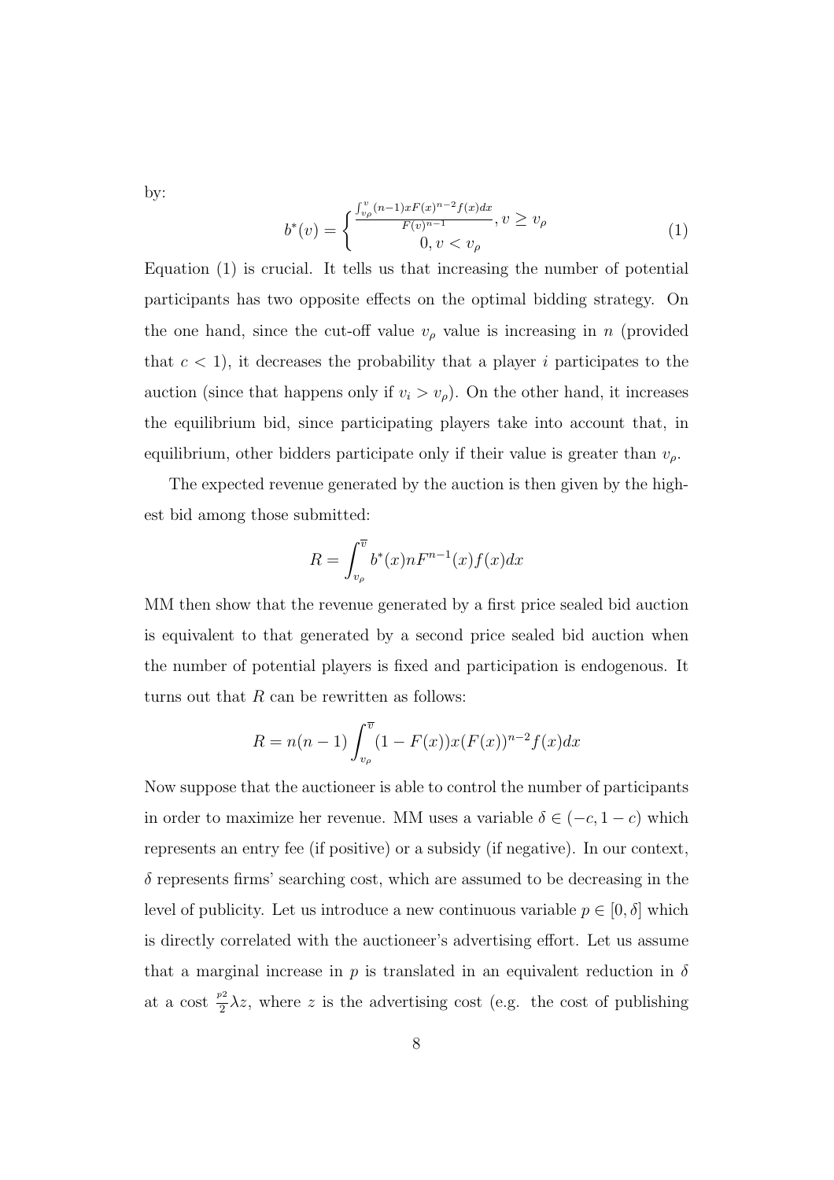by:

$$b^*(v) = \begin{cases} \frac{\int_{v_\rho}^{v} (n-1)xF(x)^{n-2}f(x)dx}{F(v)^{n-1}}, v \geq v_\rho \\ 0, v < v_\rho \end{cases} \tag{1}$$

Equation (1) is crucial. It tells us that increasing the number of potential participants has two opposite effects on the optimal bidding strategy. On the one hand, since the cut-off value $v_\rho$ value is increasing in $n$ (provided that $c < 1$), it decreases the probability that a player $i$ participates to the auction (since that happens only if $v_i > v_\rho$). On the other hand, it increases the equilibrium bid, since participating players take into account that, in equilibrium, other bidders participate only if their value is greater than $v_\rho$.

The expected revenue generated by the auction is then given by the highest bid among those submitted:

$$R = \int_{v_\rho}^{\overline{v}} b^*(x)nF^{n-1}(x)f(x)dx$$

MM then show that the revenue generated by a first price sealed bid auction is equivalent to that generated by a second price sealed bid auction when the number of potential players is fixed and participation is endogenous. It turns out that $R$ can be rewritten as follows:

$$R = n(n-1)\int_{v_\rho}^{\overline{v}} (1 - F(x))x(F(x))^{n-2}f(x)dx$$

Now suppose that the auctioneer is able to control the number of participants in order to maximize her revenue. MM uses a variable $\delta \in (-c, 1-c)$ which represents an entry fee (if positive) or a subsidy (if negative). In our context, $\delta$ represents firms' searching cost, which are assumed to be decreasing in the level of publicity. Let us introduce a new continuous variable $p \in [0, \delta]$ which is directly correlated with the auctioneer's advertising effort. Let us assume that a marginal increase in $p$ is translated in an equivalent reduction in $\delta$ at a cost $\frac{p2}{2}\lambda z$, where $z$ is the advertising cost (e.g. the cost of publishing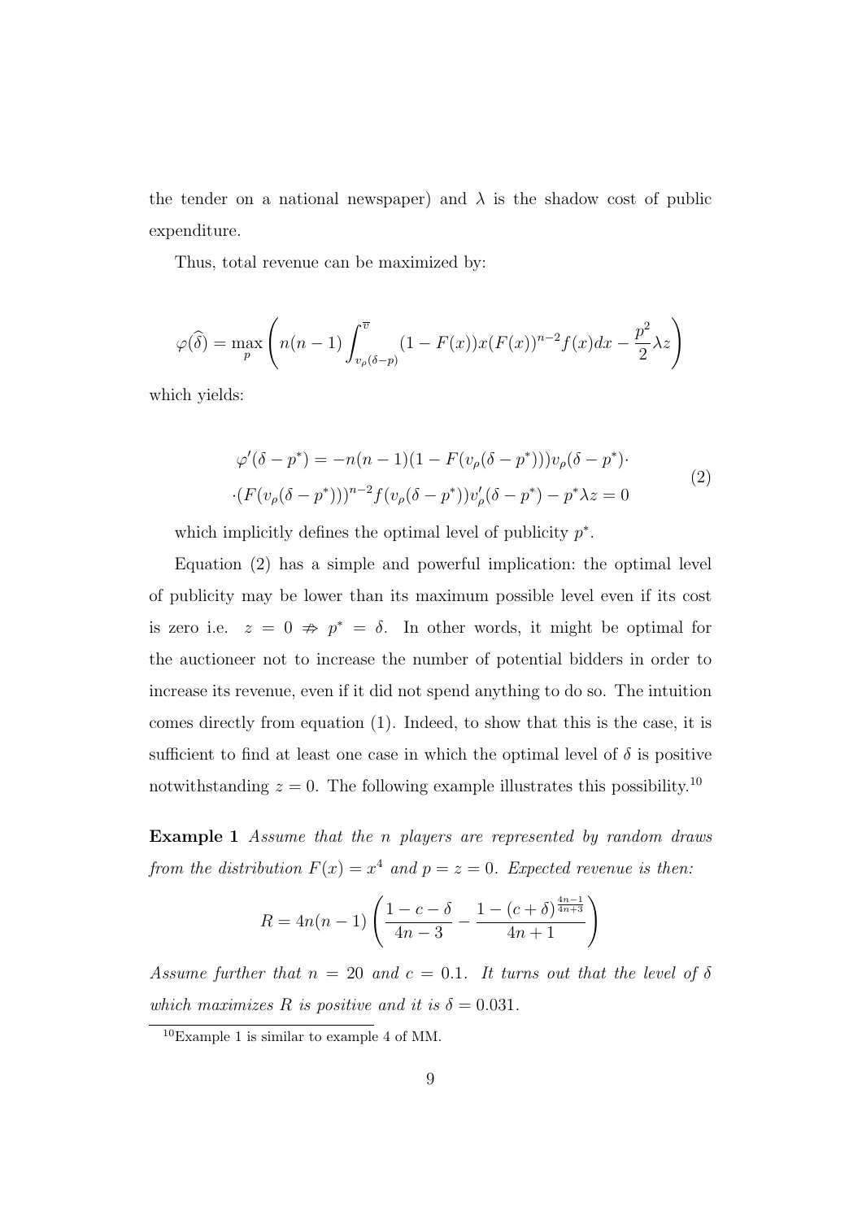the tender on a national newspaper) and $\lambda$ is the shadow cost of public expenditure.

Thus, total revenue can be maximized by:

$$\varphi(\widehat{\delta}) = \max_{p} \left( n(n-1) \int_{v_\rho(\delta-p)}^{\overline{v}} (1-F(x))x(F(x))^{n-2} f(x)dx - \frac{p^2}{2}\lambda z \right)$$

which yields:

$$\begin{gathered} \varphi'(\delta - p^*) = -n(n-1)(1 - F(v_\rho(\delta - p^*)))v_\rho(\delta - p^*)\cdot \\ \cdot(F(v_\rho(\delta - p^*)))^{n-2} f(v_\rho(\delta - p^*))v_\rho'(\delta - p^*) - p^*\lambda z = 0 \end{gathered} \tag{2}$$

which implicitly defines the optimal level of publicity $p^*$.

Equation (2) has a simple and powerful implication: the optimal level of publicity may be lower than its maximum possible level even if its cost is zero i.e. $z = 0 \nRightarrow p^* = \delta$. In other words, it might be optimal for the auctioneer not to increase the number of potential bidders in order to increase its revenue, even if it did not spend anything to do so. The intuition comes directly from equation (1). Indeed, to show that this is the case, it is sufficient to find at least one case in which the optimal level of $\delta$ is positive notwithstanding $z = 0$. The following example illustrates this possibility.[10]

**Example 1** *Assume that the $n$ players are represented by random draws from the distribution $F(x) = x^4$ and $p = z = 0$. Expected revenue is then:*

$$R = 4n(n-1)\left(\frac{1-c-\delta}{4n-3} - \frac{1-(c+\delta)^{\frac{4n-1}{4n+3}}}{4n+1}\right)$$

*Assume further that $n = 20$ and $c = 0.1$. It turns out that the level of $\delta$ which maximizes $R$ is positive and it is $\delta = 0.031$.*

[10] Example 1 is similar to example 4 of MM.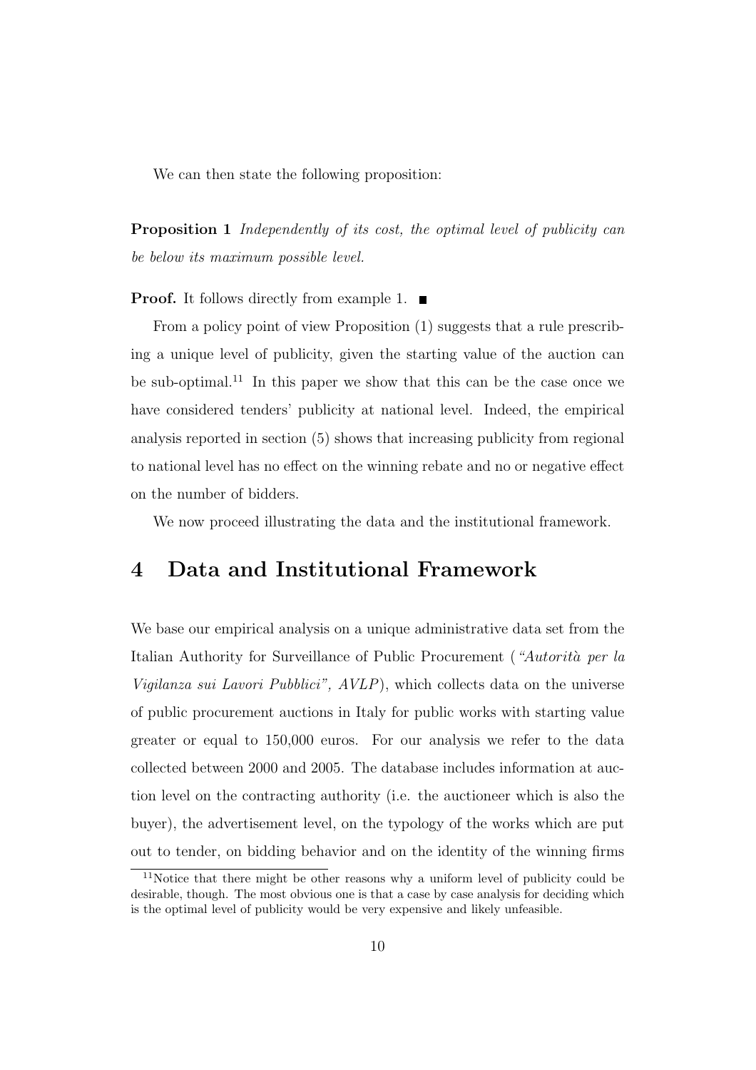We can then state the following proposition:

**Proposition 1** *Independently of its cost, the optimal level of publicity can be below its maximum possible level.*

**Proof.** It follows directly from example 1. ■

From a policy point of view Proposition (1) suggests that a rule prescribing a unique level of publicity, given the starting value of the auction can be sub-optimal.[11] In this paper we show that this can be the case once we have considered tenders' publicity at national level. Indeed, the empirical analysis reported in section (5) shows that increasing publicity from regional to national level has no effect on the winning rebate and no or negative effect on the number of bidders.

We now proceed illustrating the data and the institutional framework.

# 4 Data and Institutional Framework

We base our empirical analysis on a unique administrative data set from the Italian Authority for Surveillance of Public Procurement (*"Autorità per la Vigilanza sui Lavori Pubblici", AVLP*), which collects data on the universe of public procurement auctions in Italy for public works with starting value greater or equal to 150,000 euros. For our analysis we refer to the data collected between 2000 and 2005. The database includes information at auction level on the contracting authority (i.e. the auctioneer which is also the buyer), the advertisement level, on the typology of the works which are put out to tender, on bidding behavior and on the identity of the winning firms

[11] Notice that there might be other reasons why a uniform level of publicity could be desirable, though. The most obvious one is that a case by case analysis for deciding which is the optimal level of publicity would be very expensive and likely unfeasible.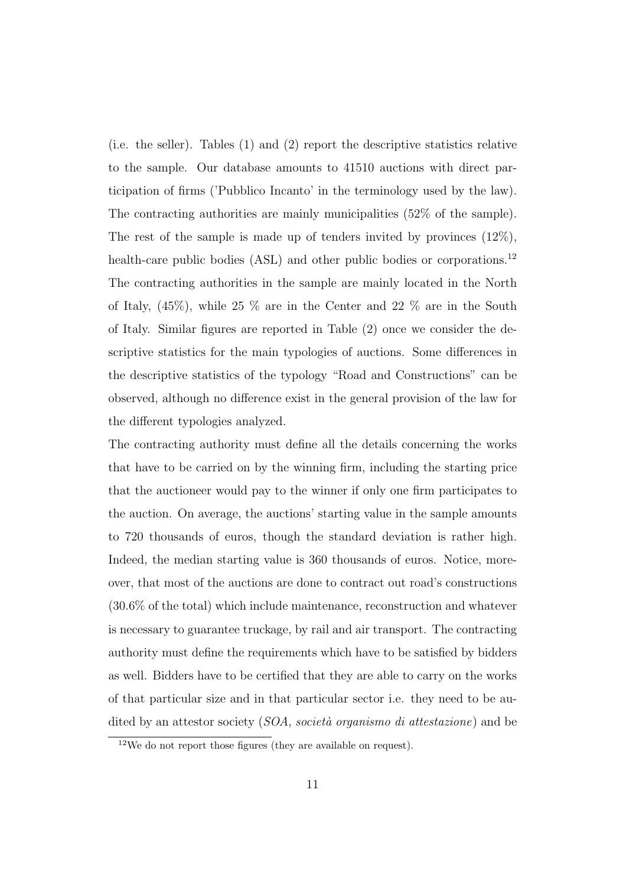(i.e. the seller). Tables (1) and (2) report the descriptive statistics relative to the sample. Our database amounts to 41510 auctions with direct participation of firms ('Pubblico Incanto' in the terminology used by the law). The contracting authorities are mainly municipalities (52% of the sample). The rest of the sample is made up of tenders invited by provinces (12%), health-care public bodies (ASL) and other public bodies or corporations.[12] The contracting authorities in the sample are mainly located in the North of Italy, (45%), while 25 % are in the Center and 22 % are in the South of Italy. Similar figures are reported in Table (2) once we consider the descriptive statistics for the main typologies of auctions. Some differences in the descriptive statistics of the typology "Road and Constructions" can be observed, although no difference exist in the general provision of the law for the different typologies analyzed.

The contracting authority must define all the details concerning the works that have to be carried on by the winning firm, including the starting price that the auctioneer would pay to the winner if only one firm participates to the auction. On average, the auctions' starting value in the sample amounts to 720 thousands of euros, though the standard deviation is rather high. Indeed, the median starting value is 360 thousands of euros. Notice, moreover, that most of the auctions are done to contract out road's constructions (30.6% of the total) which include maintenance, reconstruction and whatever is necessary to guarantee truckage, by rail and air transport. The contracting authority must define the requirements which have to be satisfied by bidders as well. Bidders have to be certified that they are able to carry on the works of that particular size and in that particular sector i.e. they need to be audited by an attestor society (*SOA*, *società organismo di attestazione*) and be

[12] We do not report those figures (they are available on request).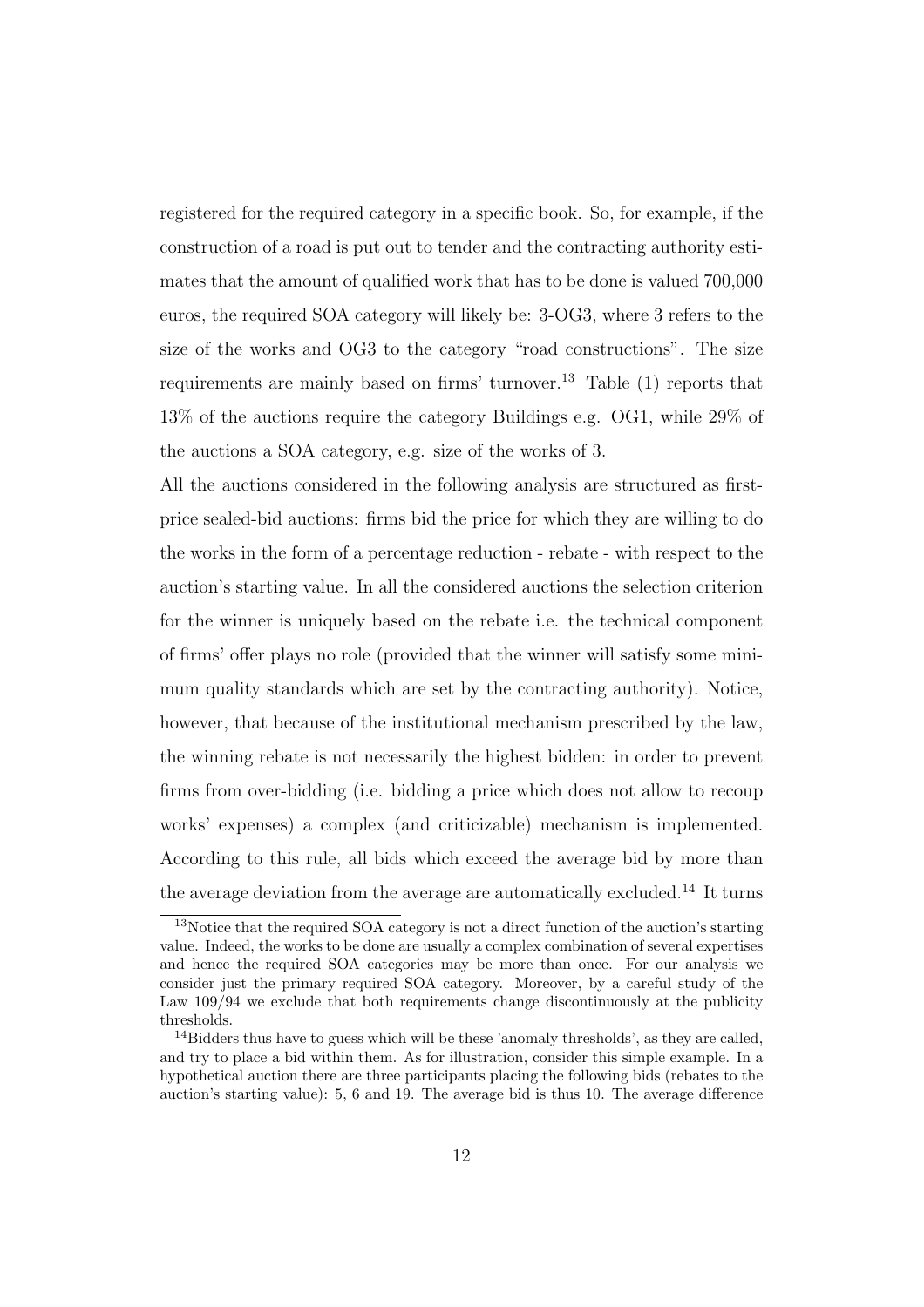registered for the required category in a specific book. So, for example, if the construction of a road is put out to tender and the contracting authority estimates that the amount of qualified work that has to be done is valued 700,000 euros, the required SOA category will likely be: 3-OG3, where 3 refers to the size of the works and OG3 to the category "road constructions". The size requirements are mainly based on firms' turnover.[13] Table (1) reports that 13% of the auctions require the category Buildings e.g. OG1, while 29% of the auctions a SOA category, e.g. size of the works of 3.

All the auctions considered in the following analysis are structured as first-price sealed-bid auctions: firms bid the price for which they are willing to do the works in the form of a percentage reduction - rebate - with respect to the auction's starting value. In all the considered auctions the selection criterion for the winner is uniquely based on the rebate i.e. the technical component of firms' offer plays no role (provided that the winner will satisfy some minimum quality standards which are set by the contracting authority). Notice, however, that because of the institutional mechanism prescribed by the law, the winning rebate is not necessarily the highest bidden: in order to prevent firms from over-bidding (i.e. bidding a price which does not allow to recoup works' expenses) a complex (and criticizable) mechanism is implemented. According to this rule, all bids which exceed the average bid by more than the average deviation from the average are automatically excluded.[14] It turns

[13] Notice that the required SOA category is not a direct function of the auction's starting value. Indeed, the works to be done are usually a complex combination of several expertises and hence the required SOA categories may be more than once. For our analysis we consider just the primary required SOA category. Moreover, by a careful study of the Law 109/94 we exclude that both requirements change discontinuously at the publicity thresholds.

[14] Bidders thus have to guess which will be these 'anomaly thresholds', as they are called, and try to place a bid within them. As for illustration, consider this simple example. In a hypothetical auction there are three participants placing the following bids (rebates to the auction's starting value): 5, 6 and 19. The average bid is thus 10. The average difference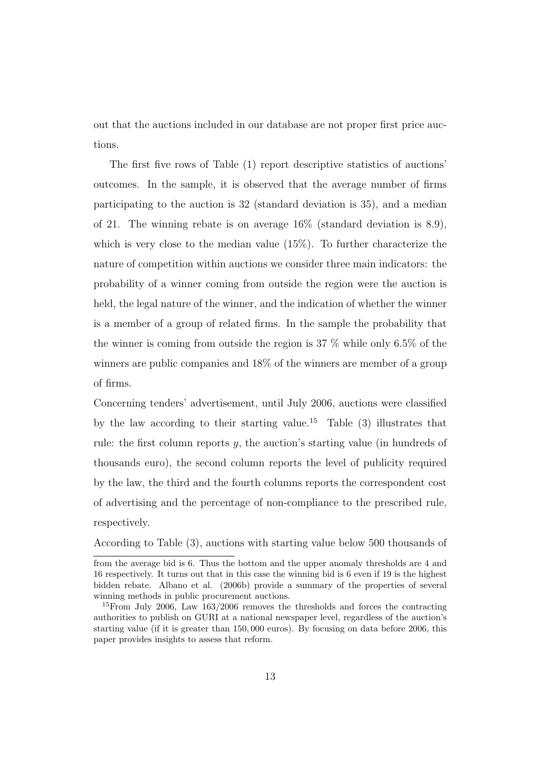out that the auctions included in our database are not proper first price auctions.

The first five rows of Table (1) report descriptive statistics of auctions' outcomes. In the sample, it is observed that the average number of firms participating to the auction is 32 (standard deviation is 35), and a median of 21. The winning rebate is on average 16% (standard deviation is 8.9), which is very close to the median value (15%). To further characterize the nature of competition within auctions we consider three main indicators: the probability of a winner coming from outside the region were the auction is held, the legal nature of the winner, and the indication of whether the winner is a member of a group of related firms. In the sample the probability that the winner is coming from outside the region is 37 % while only 6.5% of the winners are public companies and 18% of the winners are member of a group of firms.

Concerning tenders' advertisement, until July 2006, auctions were classified by the law according to their starting value.[15] Table (3) illustrates that rule: the first column reports $y$, the auction's starting value (in hundreds of thousands euro), the second column reports the level of publicity required by the law, the third and the fourth columns reports the correspondent cost of advertising and the percentage of non-compliance to the prescribed rule, respectively.

According to Table (3), auctions with starting value below 500 thousands of

---

from the average bid is 6. Thus the bottom and the upper anomaly thresholds are 4 and 16 respectively. It turns out that in this case the winning bid is 6 even if 19 is the highest bidden rebate. Albano et al. (2006b) provide a summary of the properties of several winning methods in public procurement auctions.

[15] From July 2006, Law 163/2006 removes the thresholds and forces the contracting authorities to publish on GURI at a national newspaper level, regardless of the auction's starting value (if it is greater than 150,000 euros). By focusing on data before 2006, this paper provides insights to assess that reform.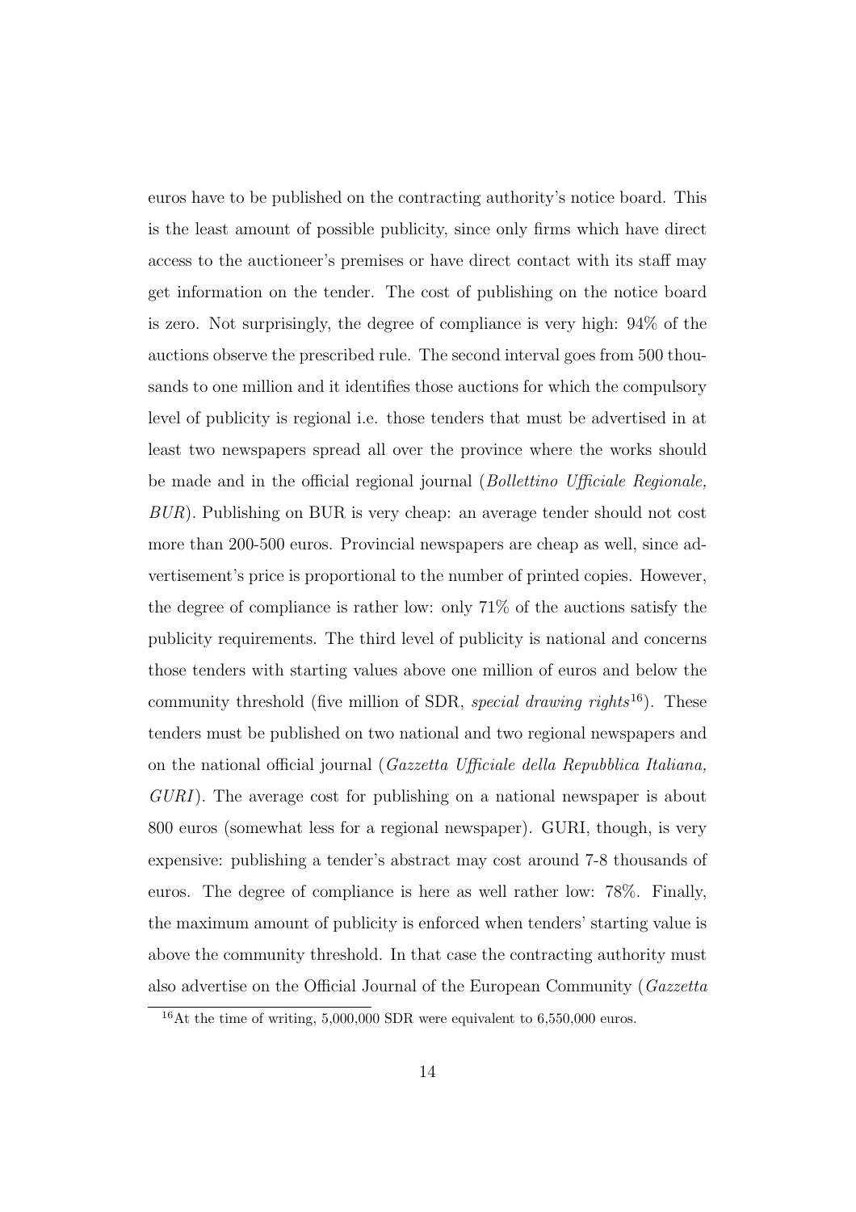euros have to be published on the contracting authority's notice board. This is the least amount of possible publicity, since only firms which have direct access to the auctioneer's premises or have direct contact with its staff may get information on the tender. The cost of publishing on the notice board is zero. Not surprisingly, the degree of compliance is very high: 94% of the auctions observe the prescribed rule. The second interval goes from 500 thousands to one million and it identifies those auctions for which the compulsory level of publicity is regional i.e. those tenders that must be advertised in at least two newspapers spread all over the province where the works should be made and in the official regional journal (*Bollettino Ufficiale Regionale, BUR*). Publishing on BUR is very cheap: an average tender should not cost more than 200-500 euros. Provincial newspapers are cheap as well, since advertisement's price is proportional to the number of printed copies. However, the degree of compliance is rather low: only 71% of the auctions satisfy the publicity requirements. The third level of publicity is national and concerns those tenders with starting values above one million of euros and below the community threshold (five million of SDR, *special drawing rights*[16]). These tenders must be published on two national and two regional newspapers and on the national official journal (*Gazzetta Ufficiale della Repubblica Italiana, GURI*). The average cost for publishing on a national newspaper is about 800 euros (somewhat less for a regional newspaper). GURI, though, is very expensive: publishing a tender's abstract may cost around 7-8 thousands of euros. The degree of compliance is here as well rather low: 78%. Finally, the maximum amount of publicity is enforced when tenders' starting value is above the community threshold. In that case the contracting authority must also advertise on the Official Journal of the European Community (*Gazzetta*

[16] At the time of writing, 5,000,000 SDR were equivalent to 6,550,000 euros.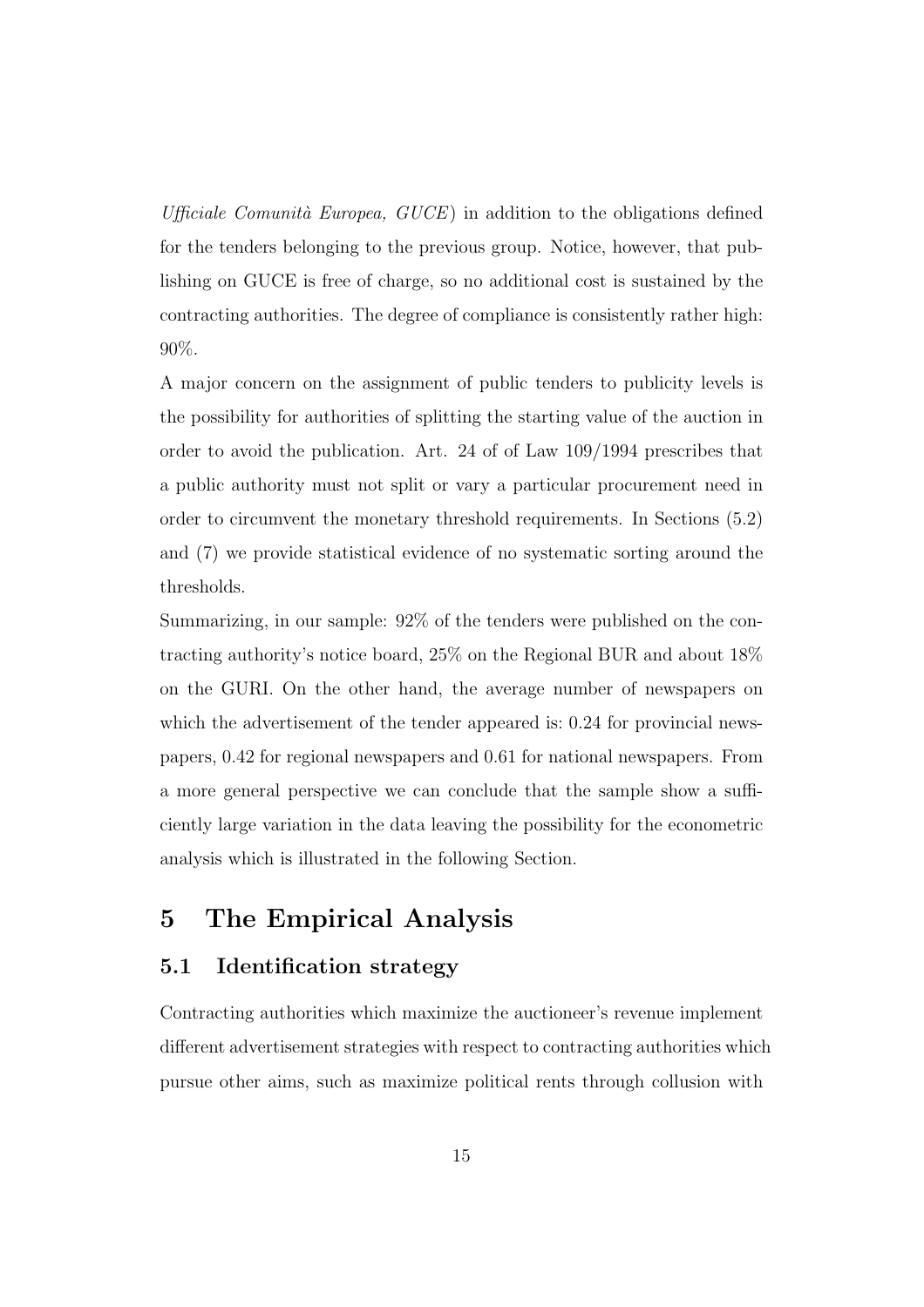*Ufficiale Comunità Europea, GUCE*) in addition to the obligations defined for the tenders belonging to the previous group. Notice, however, that publishing on GUCE is free of charge, so no additional cost is sustained by the contracting authorities. The degree of compliance is consistently rather high: 90%.

A major concern on the assignment of public tenders to publicity levels is the possibility for authorities of splitting the starting value of the auction in order to avoid the publication. Art. 24 of of Law 109/1994 prescribes that a public authority must not split or vary a particular procurement need in order to circumvent the monetary threshold requirements. In Sections (5.2) and (7) we provide statistical evidence of no systematic sorting around the thresholds.

Summarizing, in our sample: 92% of the tenders were published on the contracting authority's notice board, 25% on the Regional BUR and about 18% on the GURI. On the other hand, the average number of newspapers on which the advertisement of the tender appeared is: 0.24 for provincial newspapers, 0.42 for regional newspapers and 0.61 for national newspapers. From a more general perspective we can conclude that the sample show a sufficiently large variation in the data leaving the possibility for the econometric analysis which is illustrated in the following Section.

# 5 The Empirical Analysis

## 5.1 Identification strategy

Contracting authorities which maximize the auctioneer's revenue implement different advertisement strategies with respect to contracting authorities which pursue other aims, such as maximize political rents through collusion with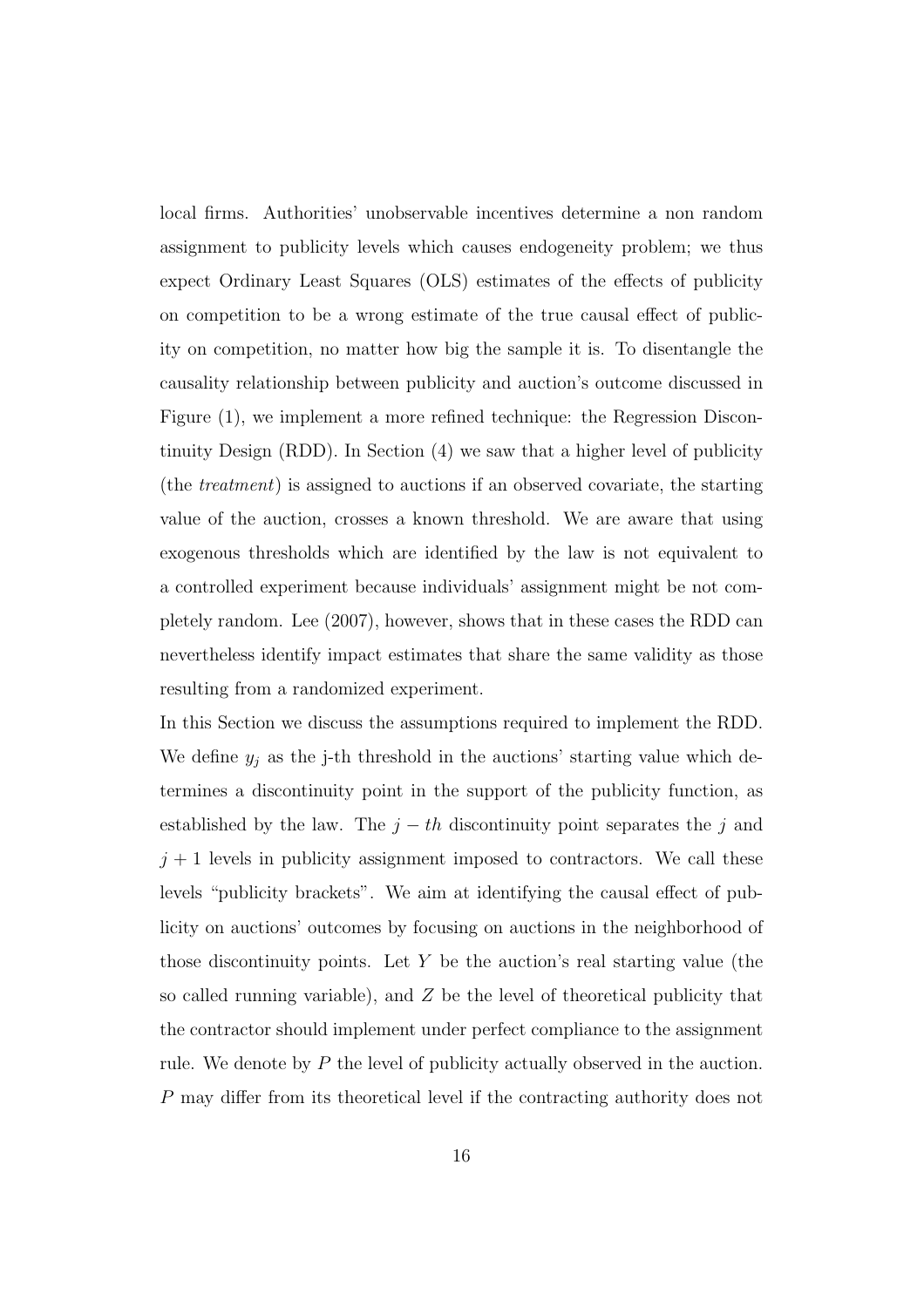local firms. Authorities' unobservable incentives determine a non random assignment to publicity levels which causes endogeneity problem; we thus expect Ordinary Least Squares (OLS) estimates of the effects of publicity on competition to be a wrong estimate of the true causal effect of publicity on competition, no matter how big the sample it is. To disentangle the causality relationship between publicity and auction's outcome discussed in Figure (1), we implement a more refined technique: the Regression Discontinuity Design (RDD). In Section (4) we saw that a higher level of publicity (the *treatment*) is assigned to auctions if an observed covariate, the starting value of the auction, crosses a known threshold. We are aware that using exogenous thresholds which are identified by the law is not equivalent to a controlled experiment because individuals' assignment might be not completely random. Lee (2007), however, shows that in these cases the RDD can nevertheless identify impact estimates that share the same validity as those resulting from a randomized experiment.

In this Section we discuss the assumptions required to implement the RDD. We define $y_j$ as the j-th threshold in the auctions' starting value which determines a discontinuity point in the support of the publicity function, as established by the law. The $j-th$ discontinuity point separates the $j$ and $j+1$ levels in publicity assignment imposed to contractors. We call these levels "publicity brackets". We aim at identifying the causal effect of publicity on auctions' outcomes by focusing on auctions in the neighborhood of those discontinuity points. Let $Y$ be the auction's real starting value (the so called running variable), and $Z$ be the level of theoretical publicity that the contractor should implement under perfect compliance to the assignment rule. We denote by $P$ the level of publicity actually observed in the auction. $P$ may differ from its theoretical level if the contracting authority does not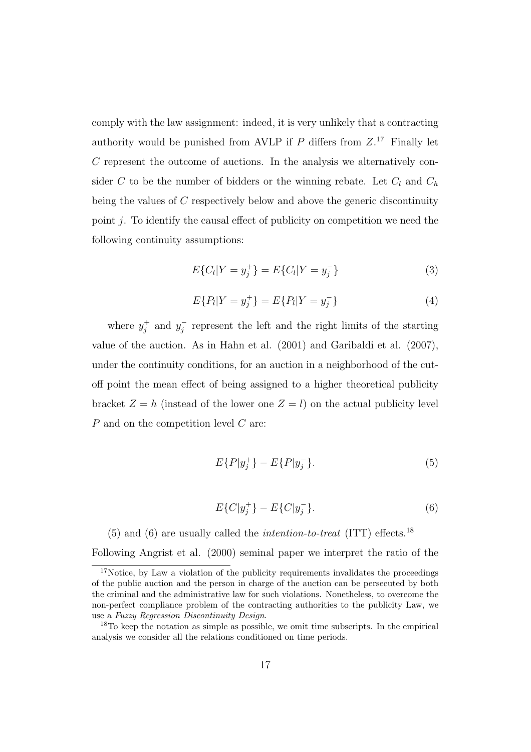comply with the law assignment: indeed, it is very unlikely that a contracting authority would be punished from AVLP if $P$ differs from $Z$.[17] Finally let $C$ represent the outcome of auctions. In the analysis we alternatively consider $C$ to be the number of bidders or the winning rebate. Let $C_l$ and $C_h$ being the values of $C$ respectively below and above the generic discontinuity point $j$. To identify the causal effect of publicity on competition we need the following continuity assumptions:

$$E\{C_l|Y = y_j^+\} = E\{C_l|Y = y_j^-\} \tag{3}$$

$$E\{P_l|Y = y_j^+\} = E\{P_l|Y = y_j^-\} \tag{4}$$

where $y_j^+$ and $y_j^-$ represent the left and the right limits of the starting value of the auction. As in Hahn et al. (2001) and Garibaldi et al. (2007), under the continuity conditions, for an auction in a neighborhood of the cut-off point the mean effect of being assigned to a higher theoretical publicity bracket $Z = h$ (instead of the lower one $Z = l$) on the actual publicity level $P$ and on the competition level $C$ are:

$$E\{P|y_j^+\} - E\{P|y_j^-\}. \tag{5}$$

$$E\{C|y_j^+\} - E\{C|y_j^-\}. \tag{6}$$

(5) and (6) are usually called the *intention-to-treat* (ITT) effects.[18]

Following Angrist et al. (2000) seminal paper we interpret the ratio of the

[17] Notice, by Law a violation of the publicity requirements invalidates the proceedings of the public auction and the person in charge of the auction can be persecuted by both the criminal and the administrative law for such violations. Nonetheless, to overcome the non-perfect compliance problem of the contracting authorities to the publicity Law, we use a *Fuzzy Regression Discontinuity Design*.

[18] To keep the notation as simple as possible, we omit time subscripts. In the empirical analysis we consider all the relations conditioned on time periods.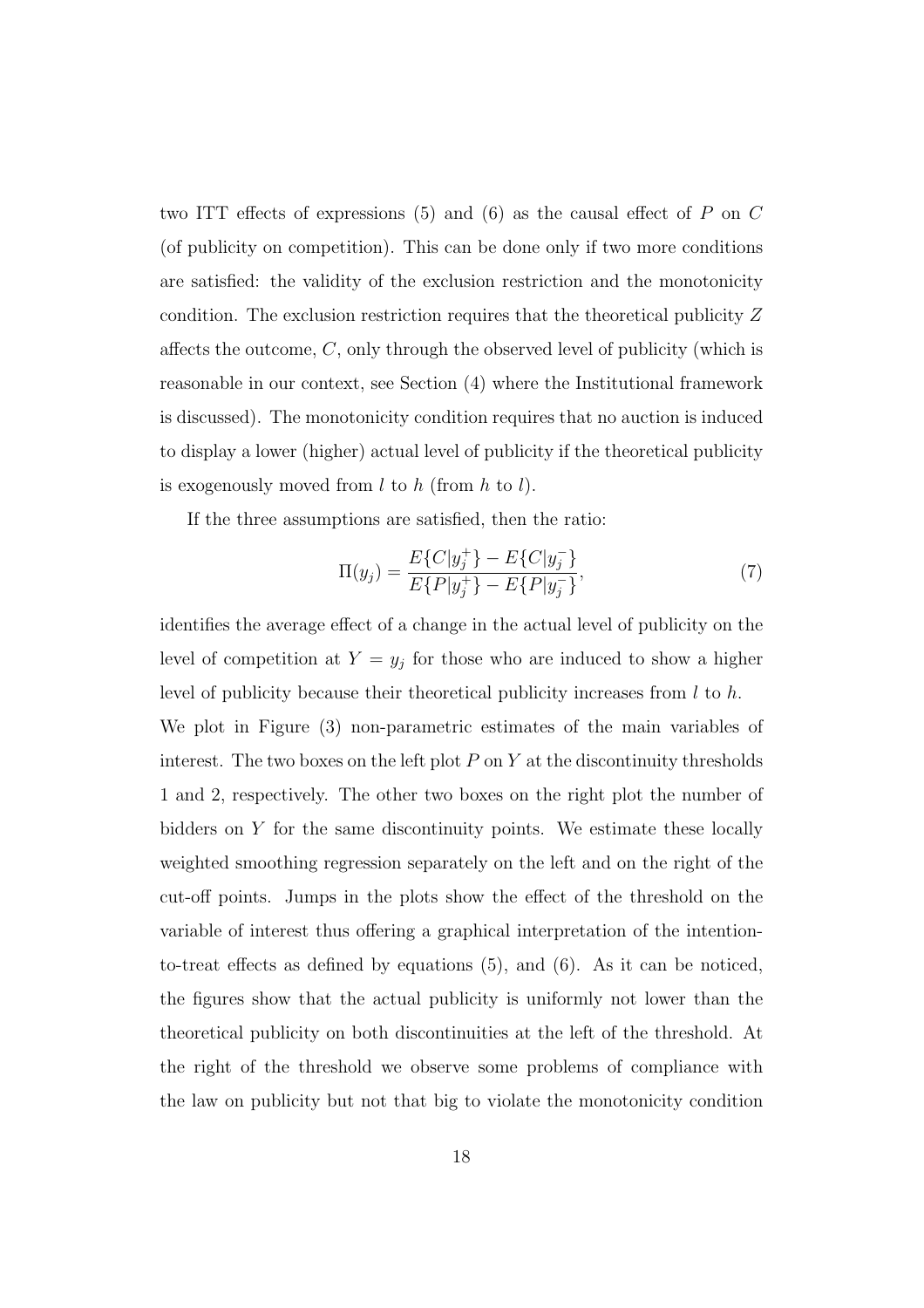two ITT effects of expressions (5) and (6) as the causal effect of $P$ on $C$ (of publicity on competition). This can be done only if two more conditions are satisfied: the validity of the exclusion restriction and the monotonicity condition. The exclusion restriction requires that the theoretical publicity $Z$ affects the outcome, $C$, only through the observed level of publicity (which is reasonable in our context, see Section (4) where the Institutional framework is discussed). The monotonicity condition requires that no auction is induced to display a lower (higher) actual level of publicity if the theoretical publicity is exogenously moved from $l$ to $h$ (from $h$ to $l$).

If the three assumptions are satisfied, then the ratio:

$$\Pi(y_j) = \frac{E\{C|y_j^+\} - E\{C|y_j^-\}}{E\{P|y_j^+\} - E\{P|y_j^-\}}, \tag{7}$$

identifies the average effect of a change in the actual level of publicity on the level of competition at $Y = y_j$ for those who are induced to show a higher level of publicity because their theoretical publicity increases from $l$ to $h$.
We plot in Figure (3) non-parametric estimates of the main variables of interest. The two boxes on the left plot $P$ on $Y$ at the discontinuity thresholds 1 and 2, respectively. The other two boxes on the right plot the number of bidders on $Y$ for the same discontinuity points. We estimate these locally weighted smoothing regression separately on the left and on the right of the cut-off points. Jumps in the plots show the effect of the threshold on the variable of interest thus offering a graphical interpretation of the intention-to-treat effects as defined by equations (5), and (6). As it can be noticed, the figures show that the actual publicity is uniformly not lower than the theoretical publicity on both discontinuities at the left of the threshold. At the right of the threshold we observe some problems of compliance with the law on publicity but not that big to violate the monotonicity condition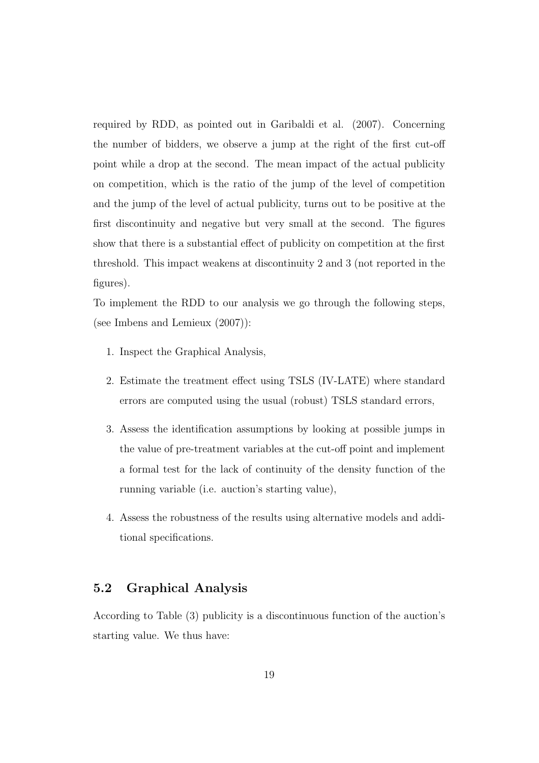required by RDD, as pointed out in Garibaldi et al. (2007). Concerning the number of bidders, we observe a jump at the right of the first cut-off point while a drop at the second. The mean impact of the actual publicity on competition, which is the ratio of the jump of the level of competition and the jump of the level of actual publicity, turns out to be positive at the first discontinuity and negative but very small at the second. The figures show that there is a substantial effect of publicity on competition at the first threshold. This impact weakens at discontinuity 2 and 3 (not reported in the figures).

To implement the RDD to our analysis we go through the following steps, (see Imbens and Lemieux (2007)):

1. Inspect the Graphical Analysis,
2. Estimate the treatment effect using TSLS (IV-LATE) where standard errors are computed using the usual (robust) TSLS standard errors,
3. Assess the identification assumptions by looking at possible jumps in the value of pre-treatment variables at the cut-off point and implement a formal test for the lack of continuity of the density function of the running variable (i.e. auction's starting value),
4. Assess the robustness of the results using alternative models and additional specifications.

## 5.2 Graphical Analysis

According to Table (3) publicity is a discontinuous function of the auction's starting value. We thus have: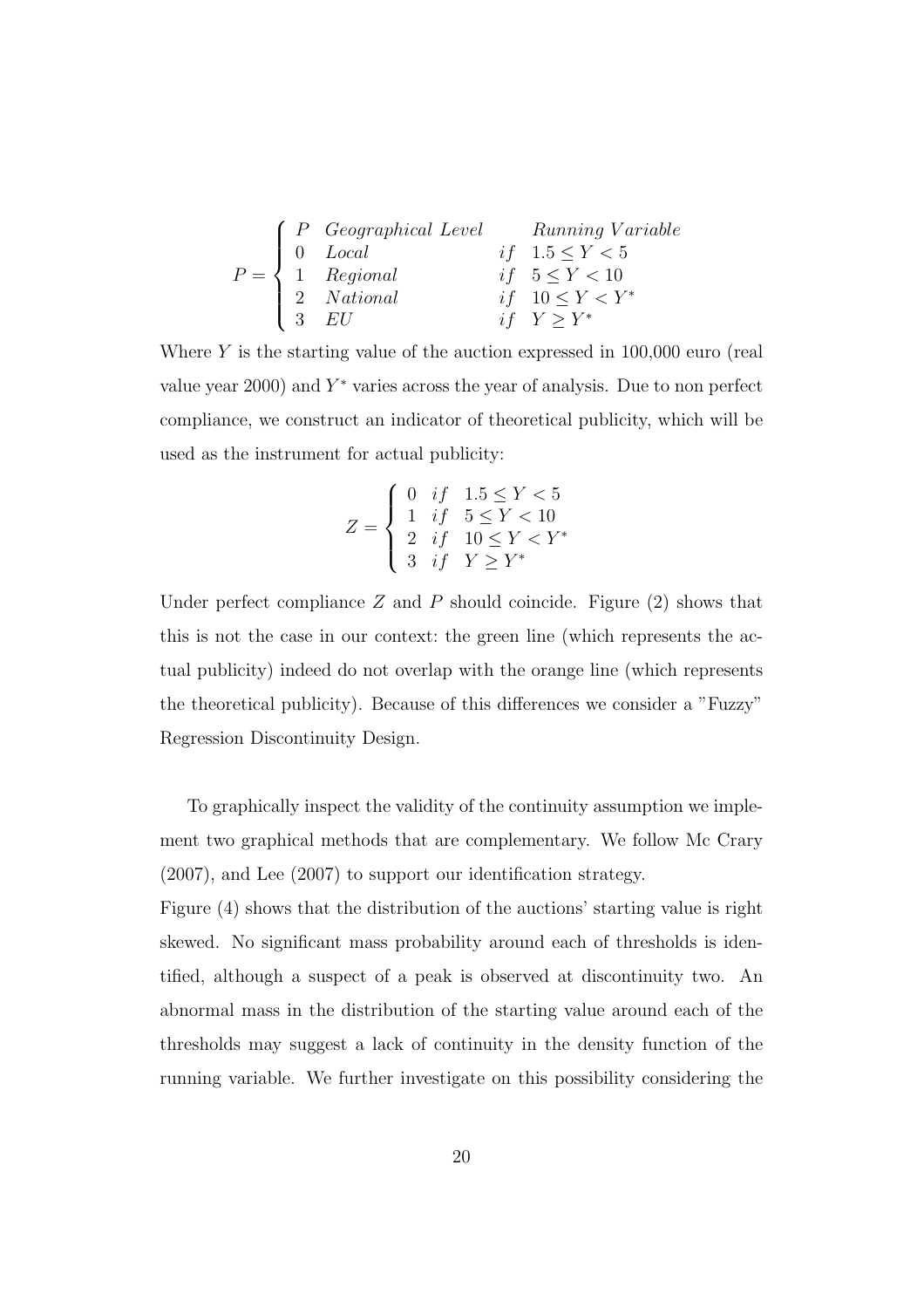$$P = \begin{cases} P & Geographical\ Level & & Running\ Variable \\ 0 & Local & if & 1.5 \leq Y < 5 \\ 1 & Regional & if & 5 \leq Y < 10 \\ 2 & National & if & 10 \leq Y < Y^* \\ 3 & EU & if & Y \geq Y^* \end{cases}$$

Where $Y$ is the starting value of the auction expressed in 100,000 euro (real value year 2000) and $Y^*$ varies across the year of analysis. Due to non perfect compliance, we construct an indicator of theoretical publicity, which will be used as the instrument for actual publicity:

$$Z = \begin{cases} 0 & if \quad 1.5 \leq Y < 5 \\ 1 & if \quad 5 \leq Y < 10 \\ 2 & if \quad 10 \leq Y < Y^* \\ 3 & if \quad Y \geq Y^* \end{cases}$$

Under perfect compliance $Z$ and $P$ should coincide. Figure (2) shows that this is not the case in our context: the green line (which represents the actual publicity) indeed do not overlap with the orange line (which represents the theoretical publicity). Because of this differences we consider a "Fuzzy" Regression Discontinuity Design.

To graphically inspect the validity of the continuity assumption we implement two graphical methods that are complementary. We follow Mc Crary (2007), and Lee (2007) to support our identification strategy.

Figure (4) shows that the distribution of the auctions' starting value is right skewed. No significant mass probability around each of thresholds is identified, although a suspect of a peak is observed at discontinuity two. An abnormal mass in the distribution of the starting value around each of the thresholds may suggest a lack of continuity in the density function of the running variable. We further investigate on this possibility considering the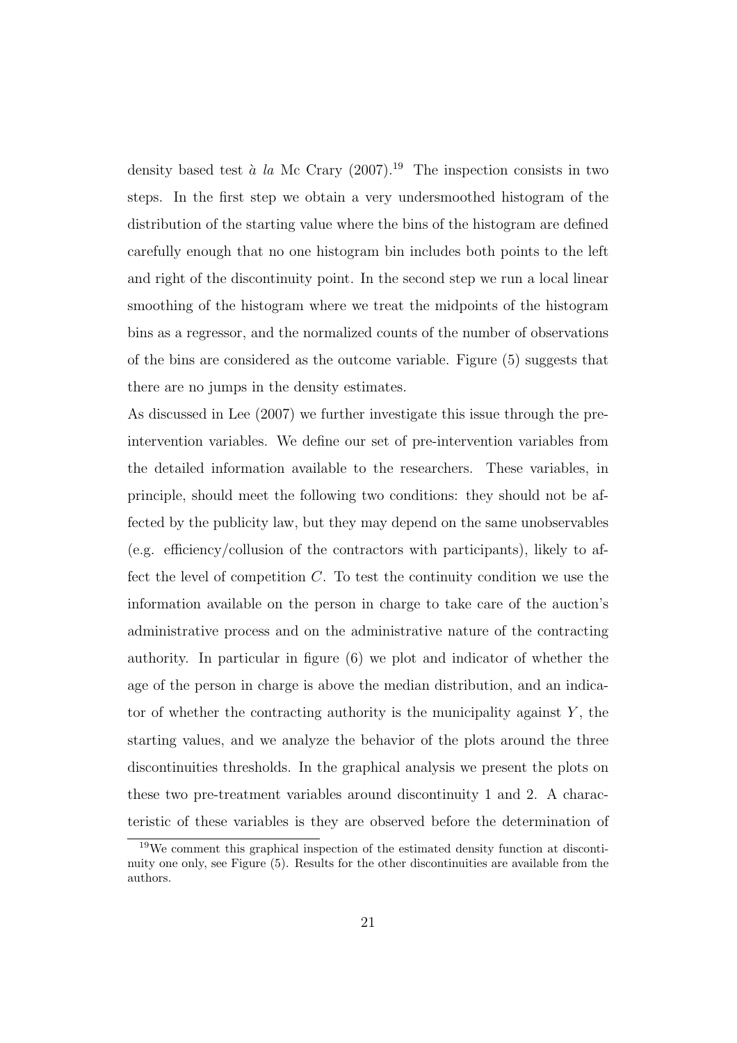density based test *à la* Mc Crary (2007).[19] The inspection consists in two steps. In the first step we obtain a very undersmoothed histogram of the distribution of the starting value where the bins of the histogram are defined carefully enough that no one histogram bin includes both points to the left and right of the discontinuity point. In the second step we run a local linear smoothing of the histogram where we treat the midpoints of the histogram bins as a regressor, and the normalized counts of the number of observations of the bins are considered as the outcome variable. Figure (5) suggests that there are no jumps in the density estimates.

As discussed in Lee (2007) we further investigate this issue through the pre-intervention variables. We define our set of pre-intervention variables from the detailed information available to the researchers. These variables, in principle, should meet the following two conditions: they should not be affected by the publicity law, but they may depend on the same unobservables (e.g. efficiency/collusion of the contractors with participants), likely to affect the level of competition $C$. To test the continuity condition we use the information available on the person in charge to take care of the auction's administrative process and on the administrative nature of the contracting authority. In particular in figure (6) we plot and indicator of whether the age of the person in charge is above the median distribution, and an indicator of whether the contracting authority is the municipality against $Y$, the starting values, and we analyze the behavior of the plots around the three discontinuities thresholds. In the graphical analysis we present the plots on these two pre-treatment variables around discontinuity 1 and 2. A characteristic of these variables is they are observed before the determination of

[19] We comment this graphical inspection of the estimated density function at discontinuity one only, see Figure (5). Results for the other discontinuities are available from the authors.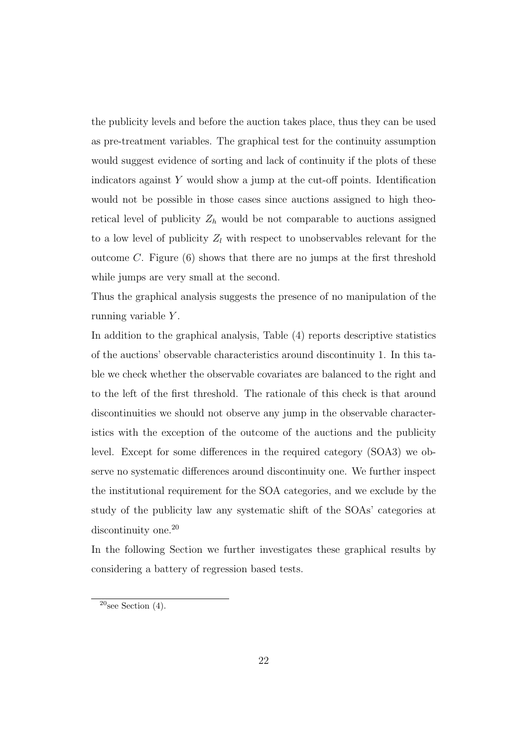the publicity levels and before the auction takes place, thus they can be used as pre-treatment variables. The graphical test for the continuity assumption would suggest evidence of sorting and lack of continuity if the plots of these indicators against $Y$ would show a jump at the cut-off points. Identification would not be possible in those cases since auctions assigned to high theoretical level of publicity $Z_h$ would be not comparable to auctions assigned to a low level of publicity $Z_l$ with respect to unobservables relevant for the outcome $C$. Figure (6) shows that there are no jumps at the first threshold while jumps are very small at the second.

Thus the graphical analysis suggests the presence of no manipulation of the running variable $Y$.

In addition to the graphical analysis, Table (4) reports descriptive statistics of the auctions' observable characteristics around discontinuity 1. In this table we check whether the observable covariates are balanced to the right and to the left of the first threshold. The rationale of this check is that around discontinuities we should not observe any jump in the observable characteristics with the exception of the outcome of the auctions and the publicity level. Except for some differences in the required category (SOA3) we observe no systematic differences around discontinuity one. We further inspect the institutional requirement for the SOA categories, and we exclude by the study of the publicity law any systematic shift of the SOAs' categories at discontinuity one.[20]

In the following Section we further investigates these graphical results by considering a battery of regression based tests.

[20] see Section (4).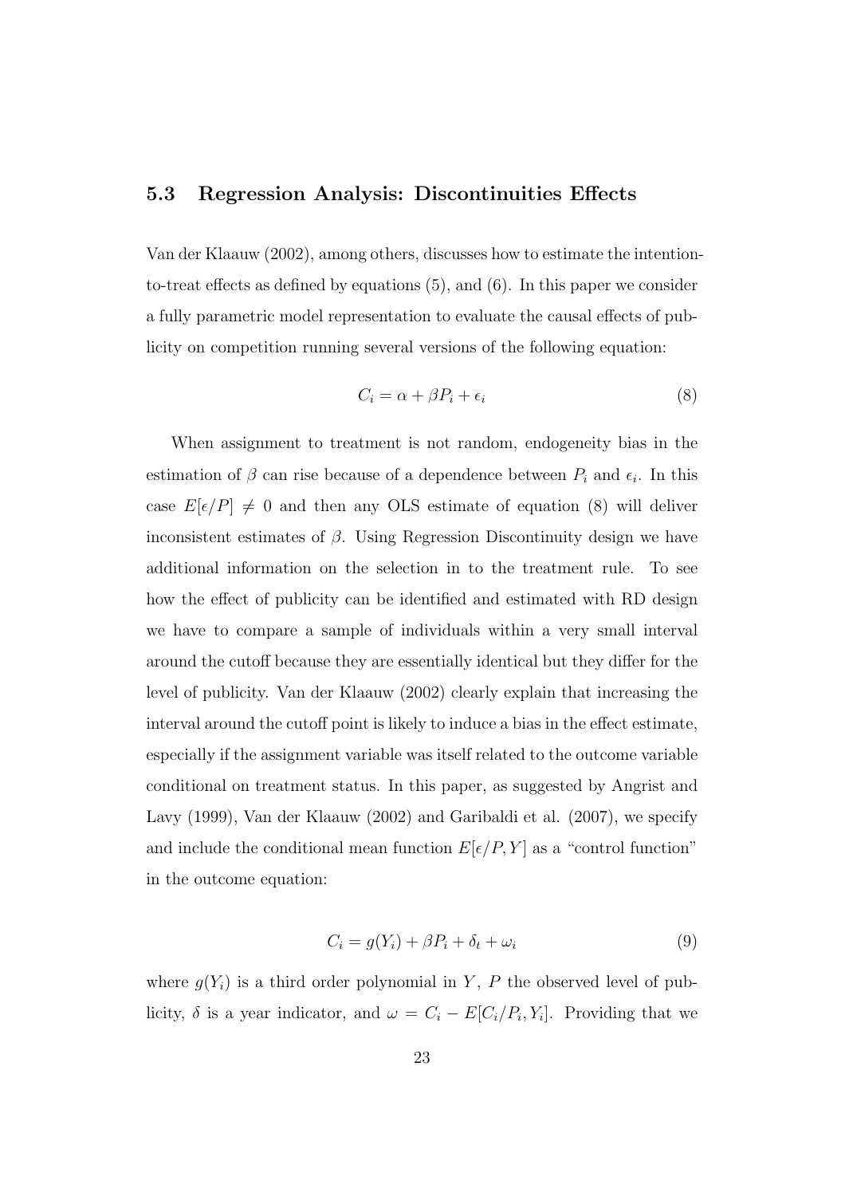### 5.3 Regression Analysis: Discontinuities Effects

Van der Klaauw (2002), among others, discusses how to estimate the intention-to-treat effects as defined by equations (5), and (6). In this paper we consider a fully parametric model representation to evaluate the causal effects of publicity on competition running several versions of the following equation:

$$C_i = \alpha + \beta P_i + \epsilon_i \tag{8}$$

When assignment to treatment is not random, endogeneity bias in the estimation of $\beta$ can rise because of a dependence between $P_i$ and $\epsilon_i$. In this case $E[\epsilon/P] \neq 0$ and then any OLS estimate of equation (8) will deliver inconsistent estimates of $\beta$. Using Regression Discontinuity design we have additional information on the selection in to the treatment rule. To see how the effect of publicity can be identified and estimated with RD design we have to compare a sample of individuals within a very small interval around the cutoff because they are essentially identical but they differ for the level of publicity. Van der Klaauw (2002) clearly explain that increasing the interval around the cutoff point is likely to induce a bias in the effect estimate, especially if the assignment variable was itself related to the outcome variable conditional on treatment status. In this paper, as suggested by Angrist and Lavy (1999), Van der Klaauw (2002) and Garibaldi et al. (2007), we specify and include the conditional mean function $E[\epsilon/P, Y]$ as a "control function" in the outcome equation:

$$C_i = g(Y_i) + \beta P_i + \delta_t + \omega_i \tag{9}$$

where $g(Y_i)$ is a third order polynomial in $Y$, $P$ the observed level of publicity, $\delta$ is a year indicator, and $\omega = C_i - E[C_i/P_i, Y_i]$. Providing that we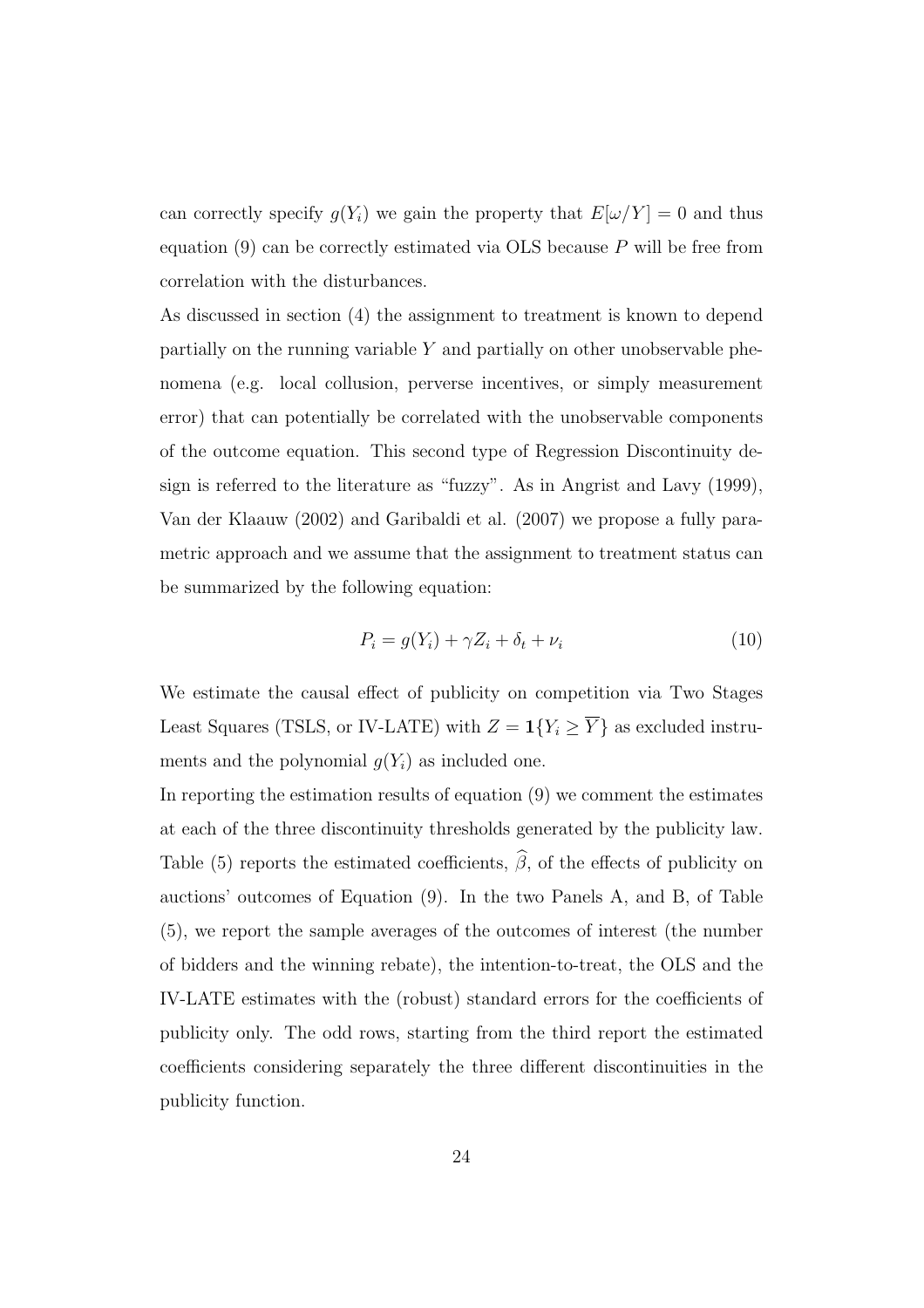can correctly specify $g(Y_i)$ we gain the property that $E[\omega/Y] = 0$ and thus equation (9) can be correctly estimated via OLS because $P$ will be free from correlation with the disturbances.

As discussed in section (4) the assignment to treatment is known to depend partially on the running variable $Y$ and partially on other unobservable phenomena (e.g. local collusion, perverse incentives, or simply measurement error) that can potentially be correlated with the unobservable components of the outcome equation. This second type of Regression Discontinuity design is referred to the literature as "fuzzy". As in Angrist and Lavy (1999), Van der Klaauw (2002) and Garibaldi et al. (2007) we propose a fully parametric approach and we assume that the assignment to treatment status can be summarized by the following equation:

$$P_i = g(Y_i) + \gamma Z_i + \delta_t + \nu_i \tag{10}$$

We estimate the causal effect of publicity on competition via Two Stages Least Squares (TSLS, or IV-LATE) with $Z = \mathbf{1}\{Y_i \geq \overline{Y}\}$ as excluded instruments and the polynomial $g(Y_i)$ as included one.

In reporting the estimation results of equation (9) we comment the estimates at each of the three discontinuity thresholds generated by the publicity law. Table (5) reports the estimated coefficients, $\widehat{\beta}$, of the effects of publicity on auctions' outcomes of Equation (9). In the two Panels A, and B, of Table (5), we report the sample averages of the outcomes of interest (the number of bidders and the winning rebate), the intention-to-treat, the OLS and the IV-LATE estimates with the (robust) standard errors for the coefficients of publicity only. The odd rows, starting from the third report the estimated coefficients considering separately the three different discontinuities in the publicity function.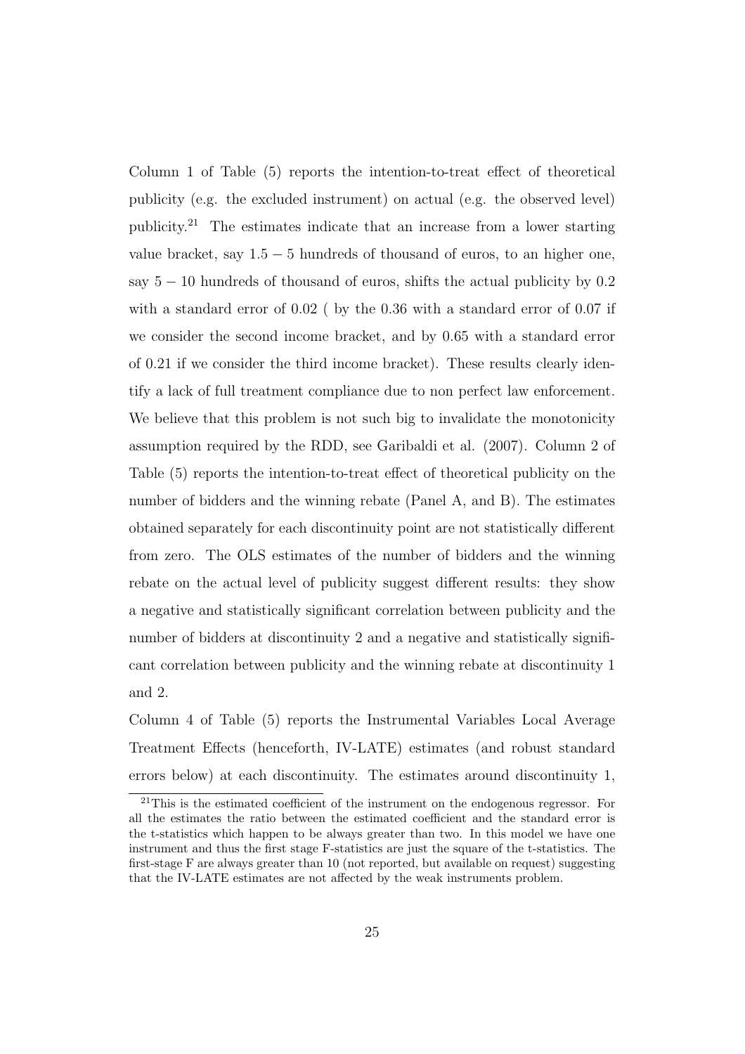Column 1 of Table (5) reports the intention-to-treat effect of theoretical publicity (e.g. the excluded instrument) on actual (e.g. the observed level) publicity.[21] The estimates indicate that an increase from a lower starting value bracket, say $1.5 - 5$ hundreds of thousand of euros, to an higher one, say $5 - 10$ hundreds of thousand of euros, shifts the actual publicity by 0.2 with a standard error of 0.02 ( by the 0.36 with a standard error of 0.07 if we consider the second income bracket, and by 0.65 with a standard error of 0.21 if we consider the third income bracket). These results clearly identify a lack of full treatment compliance due to non perfect law enforcement. We believe that this problem is not such big to invalidate the monotonicity assumption required by the RDD, see Garibaldi et al. (2007). Column 2 of Table (5) reports the intention-to-treat effect of theoretical publicity on the number of bidders and the winning rebate (Panel A, and B). The estimates obtained separately for each discontinuity point are not statistically different from zero. The OLS estimates of the number of bidders and the winning rebate on the actual level of publicity suggest different results: they show a negative and statistically significant correlation between publicity and the number of bidders at discontinuity 2 and a negative and statistically significant correlation between publicity and the winning rebate at discontinuity 1 and 2.

Column 4 of Table (5) reports the Instrumental Variables Local Average Treatment Effects (henceforth, IV-LATE) estimates (and robust standard errors below) at each discontinuity. The estimates around discontinuity 1,

[21] This is the estimated coefficient of the instrument on the endogenous regressor. For all the estimates the ratio between the estimated coefficient and the standard error is the t-statistics which happen to be always greater than two. In this model we have one instrument and thus the first stage F-statistics are just the square of the t-statistics. The first-stage F are always greater than 10 (not reported, but available on request) suggesting that the IV-LATE estimates are not affected by the weak instruments problem.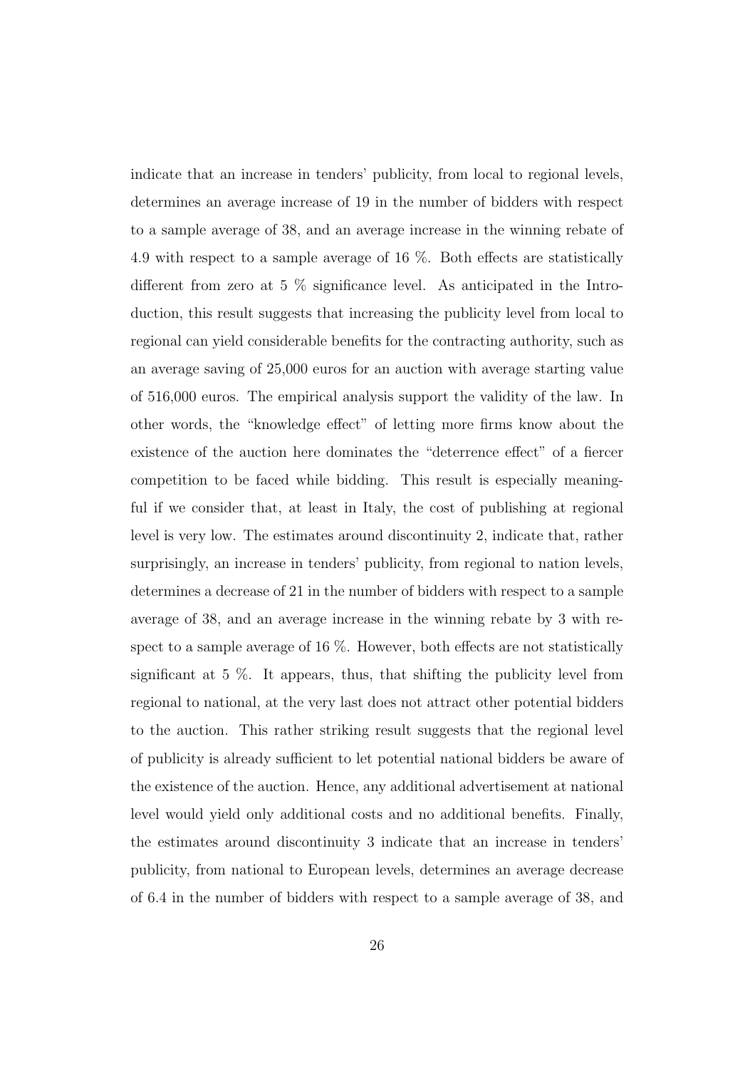indicate that an increase in tenders' publicity, from local to regional levels, determines an average increase of 19 in the number of bidders with respect to a sample average of 38, and an average increase in the winning rebate of 4.9 with respect to a sample average of 16 %. Both effects are statistically different from zero at 5 % significance level. As anticipated in the Introduction, this result suggests that increasing the publicity level from local to regional can yield considerable benefits for the contracting authority, such as an average saving of 25,000 euros for an auction with average starting value of 516,000 euros. The empirical analysis support the validity of the law. In other words, the "knowledge effect" of letting more firms know about the existence of the auction here dominates the "deterrence effect" of a fiercer competition to be faced while bidding. This result is especially meaningful if we consider that, at least in Italy, the cost of publishing at regional level is very low. The estimates around discontinuity 2, indicate that, rather surprisingly, an increase in tenders' publicity, from regional to nation levels, determines a decrease of 21 in the number of bidders with respect to a sample average of 38, and an average increase in the winning rebate by 3 with respect to a sample average of 16 %. However, both effects are not statistically significant at 5 %. It appears, thus, that shifting the publicity level from regional to national, at the very last does not attract other potential bidders to the auction. This rather striking result suggests that the regional level of publicity is already sufficient to let potential national bidders be aware of the existence of the auction. Hence, any additional advertisement at national level would yield only additional costs and no additional benefits. Finally, the estimates around discontinuity 3 indicate that an increase in tenders' publicity, from national to European levels, determines an average decrease of 6.4 in the number of bidders with respect to a sample average of 38, and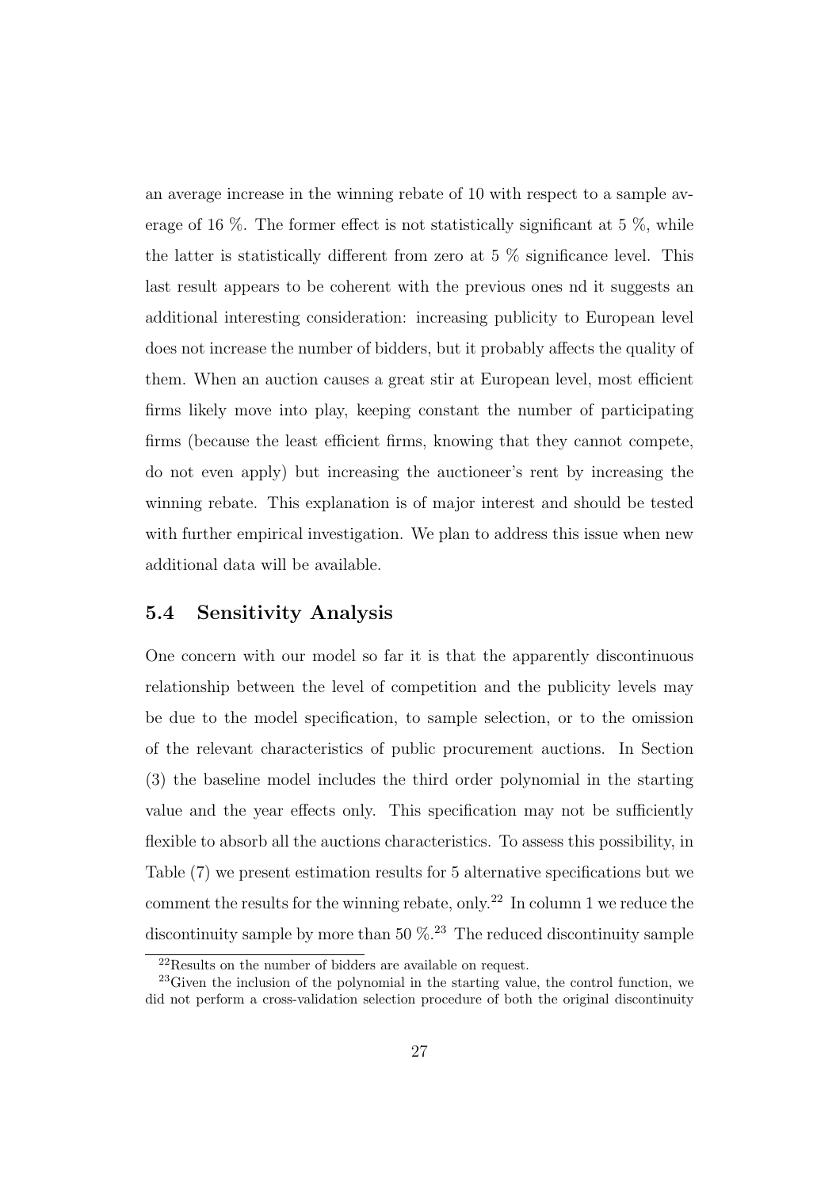an average increase in the winning rebate of 10 with respect to a sample average of 16 %. The former effect is not statistically significant at 5 %, while the latter is statistically different from zero at 5 % significance level. This last result appears to be coherent with the previous ones nd it suggests an additional interesting consideration: increasing publicity to European level does not increase the number of bidders, but it probably affects the quality of them. When an auction causes a great stir at European level, most efficient firms likely move into play, keeping constant the number of participating firms (because the least efficient firms, knowing that they cannot compete, do not even apply) but increasing the auctioneer's rent by increasing the winning rebate. This explanation is of major interest and should be tested with further empirical investigation. We plan to address this issue when new additional data will be available.

### 5.4 Sensitivity Analysis

One concern with our model so far it is that the apparently discontinuous relationship between the level of competition and the publicity levels may be due to the model specification, to sample selection, or to the omission of the relevant characteristics of public procurement auctions. In Section (3) the baseline model includes the third order polynomial in the starting value and the year effects only. This specification may not be sufficiently flexible to absorb all the auctions characteristics. To assess this possibility, in Table (7) we present estimation results for 5 alternative specifications but we comment the results for the winning rebate, only.[22] In column 1 we reduce the discontinuity sample by more than 50 %.[23] The reduced discontinuity sample

[22]Results on the number of bidders are available on request.

[23]Given the inclusion of the polynomial in the starting value, the control function, we did not perform a cross-validation selection procedure of both the original discontinuity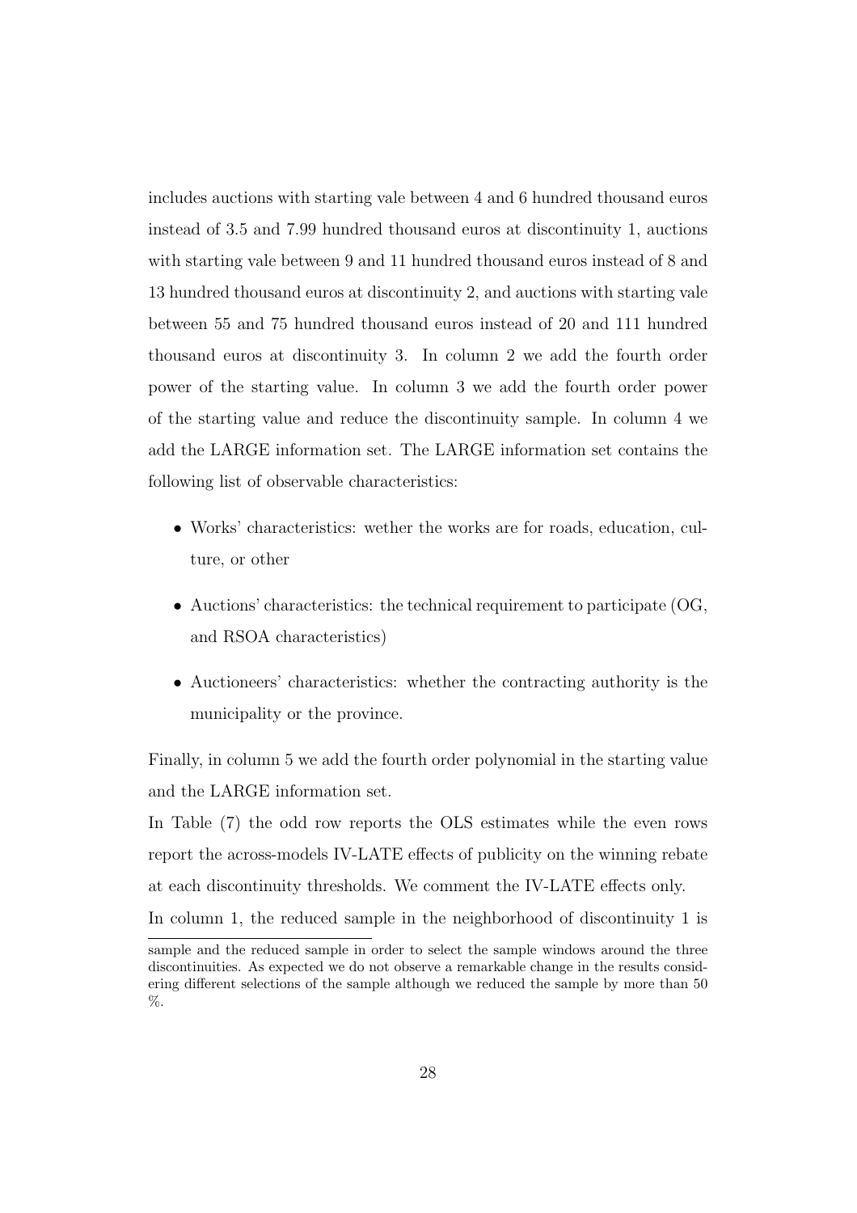includes auctions with starting vale between 4 and 6 hundred thousand euros instead of 3.5 and 7.99 hundred thousand euros at discontinuity 1, auctions with starting vale between 9 and 11 hundred thousand euros instead of 8 and 13 hundred thousand euros at discontinuity 2, and auctions with starting vale between 55 and 75 hundred thousand euros instead of 20 and 111 hundred thousand euros at discontinuity 3. In column 2 we add the fourth order power of the starting value. In column 3 we add the fourth order power of the starting value and reduce the discontinuity sample. In column 4 we add the LARGE information set. The LARGE information set contains the following list of observable characteristics:

- Works' characteristics: wether the works are for roads, education, culture, or other
- Auctions' characteristics: the technical requirement to participate (OG, and RSOA characteristics)
- Auctioneers' characteristics: whether the contracting authority is the municipality or the province.

Finally, in column 5 we add the fourth order polynomial in the starting value and the LARGE information set.

In Table (7) the odd row reports the OLS estimates while the even rows report the across-models IV-LATE effects of publicity on the winning rebate at each discontinuity thresholds. We comment the IV-LATE effects only.

In column 1, the reduced sample in the neighborhood of discontinuity 1 is

---

sample and the reduced sample in order to select the sample windows around the three discontinuities. As expected we do not observe a remarkable change in the results considering different selections of the sample although we reduced the sample by more than 50 %.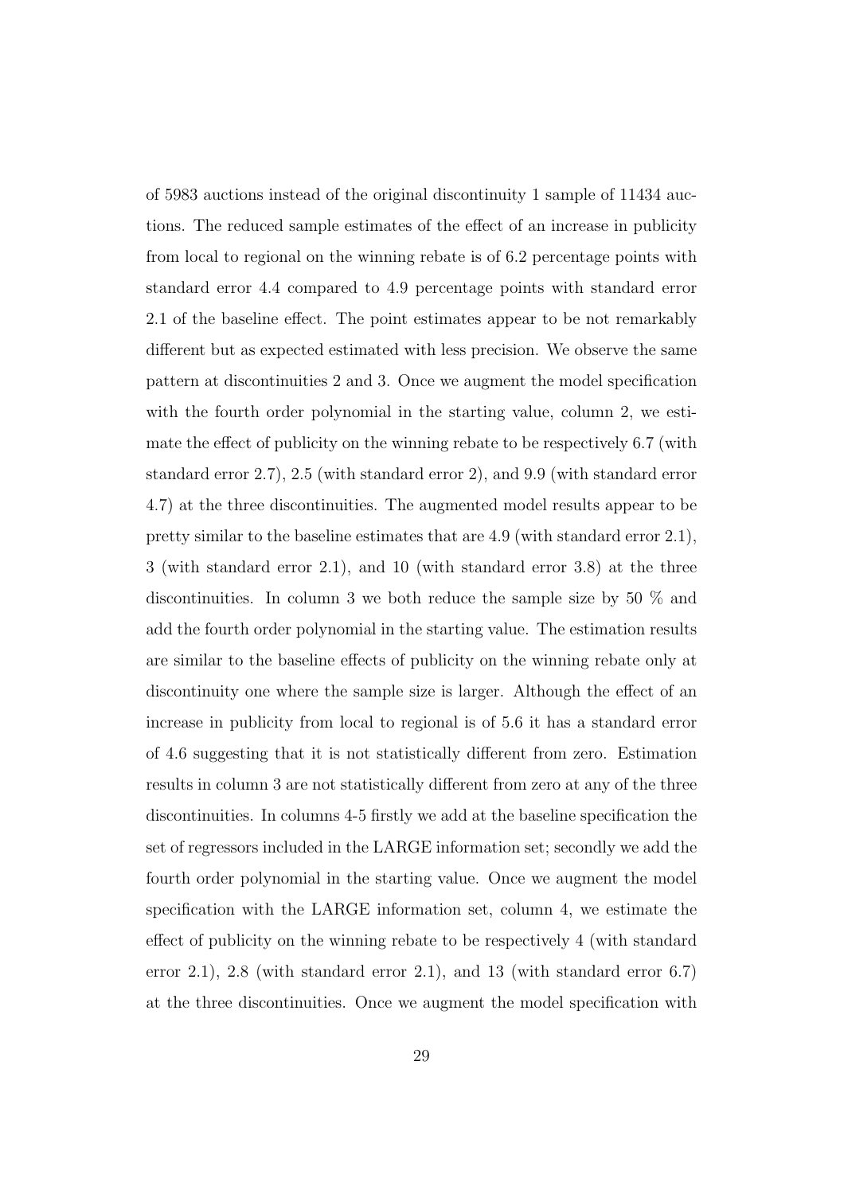of 5983 auctions instead of the original discontinuity 1 sample of 11434 auctions. The reduced sample estimates of the effect of an increase in publicity from local to regional on the winning rebate is of 6.2 percentage points with standard error 4.4 compared to 4.9 percentage points with standard error 2.1 of the baseline effect. The point estimates appear to be not remarkably different but as expected estimated with less precision. We observe the same pattern at discontinuities 2 and 3. Once we augment the model specification with the fourth order polynomial in the starting value, column 2, we estimate the effect of publicity on the winning rebate to be respectively 6.7 (with standard error 2.7), 2.5 (with standard error 2), and 9.9 (with standard error 4.7) at the three discontinuities. The augmented model results appear to be pretty similar to the baseline estimates that are 4.9 (with standard error 2.1), 3 (with standard error 2.1), and 10 (with standard error 3.8) at the three discontinuities. In column 3 we both reduce the sample size by 50 % and add the fourth order polynomial in the starting value. The estimation results are similar to the baseline effects of publicity on the winning rebate only at discontinuity one where the sample size is larger. Although the effect of an increase in publicity from local to regional is of 5.6 it has a standard error of 4.6 suggesting that it is not statistically different from zero. Estimation results in column 3 are not statistically different from zero at any of the three discontinuities. In columns 4-5 firstly we add at the baseline specification the set of regressors included in the LARGE information set; secondly we add the fourth order polynomial in the starting value. Once we augment the model specification with the LARGE information set, column 4, we estimate the effect of publicity on the winning rebate to be respectively 4 (with standard error 2.1), 2.8 (with standard error 2.1), and 13 (with standard error 6.7) at the three discontinuities. Once we augment the model specification with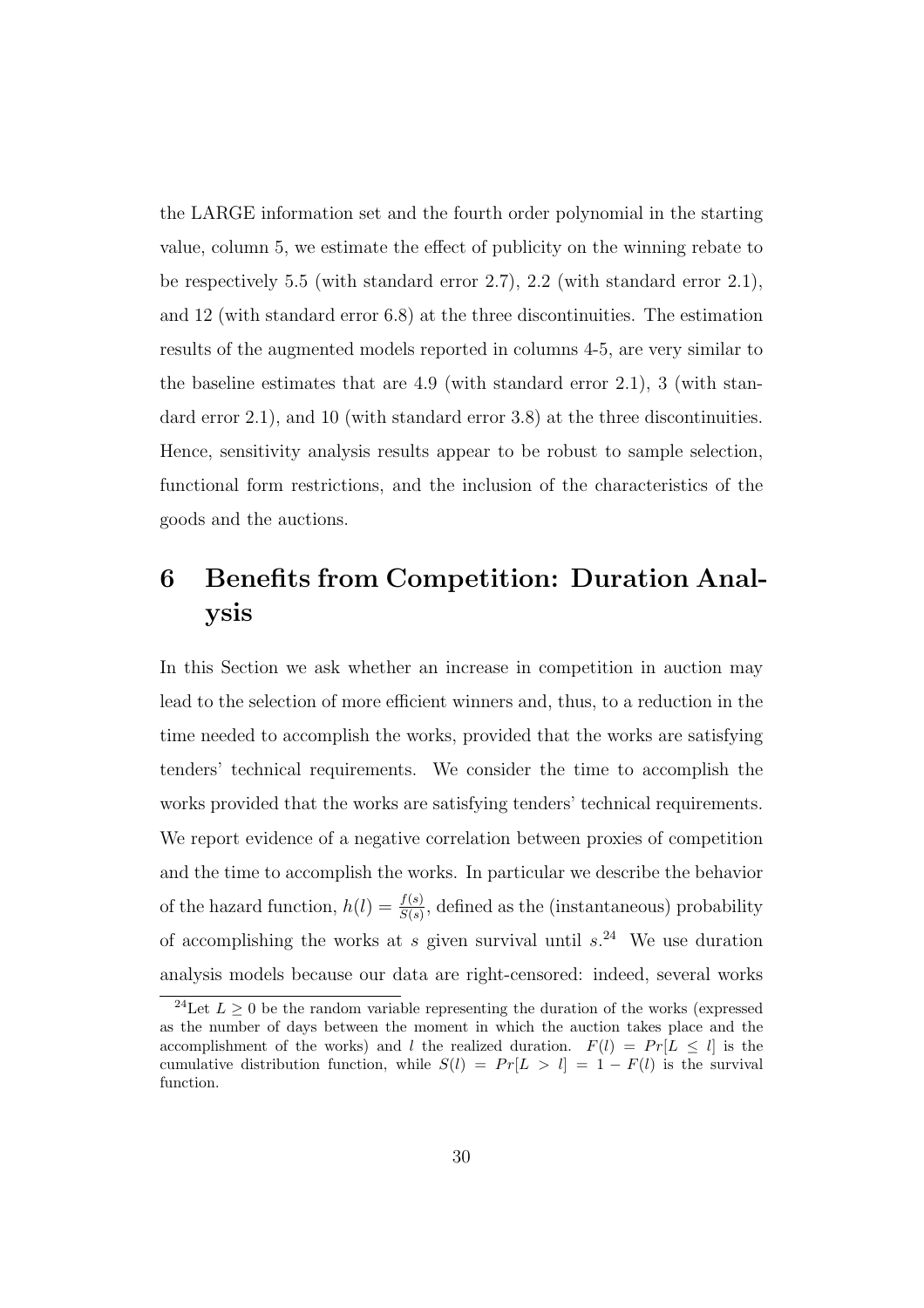the LARGE information set and the fourth order polynomial in the starting value, column 5, we estimate the effect of publicity on the winning rebate to be respectively 5.5 (with standard error 2.7), 2.2 (with standard error 2.1), and 12 (with standard error 6.8) at the three discontinuities. The estimation results of the augmented models reported in columns 4-5, are very similar to the baseline estimates that are 4.9 (with standard error 2.1), 3 (with standard error 2.1), and 10 (with standard error 3.8) at the three discontinuities. Hence, sensitivity analysis results appear to be robust to sample selection, functional form restrictions, and the inclusion of the characteristics of the goods and the auctions.

# 6 Benefits from Competition: Duration Analysis

In this Section we ask whether an increase in competition in auction may lead to the selection of more efficient winners and, thus, to a reduction in the time needed to accomplish the works, provided that the works are satisfying tenders' technical requirements. We consider the time to accomplish the works provided that the works are satisfying tenders' technical requirements. We report evidence of a negative correlation between proxies of competition and the time to accomplish the works. In particular we describe the behavior of the hazard function, $h(l) = \frac{f(s)}{S(s)}$, defined as the (instantaneous) probability of accomplishing the works at $s$ given survival until $s$.[24] We use duration analysis models because our data are right-censored: indeed, several works

[24]Let $L \geq 0$ be the random variable representing the duration of the works (expressed as the number of days between the moment in which the auction takes place and the accomplishment of the works) and $l$ the realized duration. $F(l) = Pr[L \leq l]$ is the cumulative distribution function, while $S(l) = Pr[L > l] = 1 - F(l)$ is the survival function.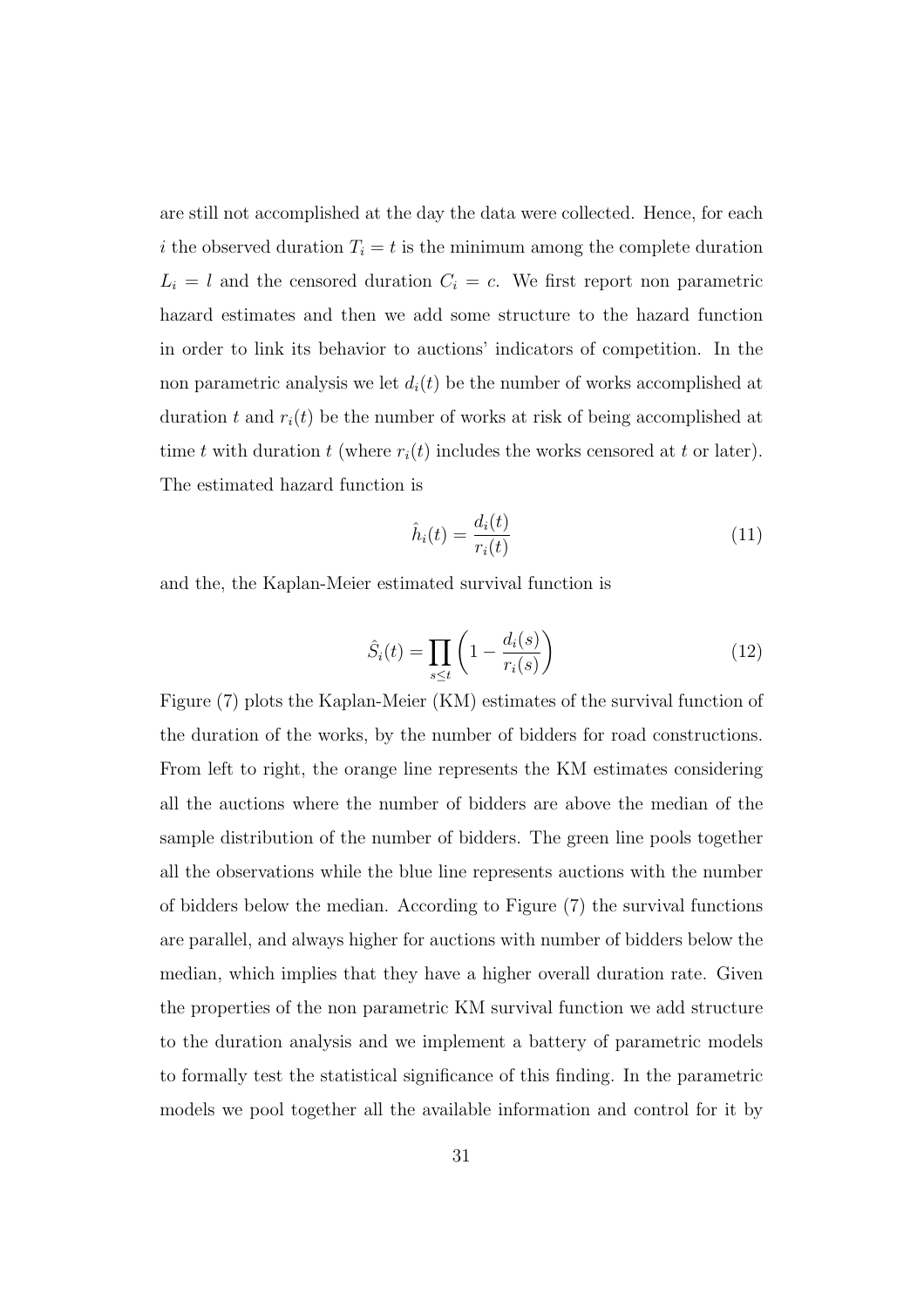are still not accomplished at the day the data were collected. Hence, for each $i$ the observed duration $T_i = t$ is the minimum among the complete duration $L_i = l$ and the censored duration $C_i = c$. We first report non parametric hazard estimates and then we add some structure to the hazard function in order to link its behavior to auctions' indicators of competition. In the non parametric analysis we let $d_i(t)$ be the number of works accomplished at duration $t$ and $r_i(t)$ be the number of works at risk of being accomplished at time $t$ with duration $t$ (where $r_i(t)$ includes the works censored at $t$ or later). The estimated hazard function is

$$\hat{h}_i(t) = \frac{d_i(t)}{r_i(t)} \tag{11}$$

and the, the Kaplan-Meier estimated survival function is

$$\hat{S}_i(t) = \prod_{s \leq t} \left(1 - \frac{d_i(s)}{r_i(s)}\right) \tag{12}$$

Figure (7) plots the Kaplan-Meier (KM) estimates of the survival function of the duration of the works, by the number of bidders for road constructions. From left to right, the orange line represents the KM estimates considering all the auctions where the number of bidders are above the median of the sample distribution of the number of bidders. The green line pools together all the observations while the blue line represents auctions with the number of bidders below the median. According to Figure (7) the survival functions are parallel, and always higher for auctions with number of bidders below the median, which implies that they have a higher overall duration rate. Given the properties of the non parametric KM survival function we add structure to the duration analysis and we implement a battery of parametric models to formally test the statistical significance of this finding. In the parametric models we pool together all the available information and control for it by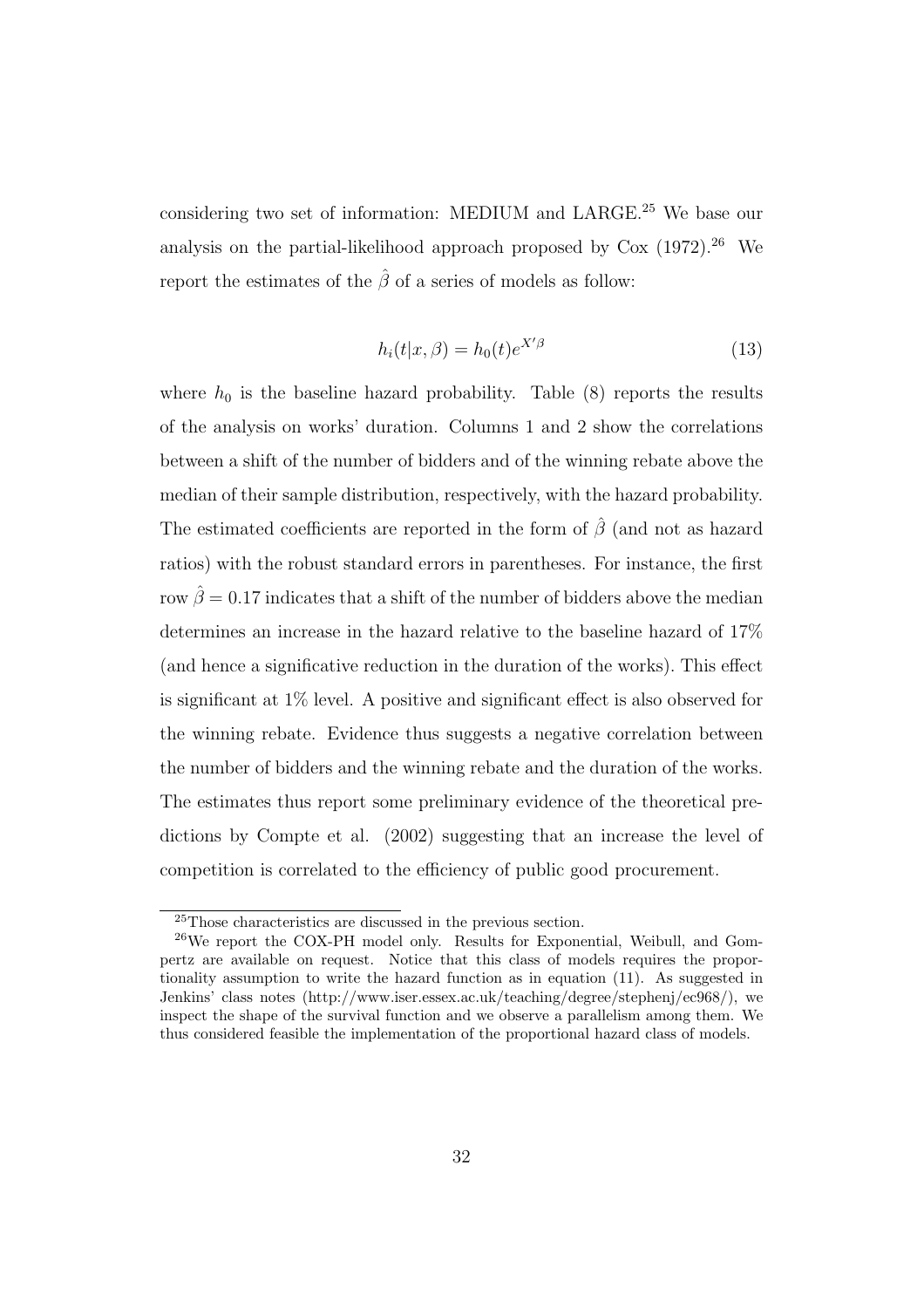considering two set of information: MEDIUM and LARGE.[25] We base our analysis on the partial-likelihood approach proposed by Cox (1972).[26] We report the estimates of the $\hat{\beta}$ of a series of models as follow:

$$h_i(t|x, \beta) = h_0(t)e^{X'\beta} \tag{13}$$

where $h_0$ is the baseline hazard probability. Table (8) reports the results of the analysis on works' duration. Columns 1 and 2 show the correlations between a shift of the number of bidders and of the winning rebate above the median of their sample distribution, respectively, with the hazard probability. The estimated coefficients are reported in the form of $\hat{\beta}$ (and not as hazard ratios) with the robust standard errors in parentheses. For instance, the first row $\hat{\beta} = 0.17$ indicates that a shift of the number of bidders above the median determines an increase in the hazard relative to the baseline hazard of 17% (and hence a significative reduction in the duration of the works). This effect is significant at 1% level. A positive and significant effect is also observed for the winning rebate. Evidence thus suggests a negative correlation between the number of bidders and the winning rebate and the duration of the works. The estimates thus report some preliminary evidence of the theoretical predictions by Compte et al. (2002) suggesting that an increase the level of competition is correlated to the efficiency of public good procurement.

---

[25] Those characteristics are discussed in the previous section.

[26] We report the COX-PH model only. Results for Exponential, Weibull, and Gompertz are available on request. Notice that this class of models requires the proportionality assumption to write the hazard function as in equation (11). As suggested in Jenkins' class notes (http://www.iser.essex.ac.uk/teaching/degree/stephenj/ec968/), we inspect the shape of the survival function and we observe a parallelism among them. We thus considered feasible the implementation of the proportional hazard class of models.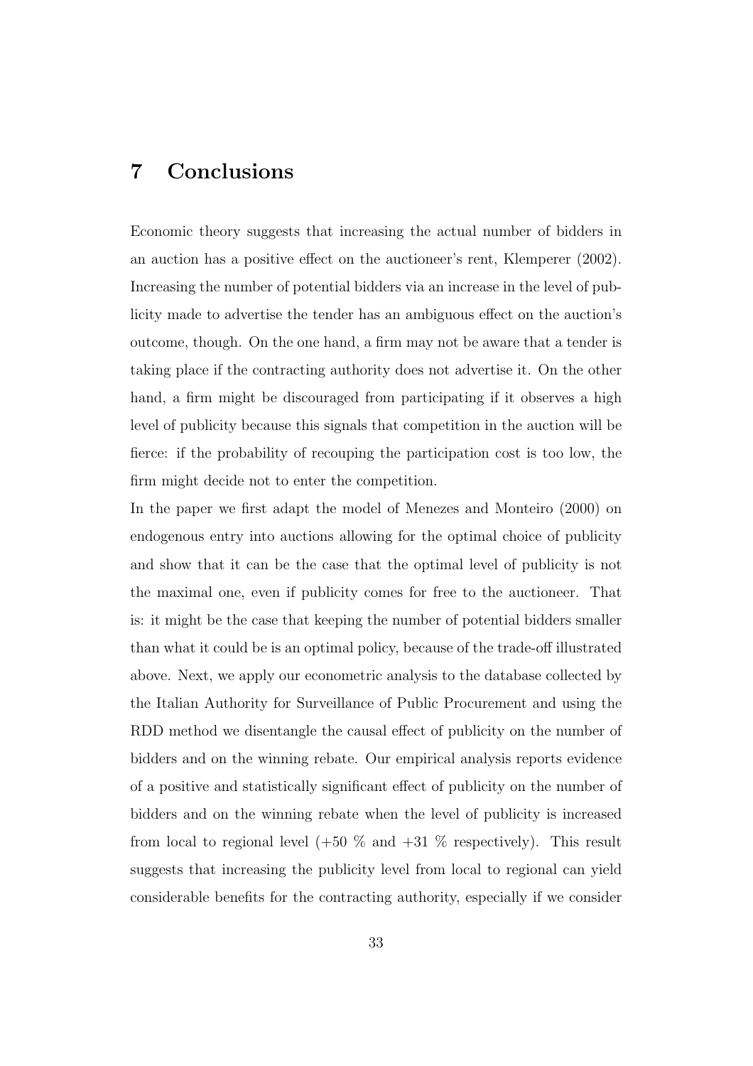## 7 Conclusions

Economic theory suggests that increasing the actual number of bidders in an auction has a positive effect on the auctioneer's rent, Klemperer (2002). Increasing the number of potential bidders via an increase in the level of publicity made to advertise the tender has an ambiguous effect on the auction's outcome, though. On the one hand, a firm may not be aware that a tender is taking place if the contracting authority does not advertise it. On the other hand, a firm might be discouraged from participating if it observes a high level of publicity because this signals that competition in the auction will be fierce: if the probability of recouping the participation cost is too low, the firm might decide not to enter the competition.

In the paper we first adapt the model of Menezes and Monteiro (2000) on endogenous entry into auctions allowing for the optimal choice of publicity and show that it can be the case that the optimal level of publicity is not the maximal one, even if publicity comes for free to the auctioneer. That is: it might be the case that keeping the number of potential bidders smaller than what it could be is an optimal policy, because of the trade-off illustrated above. Next, we apply our econometric analysis to the database collected by the Italian Authority for Surveillance of Public Procurement and using the RDD method we disentangle the causal effect of publicity on the number of bidders and on the winning rebate. Our empirical analysis reports evidence of a positive and statistically significant effect of publicity on the number of bidders and on the winning rebate when the level of publicity is increased from local to regional level (+50 % and +31 % respectively). This result suggests that increasing the publicity level from local to regional can yield considerable benefits for the contracting authority, especially if we consider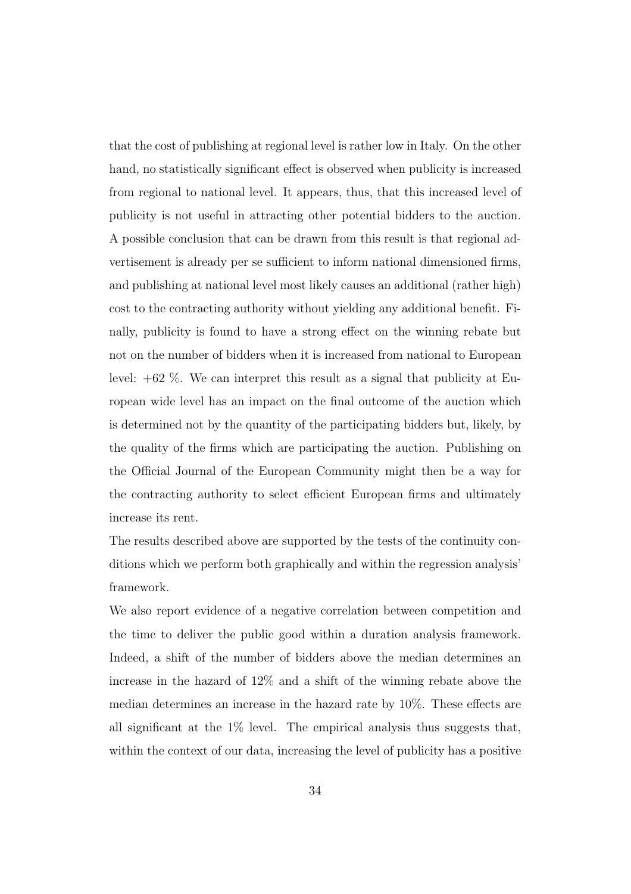that the cost of publishing at regional level is rather low in Italy. On the other hand, no statistically significant effect is observed when publicity is increased from regional to national level. It appears, thus, that this increased level of publicity is not useful in attracting other potential bidders to the auction. A possible conclusion that can be drawn from this result is that regional advertisement is already per se sufficient to inform national dimensioned firms, and publishing at national level most likely causes an additional (rather high) cost to the contracting authority without yielding any additional benefit. Finally, publicity is found to have a strong effect on the winning rebate but not on the number of bidders when it is increased from national to European level: +62 %. We can interpret this result as a signal that publicity at European wide level has an impact on the final outcome of the auction which is determined not by the quantity of the participating bidders but, likely, by the quality of the firms which are participating the auction. Publishing on the Official Journal of the European Community might then be a way for the contracting authority to select efficient European firms and ultimately increase its rent.

The results described above are supported by the tests of the continuity conditions which we perform both graphically and within the regression analysis' framework.

We also report evidence of a negative correlation between competition and the time to deliver the public good within a duration analysis framework. Indeed, a shift of the number of bidders above the median determines an increase in the hazard of 12% and a shift of the winning rebate above the median determines an increase in the hazard rate by 10%. These effects are all significant at the 1% level. The empirical analysis thus suggests that, within the context of our data, increasing the level of publicity has a positive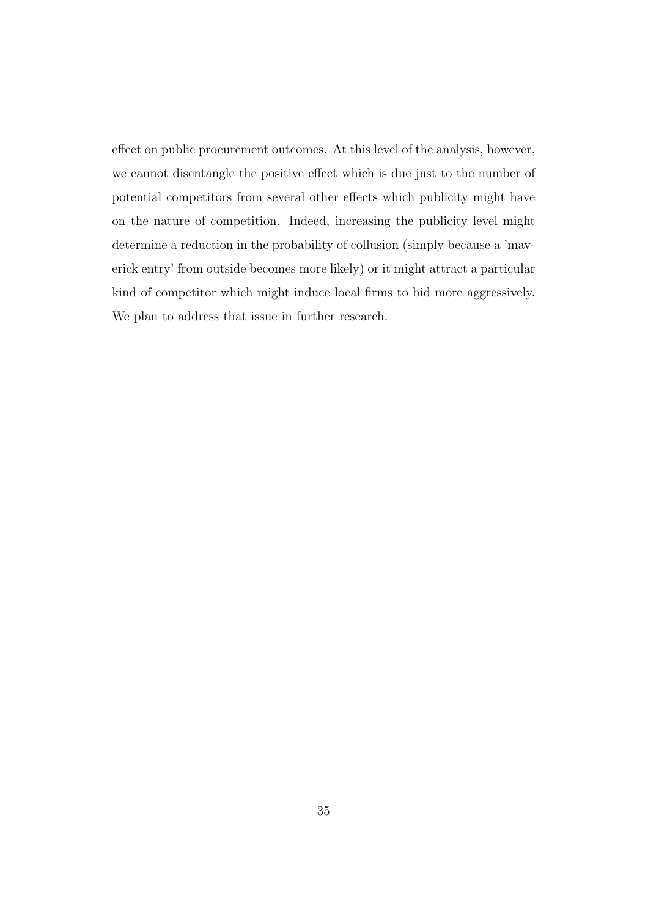effect on public procurement outcomes. At this level of the analysis, however, we cannot disentangle the positive effect which is due just to the number of potential competitors from several other effects which publicity might have on the nature of competition. Indeed, increasing the publicity level might determine a reduction in the probability of collusion (simply because a 'maverick entry' from outside becomes more likely) or it might attract a particular kind of competitor which might induce local firms to bid more aggressively. We plan to address that issue in further research.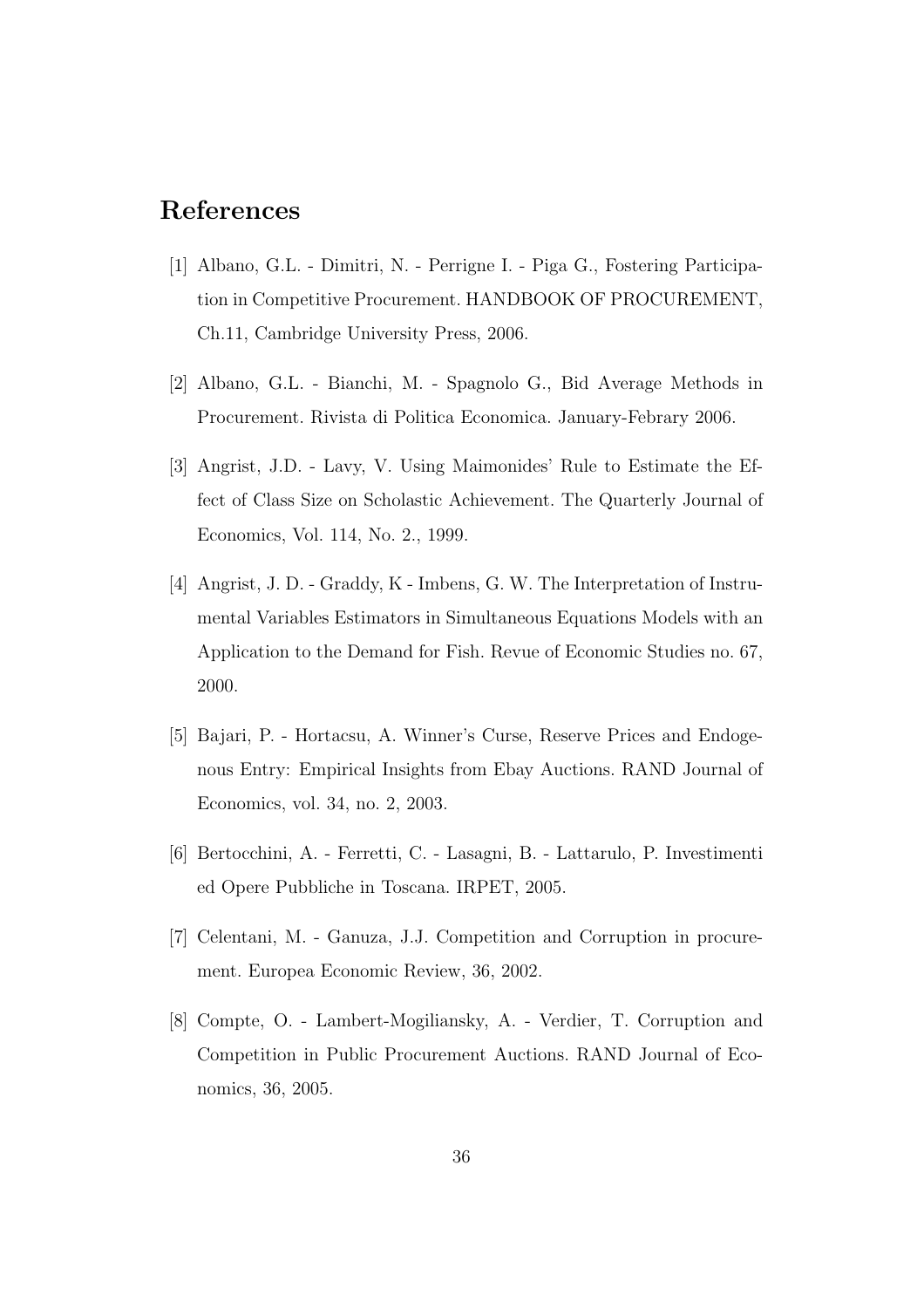## References

[1] Albano, G.L. - Dimitri, N. - Perrigne I. - Piga G., Fostering Participation in Competitive Procurement. HANDBOOK OF PROCUREMENT, Ch.11, Cambridge University Press, 2006.

[2] Albano, G.L. - Bianchi, M. - Spagnolo G., Bid Average Methods in Procurement. Rivista di Politica Economica. January-Febrary 2006.

[3] Angrist, J.D. - Lavy, V. Using Maimonides' Rule to Estimate the Effect of Class Size on Scholastic Achievement. The Quarterly Journal of Economics, Vol. 114, No. 2., 1999.

[4] Angrist, J. D. - Graddy, K - Imbens, G. W. The Interpretation of Instrumental Variables Estimators in Simultaneous Equations Models with an Application to the Demand for Fish. Revue of Economic Studies no. 67, 2000.

[5] Bajari, P. - Hortacsu, A. Winner's Curse, Reserve Prices and Endogenous Entry: Empirical Insights from Ebay Auctions. RAND Journal of Economics, vol. 34, no. 2, 2003.

[6] Bertocchini, A. - Ferretti, C. - Lasagni, B. - Lattarulo, P. Investimenti ed Opere Pubbliche in Toscana. IRPET, 2005.

[7] Celentani, M. - Ganuza, J.J. Competition and Corruption in procurement. Europea Economic Review, 36, 2002.

[8] Compte, O. - Lambert-Mogiliansky, A. - Verdier, T. Corruption and Competition in Public Procurement Auctions. RAND Journal of Economics, 36, 2005.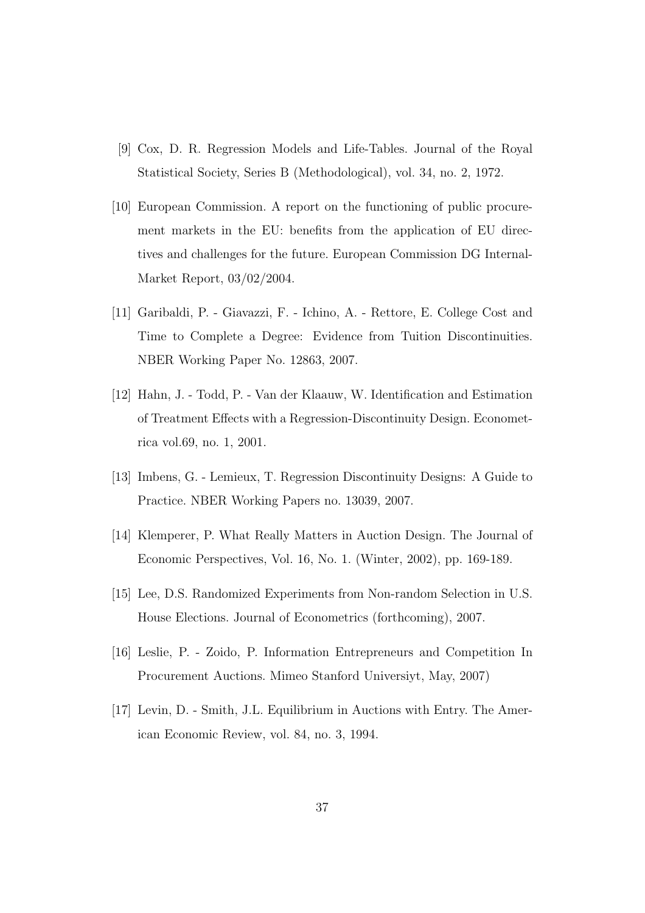[9] Cox, D. R. Regression Models and Life-Tables. Journal of the Royal Statistical Society, Series B (Methodological), vol. 34, no. 2, 1972.

[10] European Commission. A report on the functioning of public procurement markets in the EU: benefits from the application of EU directives and challenges for the future. European Commission DG Internal-Market Report, 03/02/2004.

[11] Garibaldi, P. - Giavazzi, F. - Ichino, A. - Rettore, E. College Cost and Time to Complete a Degree: Evidence from Tuition Discontinuities. NBER Working Paper No. 12863, 2007.

[12] Hahn, J. - Todd, P. - Van der Klaauw, W. Identification and Estimation of Treatment Effects with a Regression-Discontinuity Design. Econometrica vol.69, no. 1, 2001.

[13] Imbens, G. - Lemieux, T. Regression Discontinuity Designs: A Guide to Practice. NBER Working Papers no. 13039, 2007.

[14] Klemperer, P. What Really Matters in Auction Design. The Journal of Economic Perspectives, Vol. 16, No. 1. (Winter, 2002), pp. 169-189.

[15] Lee, D.S. Randomized Experiments from Non-random Selection in U.S. House Elections. Journal of Econometrics (forthcoming), 2007.

[16] Leslie, P. - Zoido, P. Information Entrepreneurs and Competition In Procurement Auctions. Mimeo Stanford Universiyt, May, 2007)

[17] Levin, D. - Smith, J.L. Equilibrium in Auctions with Entry. The American Economic Review, vol. 84, no. 3, 1994.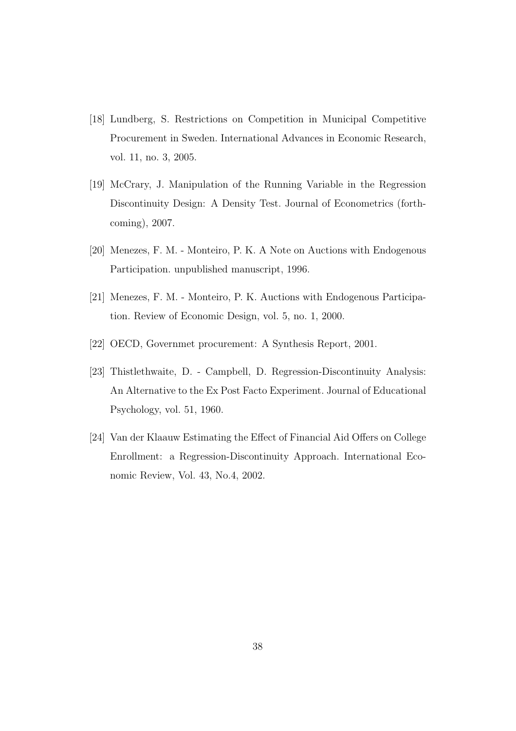[18] Lundberg, S. Restrictions on Competition in Municipal Competitive Procurement in Sweden. International Advances in Economic Research, vol. 11, no. 3, 2005.

[19] McCrary, J. Manipulation of the Running Variable in the Regression Discontinuity Design: A Density Test. Journal of Econometrics (forthcoming), 2007.

[20] Menezes, F. M. - Monteiro, P. K. A Note on Auctions with Endogenous Participation. unpublished manuscript, 1996.

[21] Menezes, F. M. - Monteiro, P. K. Auctions with Endogenous Participation. Review of Economic Design, vol. 5, no. 1, 2000.

[22] OECD, Governmet procurement: A Synthesis Report, 2001.

[23] Thistlethwaite, D. - Campbell, D. Regression-Discontinuity Analysis: An Alternative to the Ex Post Facto Experiment. Journal of Educational Psychology, vol. 51, 1960.

[24] Van der Klaauw Estimating the Effect of Financial Aid Offers on College Enrollment: a Regression-Discontinuity Approach. International Economic Review, Vol. 43, No.4, 2002.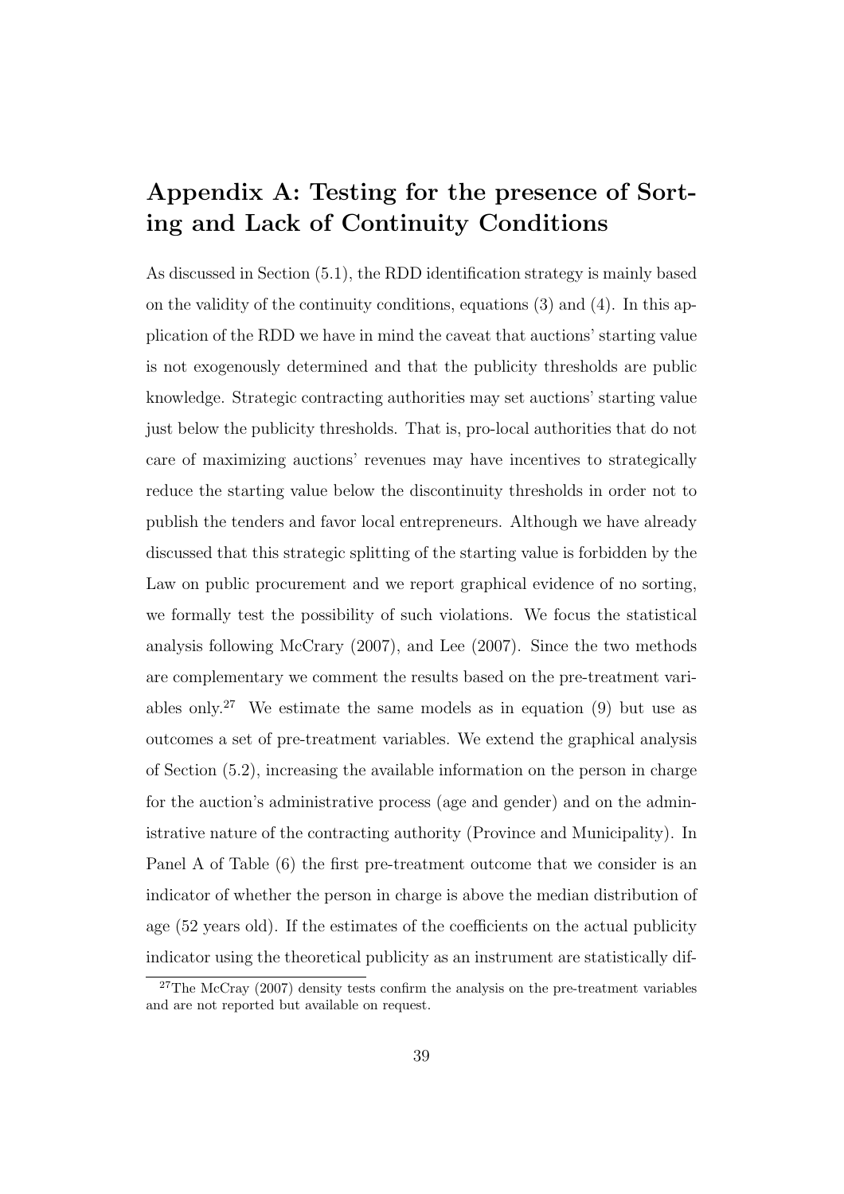# Appendix A: Testing for the presence of Sorting and Lack of Continuity Conditions

As discussed in Section (5.1), the RDD identification strategy is mainly based on the validity of the continuity conditions, equations (3) and (4). In this application of the RDD we have in mind the caveat that auctions' starting value is not exogenously determined and that the publicity thresholds are public knowledge. Strategic contracting authorities may set auctions' starting value just below the publicity thresholds. That is, pro-local authorities that do not care of maximizing auctions' revenues may have incentives to strategically reduce the starting value below the discontinuity thresholds in order not to publish the tenders and favor local entrepreneurs. Although we have already discussed that this strategic splitting of the starting value is forbidden by the Law on public procurement and we report graphical evidence of no sorting, we formally test the possibility of such violations. We focus the statistical analysis following McCrary (2007), and Lee (2007). Since the two methods are complementary we comment the results based on the pre-treatment variables only.[27] We estimate the same models as in equation (9) but use as outcomes a set of pre-treatment variables. We extend the graphical analysis of Section (5.2), increasing the available information on the person in charge for the auction's administrative process (age and gender) and on the administrative nature of the contracting authority (Province and Municipality). In Panel A of Table (6) the first pre-treatment outcome that we consider is an indicator of whether the person in charge is above the median distribution of age (52 years old). If the estimates of the coefficients on the actual publicity indicator using the theoretical publicity as an instrument are statistically dif-

[27]The McCray (2007) density tests confirm the analysis on the pre-treatment variables and are not reported but available on request.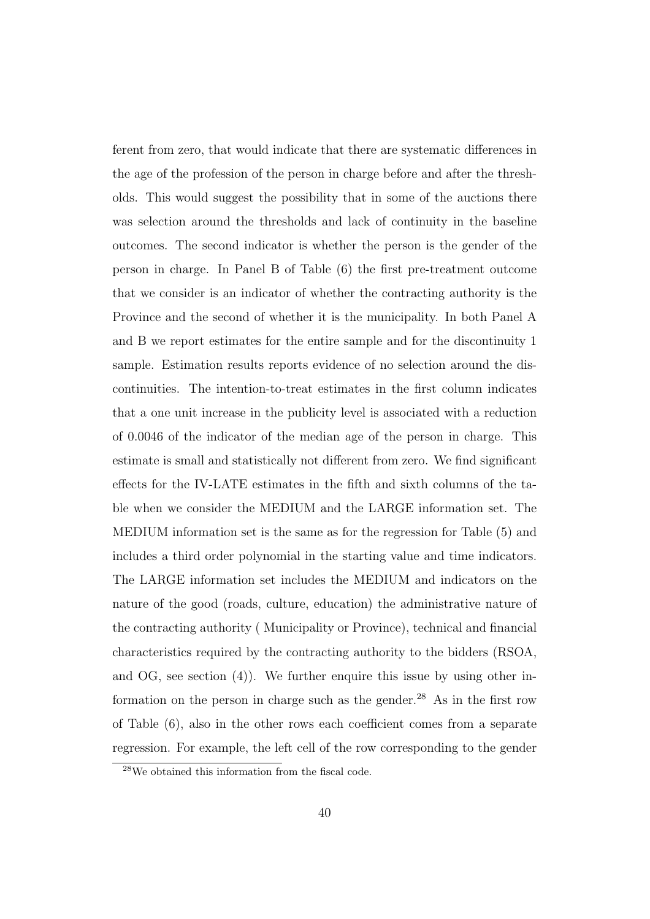ferent from zero, that would indicate that there are systematic differences in the age of the profession of the person in charge before and after the thresholds. This would suggest the possibility that in some of the auctions there was selection around the thresholds and lack of continuity in the baseline outcomes. The second indicator is whether the person is the gender of the person in charge. In Panel B of Table (6) the first pre-treatment outcome that we consider is an indicator of whether the contracting authority is the Province and the second of whether it is the municipality. In both Panel A and B we report estimates for the entire sample and for the discontinuity 1 sample. Estimation results reports evidence of no selection around the discontinuities. The intention-to-treat estimates in the first column indicates that a one unit increase in the publicity level is associated with a reduction of 0.0046 of the indicator of the median age of the person in charge. This estimate is small and statistically not different from zero. We find significant effects for the IV-LATE estimates in the fifth and sixth columns of the table when we consider the MEDIUM and the LARGE information set. The MEDIUM information set is the same as for the regression for Table (5) and includes a third order polynomial in the starting value and time indicators. The LARGE information set includes the MEDIUM and indicators on the nature of the good (roads, culture, education) the administrative nature of the contracting authority ( Municipality or Province), technical and financial characteristics required by the contracting authority to the bidders (RSOA, and OG, see section (4)). We further enquire this issue by using other information on the person in charge such as the gender.[28] As in the first row of Table (6), also in the other rows each coefficient comes from a separate regression. For example, the left cell of the row corresponding to the gender

[28] We obtained this information from the fiscal code.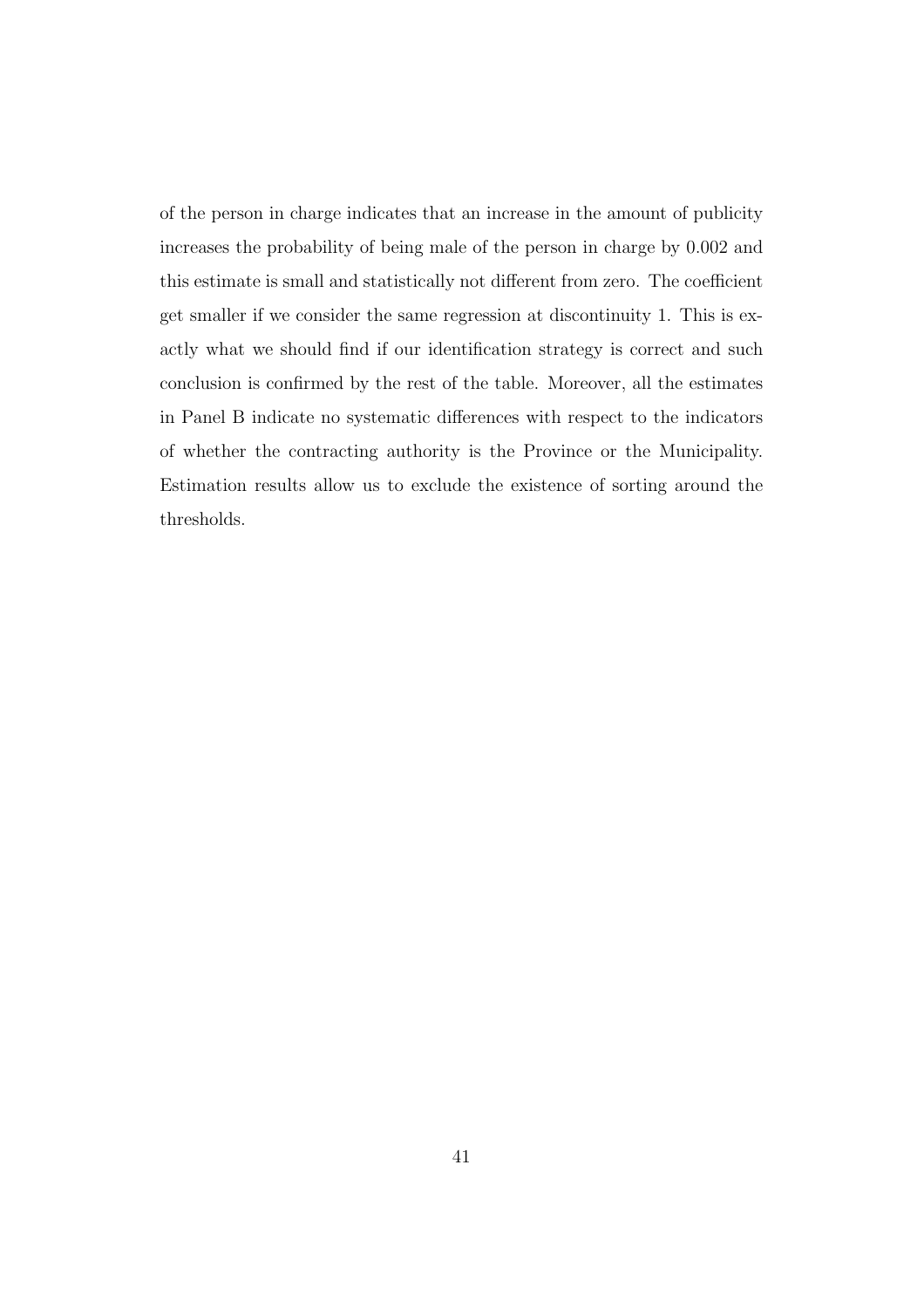of the person in charge indicates that an increase in the amount of publicity increases the probability of being male of the person in charge by 0.002 and this estimate is small and statistically not different from zero. The coefficient get smaller if we consider the same regression at discontinuity 1. This is exactly what we should find if our identification strategy is correct and such conclusion is confirmed by the rest of the table. Moreover, all the estimates in Panel B indicate no systematic differences with respect to the indicators of whether the contracting authority is the Province or the Municipality. Estimation results allow us to exclude the existence of sorting around the thresholds.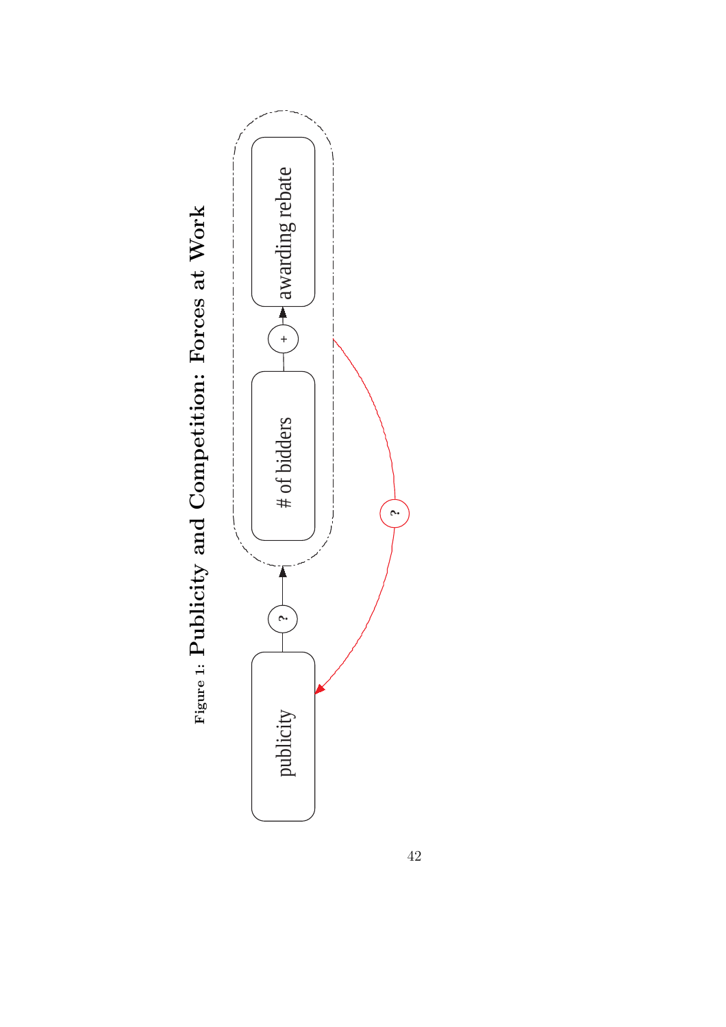Figure 1: **Publicity and Competition: Forces at Work**

publicity

?

# of bidders

+

awarding rebate

?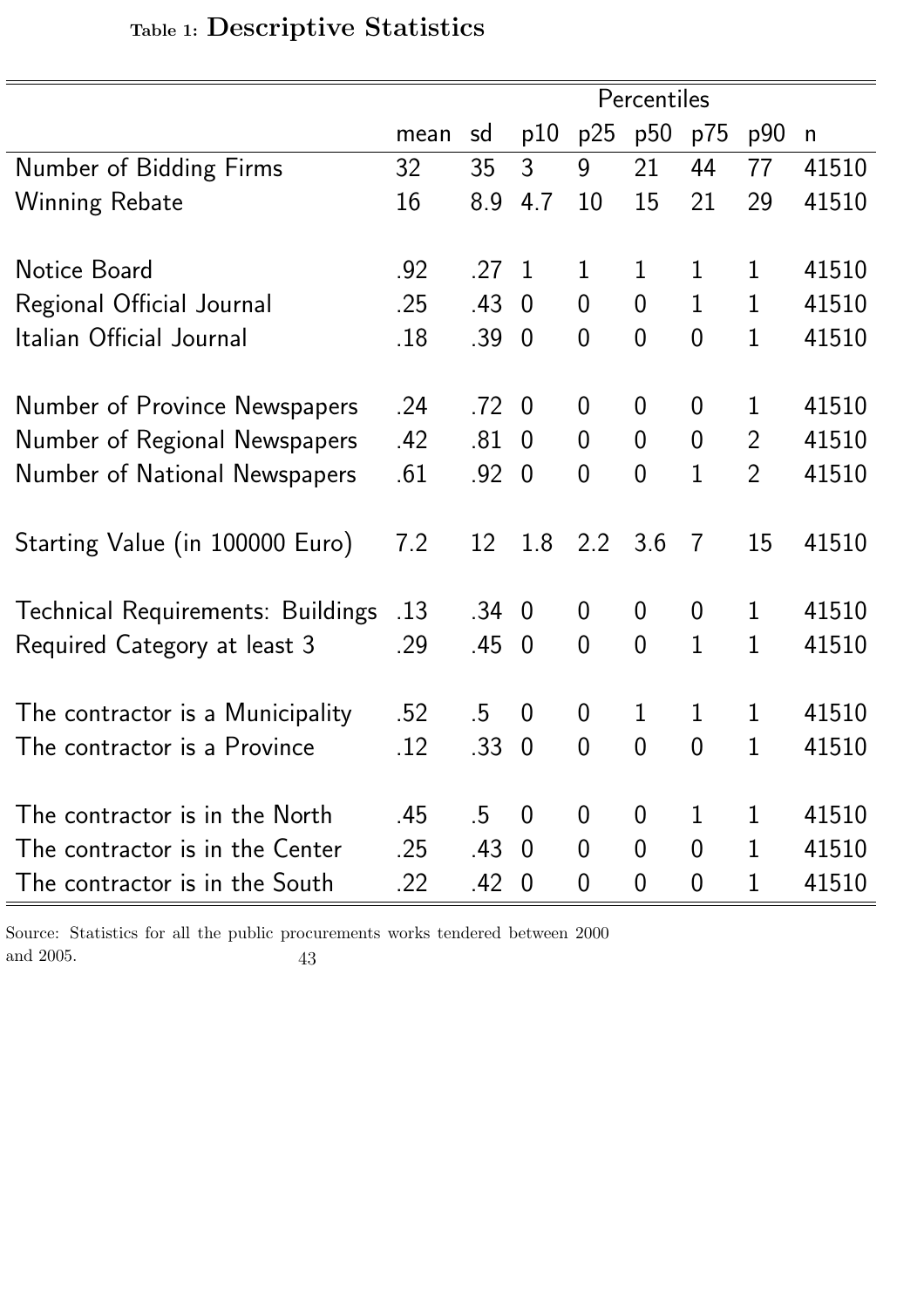Table 1: **Descriptive Statistics**

| | mean | sd | Percentiles p10 | p25 | p50 | p75 | p90 | n |
|---|---|---|---|---|---|---|---|---|
| Number of Bidding Firms | 32 | 35 | 3 | 9 | 21 | 44 | 77 | 41510 |
| Winning Rebate | 16 | 8.9 | 4.7 | 10 | 15 | 21 | 29 | 41510 |
| Notice Board | .92 | .27 | 1 | 1 | 1 | 1 | 1 | 41510 |
| Regional Official Journal | .25 | .43 | 0 | 0 | 0 | 1 | 1 | 41510 |
| Italian Official Journal | .18 | .39 | 0 | 0 | 0 | 0 | 1 | 41510 |
| Number of Province Newspapers | .24 | .72 | 0 | 0 | 0 | 0 | 1 | 41510 |
| Number of Regional Newspapers | .42 | .81 | 0 | 0 | 0 | 0 | 2 | 41510 |
| Number of National Newspapers | .61 | .92 | 0 | 0 | 0 | 1 | 2 | 41510 |
| Starting Value (in 100000 Euro) | 7.2 | 12 | 1.8 | 2.2 | 3.6 | 7 | 15 | 41510 |
| Technical Requirements: Buildings | .13 | .34 | 0 | 0 | 0 | 0 | 1 | 41510 |
| Required Category at least 3 | .29 | .45 | 0 | 0 | 0 | 1 | 1 | 41510 |
| The contractor is a Municipality | .52 | .5 | 0 | 0 | 1 | 1 | 1 | 41510 |
| The contractor is a Province | .12 | .33 | 0 | 0 | 0 | 0 | 1 | 41510 |
| The contractor is in the North | .45 | .5 | 0 | 0 | 0 | 1 | 1 | 41510 |
| The contractor is in the Center | .25 | .43 | 0 | 0 | 0 | 0 | 1 | 41510 |
| The contractor is in the South | .22 | .42 | 0 | 0 | 0 | 0 | 1 | 41510 |

Source: Statistics for all the public procurements works tendered between 2000 and 2005.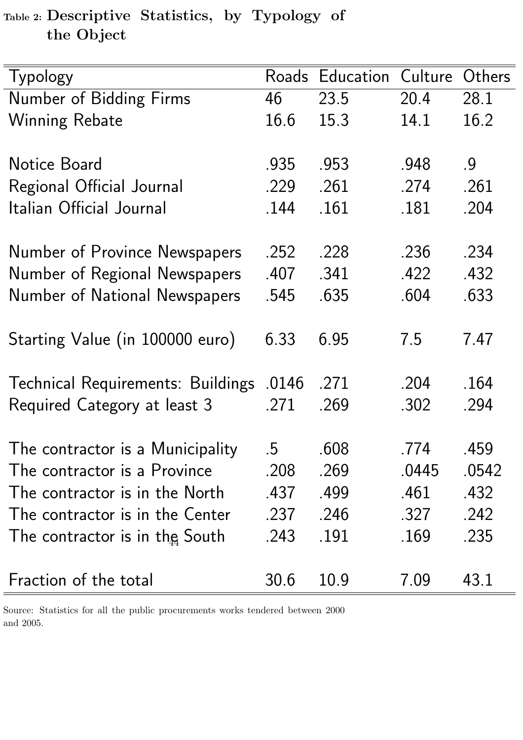Table 2: **Descriptive Statistics, by Typology of the Object**

| Typology | Roads | Education | Culture | Others |
|---|---|---|---|---|
| Number of Bidding Firms | 46 | 23.5 | 20.4 | 28.1 |
| Winning Rebate | 16.6 | 15.3 | 14.1 | 16.2 |
| | | | | |
| Notice Board | .935 | .953 | .948 | .9 |
| Regional Official Journal | .229 | .261 | .274 | .261 |
| Italian Official Journal | .144 | .161 | .181 | .204 |
| | | | | |
| Number of Province Newspapers | .252 | .228 | .236 | .234 |
| Number of Regional Newspapers | .407 | .341 | .422 | .432 |
| Number of National Newspapers | .545 | .635 | .604 | .633 |
| | | | | |
| Starting Value (in 100000 euro) | 6.33 | 6.95 | 7.5 | 7.47 |
| | | | | |
| Technical Requirements: Buildings | .0146 | .271 | .204 | .164 |
| Required Category at least 3 | .271 | .269 | .302 | .294 |
| | | | | |
| The contractor is a Municipality | .5 | .608 | .774 | .459 |
| The contractor is a Province | .208 | .269 | .0445 | .0542 |
| The contractor is in the North | .437 | .499 | .461 | .432 |
| The contractor is in the Center | .237 | .246 | .327 | .242 |
| The contractor is in the South | .243 | .191 | .169 | .235 |
| | | | | |
| Fraction of the total | 30.6 | 10.9 | 7.09 | 43.1 |

Source: Statistics for all the public procurements works tendered between 2000 and 2005.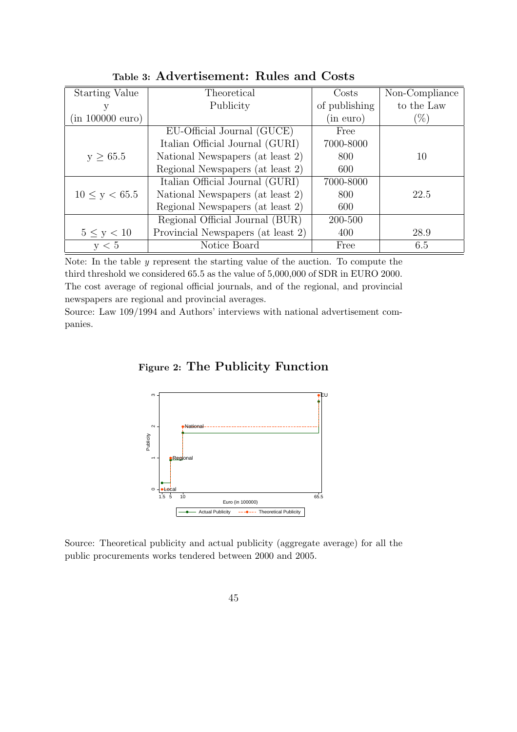**Table 3: Advertisement: Rules and Costs**

| Starting Value y (in 100000 euro) | Theoretical Publicity | Costs of publishing (in euro) | Non-Compliance to the Law (%) |
|---|---|---|---|
| $y \geq 65.5$ | EU-Official Journal (GUCE) | Free | 10 |
| | Italian Official Journal (GURI) | 7000-8000 | |
| | National Newspapers (at least 2) | 800 | |
| | Regional Newspapers (at least 2) | 600 | |
| $10 \leq y < 65.5$ | Italian Official Journal (GURI) | 7000-8000 | 22.5 |
| | National Newspapers (at least 2) | 800 | |
| | Regional Newspapers (at least 2) | 600 | |
| $5 \leq y < 10$ | Regional Official Journal (BUR) | 200-500 | 28.9 |
| | Provincial Newspapers (at least 2) | 400 | |
| $y < 5$ | Notice Board | Free | 6.5 |

Note: In the table $y$ represent the starting value of the auction. To compute the third threshold we considered 65.5 as the value of 5,000,000 of SDR in EURO 2000. The cost average of regional official journals, and of the regional, and provincial newspapers are regional and provincial averages.

Source: Law 109/1994 and Authors' interviews with national advertisement companies.

**Figure 2: The Publicity Function**

Source: Theoretical publicity and actual publicity (aggregate average) for all the public procurements works tendered between 2000 and 2005.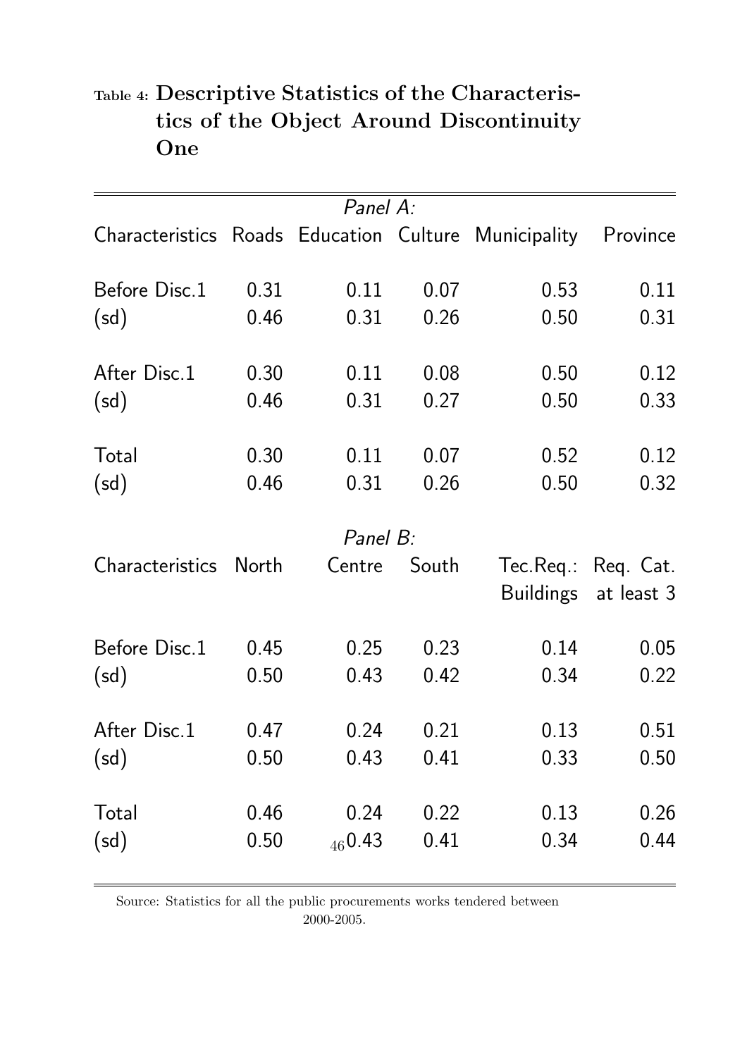Table 4: **Descriptive Statistics of the Characteristics of the Object Around Discontinuity One**

| *Panel A:* | | | | | |
|---|---|---|---|---|---|
| Characteristics | Roads | Education | Culture | Municipality | Province |
| Before Disc.1 | 0.31 | 0.11 | 0.07 | 0.53 | 0.11 |
| (sd) | 0.46 | 0.31 | 0.26 | 0.50 | 0.31 |
| After Disc.1 | 0.30 | 0.11 | 0.08 | 0.50 | 0.12 |
| (sd) | 0.46 | 0.31 | 0.27 | 0.50 | 0.33 |
| Total | 0.30 | 0.11 | 0.07 | 0.52 | 0.12 |
| (sd) | 0.46 | 0.31 | 0.26 | 0.50 | 0.32 |
| *Panel B:* | | | | | |
| Characteristics | North | Centre | South | Tec.Req.: Buildings | Req. Cat. at least 3 |
| Before Disc.1 | 0.45 | 0.25 | 0.23 | 0.14 | 0.05 |
| (sd) | 0.50 | 0.43 | 0.42 | 0.34 | 0.22 |
| After Disc.1 | 0.47 | 0.24 | 0.21 | 0.13 | 0.51 |
| (sd) | 0.50 | 0.43 | 0.41 | 0.33 | 0.50 |
| Total | 0.46 | 0.24 | 0.22 | 0.13 | 0.26 |
| (sd) | 0.50 | 0.43 | 0.41 | 0.34 | 0.44 |

Source: Statistics for all the public procurements works tendered between 2000-2005.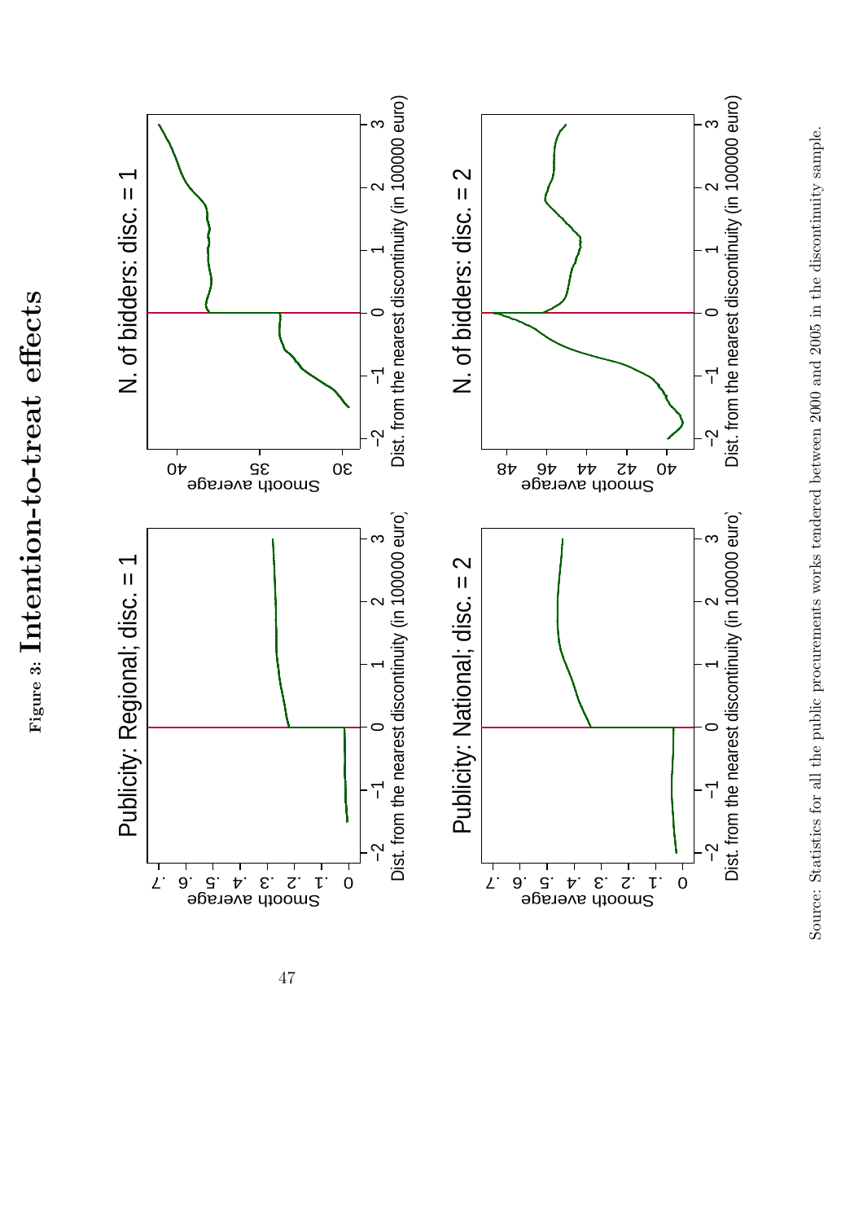**Figure 3: Intention-to-treat effects**

Publicity: Regional; disc. = 1

N. of bidders: disc. = 1

Publicity: National; disc. = 2

N. of bidders: disc. = 2

Source: Statistics for all the public procurements works tendered between 2000 and 2005 in the discontinuity sample.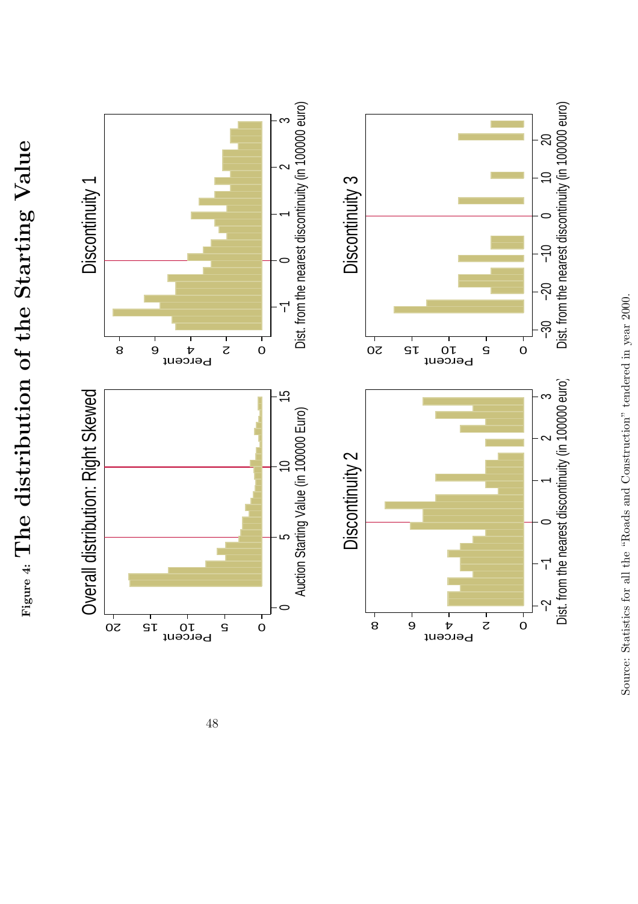**Figure 4: The distribution of the Starting Value**

Overall distribution: Right Skewed

Discontinuity 1

Discontinuity 2

Discontinuity 3

Source: Statistics for all the "Roads and Construction" tendered in year 2000.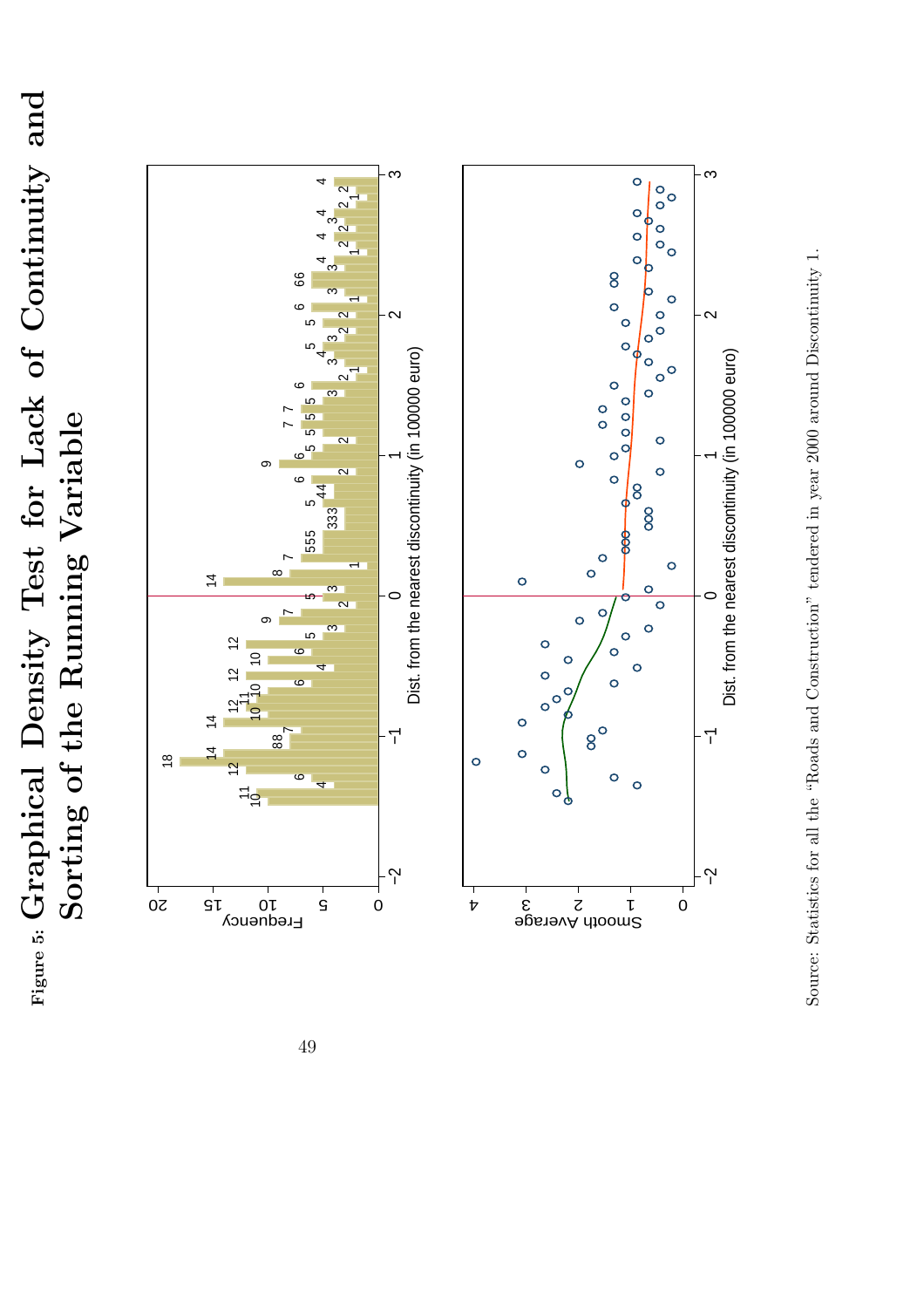Figure 5: **Graphical Density Test for Lack of Continuity and Sorting of the Running Variable**

Source: Statistics for all the "Roads and Construction" tendered in year 2000 around Discontinuity 1.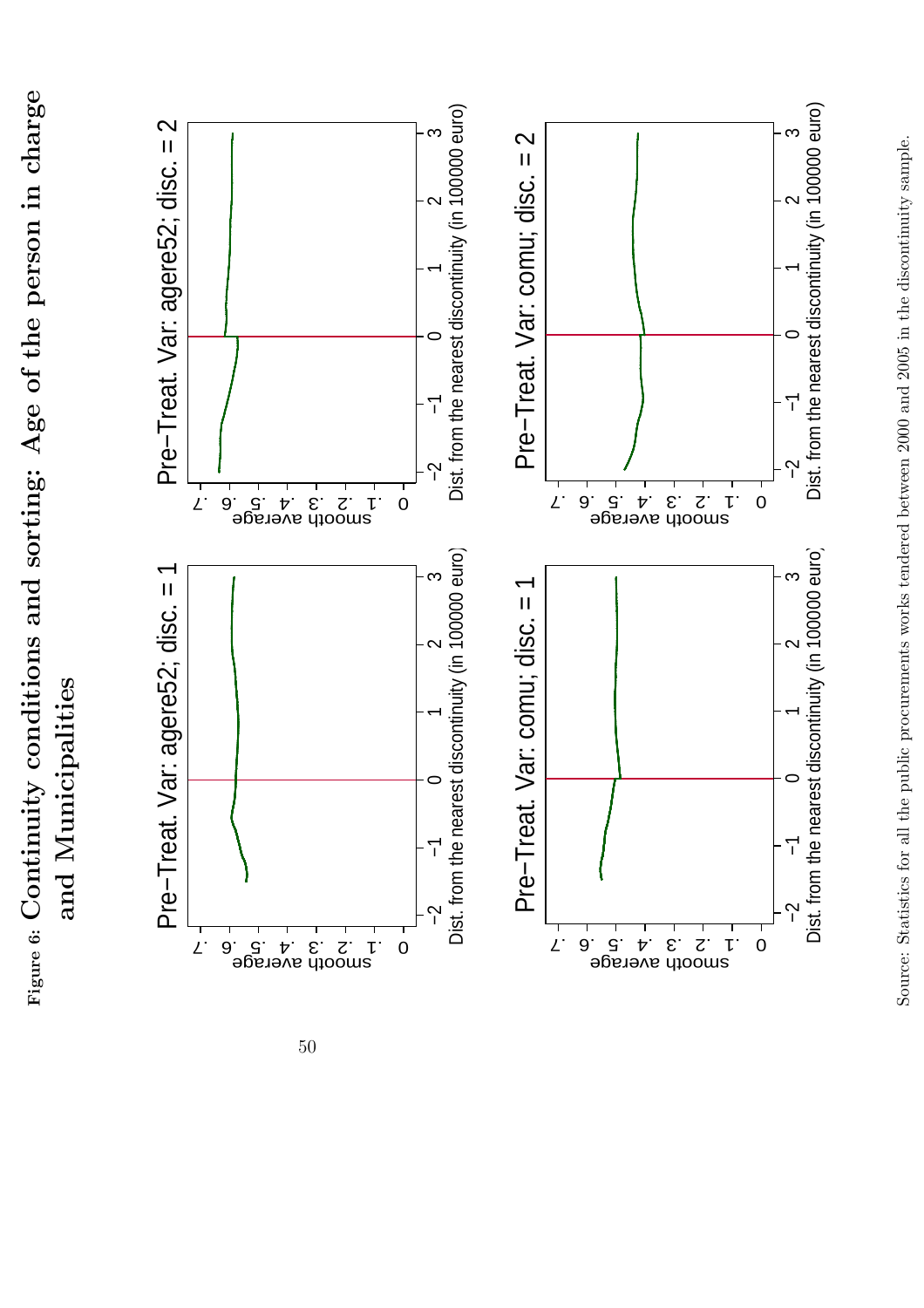**Figure 6:** **Continuity conditions and sorting: Age of the person in charge and Municipalities**

Pre−Treat. Var: agere52; disc. = 1

Pre−Treat. Var: agere52; disc. = 2

Pre−Treat. Var: comu; disc. = 1

Pre−Treat. Var: comu; disc. = 2

Source: Statistics for all the public procurements works tendered between 2000 and 2005 in the discontinuity sample.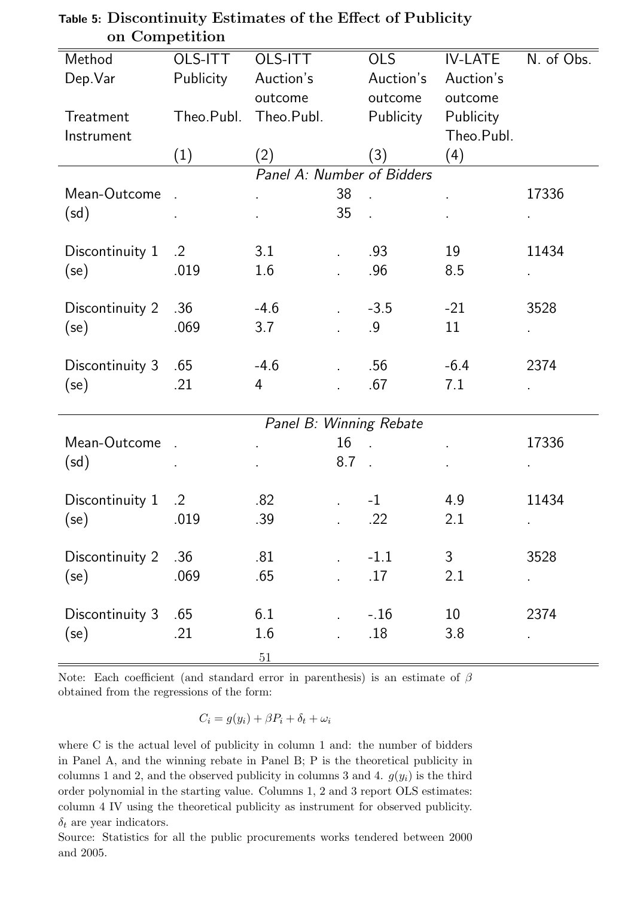**Table 5: Discontinuity Estimates of the Effect of Publicity on Competition**

| Method | OLS-ITT | OLS-ITT | | OLS | IV-LATE | N. of Obs. |
|---|---|---|---|---|---|---|
| Dep.Var | Publicity | Auction's outcome | | Auction's outcome | Auction's outcome | |
| Treatment | Theo.Publ. | Theo.Publ. | | Publicity | Publicity | |
| Instrument | | | | | Theo.Publ. | |
| | (1) | (2) | | (3) | (4) | |
| | | *Panel A: Number of Bidders* | | | | |
| Mean-Outcome | . | . | 38 | . | . | 17336 |
| (sd) | . | . | 35 | . | . | . |
| Discontinuity 1 | .2 | 3.1 | . | .93 | 19 | 11434 |
| (se) | .019 | 1.6 | . | .96 | 8.5 | . |
| Discontinuity 2 | .36 | -4.6 | . | -3.5 | -21 | 3528 |
| (se) | .069 | 3.7 | . | .9 | 11 | . |
| Discontinuity 3 | .65 | -4.6 | . | .56 | -6.4 | 2374 |
| (se) | .21 | 4 | . | .67 | 7.1 | . |
| | | *Panel B: Winning Rebate* | | | | |
| Mean-Outcome | . | . | 16 | . | . | 17336 |
| (sd) | . | . | 8.7 | . | . | . |
| Discontinuity 1 | .2 | .82 | . | -1 | 4.9 | 11434 |
| (se) | .019 | .39 | . | .22 | 2.1 | . |
| Discontinuity 2 | .36 | .81 | . | -1.1 | 3 | 3528 |
| (se) | .069 | .65 | . | .17 | 2.1 | . |
| Discontinuity 3 | .65 | 6.1 | . | -.16 | 10 | 2374 |
| (se) | .21 | 1.6 | . | .18 | 3.8 | . |

Note: Each coefficient (and standard error in parenthesis) is an estimate of $\beta$ obtained from the regressions of the form:

$$C_i = g(y_i) + \beta P_i + \delta_t + \omega_i$$

where C is the actual level of publicity in column 1 and: the number of bidders in Panel A, and the winning rebate in Panel B; P is the theoretical publicity in columns 1 and 2, and the observed publicity in columns 3 and 4. $g(y_i)$ is the third order polynomial in the starting value. Columns 1, 2 and 3 report OLS estimates: column 4 IV using the theoretical publicity as instrument for observed publicity. $\delta_t$ are year indicators.

Source: Statistics for all the public procurements works tendered between 2000 and 2005.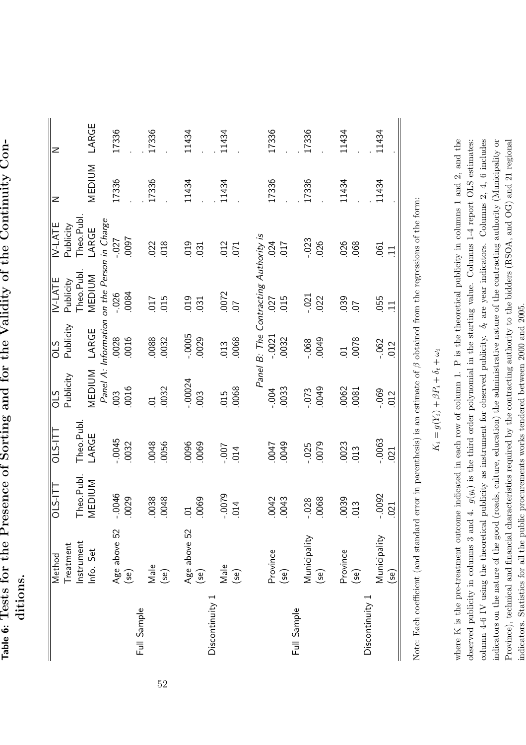**Table 6: Tests for the Presence of Sorting and for the Validity of the Continuity Conditions.**

| | Method | OLS-ITT | OLS-ITT | OLS | OLS | IV-LATE | IV-LATE | N | N |
|---|---|---|---|---|---|---|---|---|---|
| | Treatment | | | Publicity | Publicity | Publicity | Publicity | | |
| | Instrument | Theo.Publ. | Theo.Publ. | | | Theo.Publ. | Theo.Publ. | | |
| | Info. Set | MEDIUM | LARGE | MEDIUM | LARGE | MEDIUM | LARGE | MEDIUM | LARGE |
| | | | | *Panel A: Information on the Person in Charge* | | | | | |
| Full Sample | Age above 52 | -.0046 | -.0045 | .003 | .0028 | -.026 | -.027 | 17336 | 17336 |
| | (se) | .0029 | .0032 | .0016 | .0016 | .0084 | .0097 | . | . |
| | Male | .0038 | .0048 | .01 | .0088 | .017 | .022 | 17336 | 17336 |
| | (se) | .0048 | .0056 | .0032 | .0032 | .015 | .018 | . | . |
| Discontinuity 1 | Age above 52 | .01 | .0096 | -.00024 | -.0005 | .019 | .019 | 11434 | 11434 |
| | (se) | .0069 | .0069 | .003 | .0029 | .031 | .031 | . | . |
| | Male | -.0079 | -.007 | .015 | .013 | .0072 | .012 | 11434 | 11434 |
| | (se) | .014 | .014 | .0068 | .0068 | .07 | .071 | . | . |
| | | | | *Panel B: The Contracting Authority is* | | | | | |
| Full Sample | Province | .0042 | .0047 | -.004 | -.0021 | .027 | .024 | 17336 | 17336 |
| | (se) | .0043 | .0049 | .0033 | .0032 | .015 | .017 | . | . |
| | Municipality | -.028 | -.025 | -.073 | -.068 | -.021 | -.023 | 17336 | 17336 |
| | (se) | .0068 | .0079 | .0049 | .0049 | .022 | .026 | . | . |
| Discontinuity 1 | Province | .0039 | .0023 | .0062 | .01 | .039 | .026 | 11434 | 11434 |
| | (se) | .013 | .013 | .0081 | .0078 | .07 | .068 | . | . |
| | Municipality | -.0092 | -.0063 | -.069 | -.062 | .055 | .061 | 11434 | 11434 |
| | (se) | .021 | .021 | .012 | .012 | .11 | .11 | . | . |

Note: Each coefficient (and standard error in parenthesis) is an estimate of $\beta$ obtained from the regressions of the form:

$$K_i = g(Y_i) + \beta P_i + \delta_t + \omega_i$$

where K is the pre-treatment outcome indicated in each row of column 1. P is the theoretical publicity in columns 1 and 2, and the observed publicity in columns 3 and 4. $g(y_i)$ is the third order polynomial in the starting value. Columns 1-4 report OLS estimates: column 4-6 IV using the theoretical publicity as instrument for observed publicity. $\delta_t$ are year indicators. Columns 2, 4, 6 includes indicators on the nature of the good (roads, culture, education) the administrative nature of the contracting authority (Municipality or Province), technical and financial characteristics required by the contracting authority to the bidders (RSOA, and OG) and 21 regional indicators. Statistics for all the public procurements works tendered between 2000 and 2005.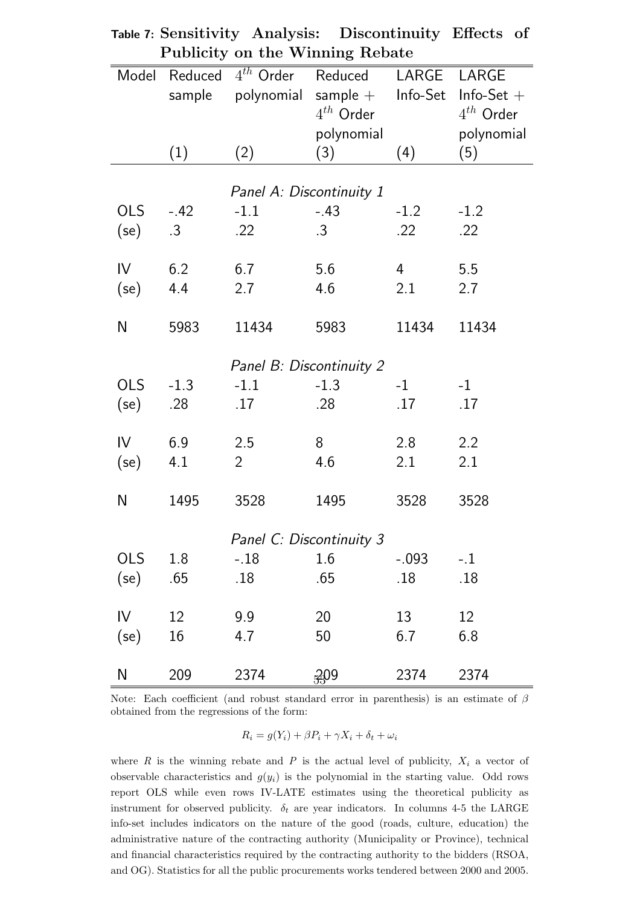Table 7: **Sensitivity Analysis: Discontinuity Effects of Publicity on the Winning Rebate**

| Model | Reduced sample | $4^{th}$ Order polynomial | Reduced sample + $4^{th}$ Order polynomial | LARGE Info-Set | LARGE Info-Set + $4^{th}$ Order polynomial |
|---|---|---|---|---|---|
| | (1) | (2) | (3) | (4) | (5) |
| | | | *Panel A: Discontinuity 1* | | |
| OLS | -.42 | -1.1 | -.43 | -1.2 | -1.2 |
| (se) | .3 | .22 | .3 | .22 | .22 |
| IV | 6.2 | 6.7 | 5.6 | 4 | 5.5 |
| (se) | 4.4 | 2.7 | 4.6 | 2.1 | 2.7 |
| N | 5983 | 11434 | 5983 | 11434 | 11434 |
| | | | *Panel B: Discontinuity 2* | | |
| OLS | -1.3 | -1.1 | -1.3 | -1 | -1 |
| (se) | .28 | .17 | .28 | .17 | .17 |
| IV | 6.9 | 2.5 | 8 | 2.8 | 2.2 |
| (se) | 4.1 | 2 | 4.6 | 2.1 | 2.1 |
| N | 1495 | 3528 | 1495 | 3528 | 3528 |
| | | | *Panel C: Discontinuity 3* | | |
| OLS | 1.8 | -.18 | 1.6 | -.093 | -.1 |
| (se) | .65 | .18 | .65 | .18 | .18 |
| IV | 12 | 9.9 | 20 | 13 | 12 |
| (se) | 16 | 4.7 | 50 | 6.7 | 6.8 |
| N | 209 | 2374 | 209 | 2374 | 2374 |

Note: Each coefficient (and robust standard error in parenthesis) is an estimate of $\beta$ obtained from the regressions of the form:

$$R_i = g(Y_i) + \beta P_i + \gamma X_i + \delta_t + \omega_i$$

where $R$ is the winning rebate and $P$ is the actual level of publicity, $X_i$ a vector of observable characteristics and $g(y_i)$ is the polynomial in the starting value. Odd rows report OLS while even rows IV-LATE estimates using the theoretical publicity as instrument for observed publicity. $\delta_t$ are year indicators. In columns 4-5 the LARGE info-set includes indicators on the nature of the good (roads, culture, education) the administrative nature of the contracting authority (Municipality or Province), technical and financial characteristics required by the contracting authority to the bidders (RSOA, and OG). Statistics for all the public procurements works tendered between 2000 and 2005.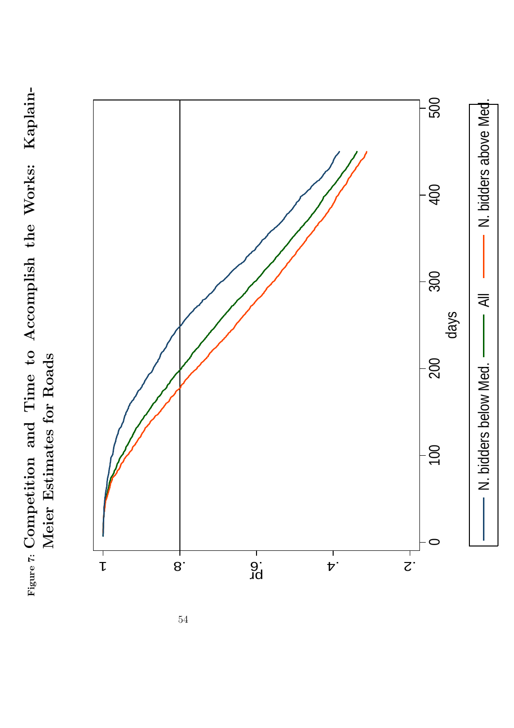Figure 7: **Competition and Time to Accomplish the Works: Kaplain-Meier Estimates for Roads**

Pr

1

.8

.6

.4

.2

0 100 200 300 400 500

days

N. bidders below Med. — All — N. bidders above Med.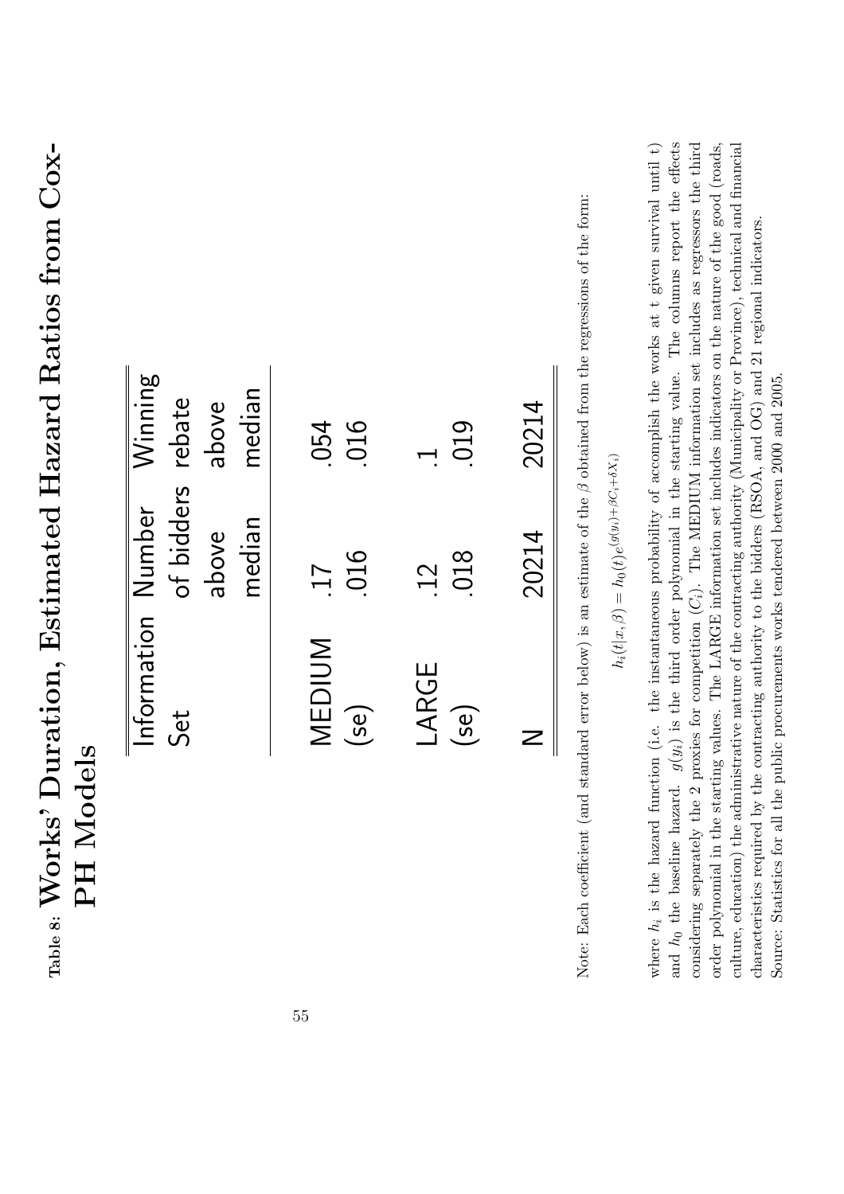Table 8: **Works' Duration, Estimated Hazard Ratios from Cox-PH Models**

| Information Set | Number of bidders above median | Winning rebate above median |
|---|---|---|
| MEDIUM | .17 | .054 |
| (se) | .016 | .016 |
| LARGE | .12 | .1 |
| (se) | .018 | .019 |
| N | 20214 | 20214 |

Note: Each coefficient (and standard error below) is an estimate of the $\beta$ obtained from the regressions of the form:

$$h_i(t|x_i\beta) = h_0(t)e^{(g(y_i)+\beta C_i+\delta X_i)}$$

where $h_i$ is the hazard function (i.e. the instantaneous probability of accomplish the works at t given survival until t) and $h_0$ the baseline hazard. $g(y_i)$ is the third order polynomial in the starting value. The columns report the effects considering separately the 2 proxies for competition ($C_i$). The MEDIUM information set includes as regressors the third order polynomial in the starting values. The LARGE information set includes indicators on the nature of the good (roads, culture, education) the administrative nature of the contracting authority (Municipality or Province), technical and financial characteristics required by the contracting authority to the bidders (RSOA, and OG) and 21 regional indicators.

Source: Statistics for all the public procurements works tendered between 2000 and 2005.